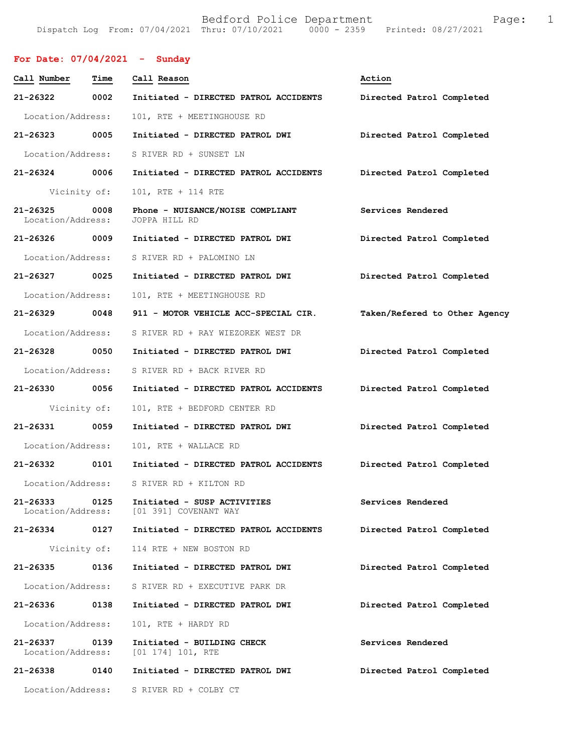Bedford Police Department
Dispatch Log From: 07/04/2021 Thru: 07/10/2021 0000 - 2359 Printed: 08/27/2021

**For Date: 07/04/2021 - Sunday**

| Call Number | Time | Call Reason | Action |
|---|---|---|---|
| **21-26322** | **0002** | **Initiated - DIRECTED PATROL ACCIDENTS** | **Directed Patrol Completed** |
| Location/Address: | | 101, RTE + MEETINGHOUSE RD | |
| **21-26323** | **0005** | **Initiated - DIRECTED PATROL DWI** | **Directed Patrol Completed** |
| Location/Address: | | S RIVER RD + SUNSET LN | |
| **21-26324** | **0006** | **Initiated - DIRECTED PATROL ACCIDENTS** | **Directed Patrol Completed** |
| Vicinity of: | | 101, RTE + 114 RTE | |
| **21-26325** | **0008** | **Phone - NUISANCE/NOISE COMPLIANT** | **Services Rendered** |
| Location/Address: | | JOPPA HILL RD | |
| **21-26326** | **0009** | **Initiated - DIRECTED PATROL DWI** | **Directed Patrol Completed** |
| Location/Address: | | S RIVER RD + PALOMINO LN | |
| **21-26327** | **0025** | **Initiated - DIRECTED PATROL DWI** | **Directed Patrol Completed** |
| Location/Address: | | 101, RTE + MEETINGHOUSE RD | |
| **21-26329** | **0048** | **911 - MOTOR VEHICLE ACC-SPECIAL CIR.** | **Taken/Refered to Other Agency** |
| Location/Address: | | S RIVER RD + RAY WIEZOREK WEST DR | |
| **21-26328** | **0050** | **Initiated - DIRECTED PATROL DWI** | **Directed Patrol Completed** |
| Location/Address: | | S RIVER RD + BACK RIVER RD | |
| **21-26330** | **0056** | **Initiated - DIRECTED PATROL ACCIDENTS** | **Directed Patrol Completed** |
| Vicinity of: | | 101, RTE + BEDFORD CENTER RD | |
| **21-26331** | **0059** | **Initiated - DIRECTED PATROL DWI** | **Directed Patrol Completed** |
| Location/Address: | | 101, RTE + WALLACE RD | |
| **21-26332** | **0101** | **Initiated - DIRECTED PATROL ACCIDENTS** | **Directed Patrol Completed** |
| Location/Address: | | S RIVER RD + KILTON RD | |
| **21-26333** | **0125** | **Initiated - SUSP ACTIVITIES** | **Services Rendered** |
| Location/Address: | | [01 391] COVENANT WAY | |
| **21-26334** | **0127** | **Initiated - DIRECTED PATROL ACCIDENTS** | **Directed Patrol Completed** |
| Vicinity of: | | 114 RTE + NEW BOSTON RD | |
| **21-26335** | **0136** | **Initiated - DIRECTED PATROL DWI** | **Directed Patrol Completed** |
| Location/Address: | | S RIVER RD + EXECUTIVE PARK DR | |
| **21-26336** | **0138** | **Initiated - DIRECTED PATROL DWI** | **Directed Patrol Completed** |
| Location/Address: | | 101, RTE + HARDY RD | |
| **21-26337** | **0139** | **Initiated - BUILDING CHECK** | **Services Rendered** |
| Location/Address: | | [01 174] 101, RTE | |
| **21-26338** | **0140** | **Initiated - DIRECTED PATROL DWI** | **Directed Patrol Completed** |
| Location/Address: | | S RIVER RD + COLBY CT | |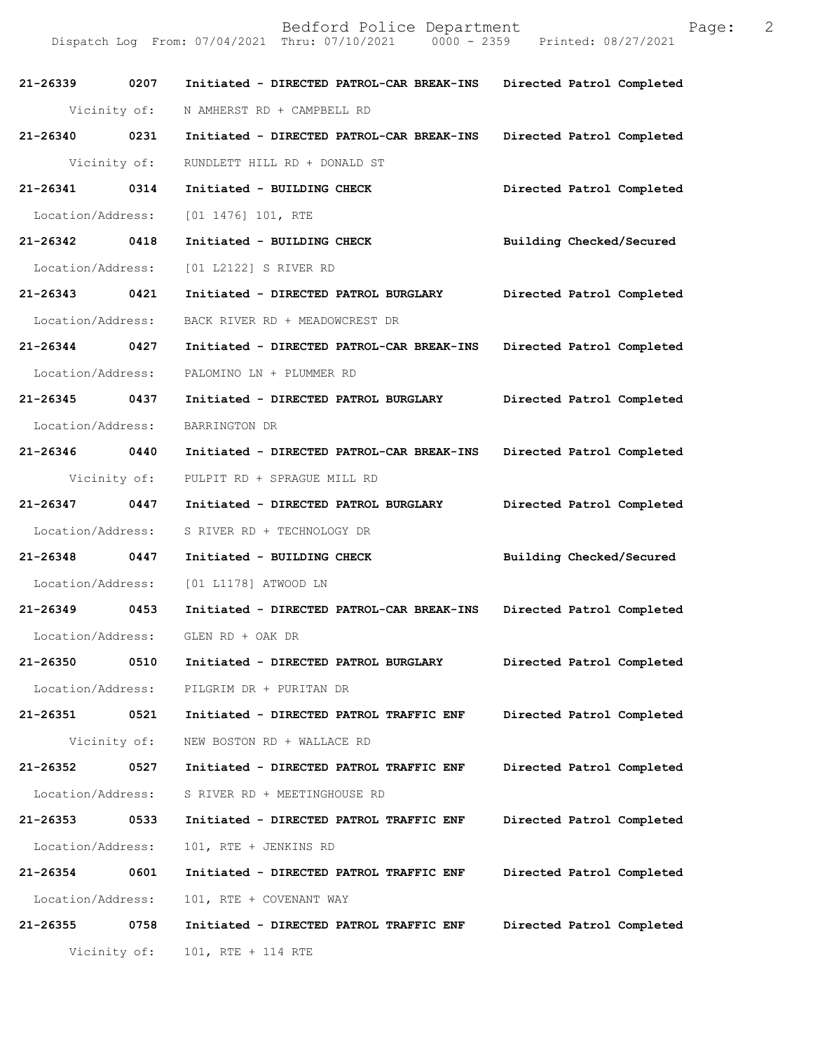**21-26339 0207 Initiated - DIRECTED PATROL-CAR BREAK-INS Directed Patrol Completed**

Vicinity of: N AMHERST RD + CAMPBELL RD

**21-26340 0231 Initiated - DIRECTED PATROL-CAR BREAK-INS Directed Patrol Completed**

Vicinity of: RUNDLETT HILL RD + DONALD ST

**21-26341 0314 Initiated - BUILDING CHECK Directed Patrol Completed**

Location/Address: [01 1476] 101, RTE

**21-26342 0418 Initiated - BUILDING CHECK Building Checked/Secured**

Location/Address: [01 L2122] S RIVER RD

**21-26343 0421 Initiated - DIRECTED PATROL BURGLARY Directed Patrol Completed**

Location/Address: BACK RIVER RD + MEADOWCREST DR

**21-26344 0427 Initiated - DIRECTED PATROL-CAR BREAK-INS Directed Patrol Completed**

Location/Address: PALOMINO LN + PLUMMER RD

**21-26345 0437 Initiated - DIRECTED PATROL BURGLARY Directed Patrol Completed**

Location/Address: BARRINGTON DR

**21-26346 0440 Initiated - DIRECTED PATROL-CAR BREAK-INS Directed Patrol Completed**

Vicinity of: PULPIT RD + SPRAGUE MILL RD

**21-26347 0447 Initiated - DIRECTED PATROL BURGLARY Directed Patrol Completed**

Location/Address: S RIVER RD + TECHNOLOGY DR

**21-26348 0447 Initiated - BUILDING CHECK Building Checked/Secured**

Location/Address: [01 L1178] ATWOOD LN

**21-26349 0453 Initiated - DIRECTED PATROL-CAR BREAK-INS Directed Patrol Completed**

Location/Address: GLEN RD + OAK DR

**21-26350 0510 Initiated - DIRECTED PATROL BURGLARY Directed Patrol Completed**

Location/Address: PILGRIM DR + PURITAN DR

**21-26351 0521 Initiated - DIRECTED PATROL TRAFFIC ENF Directed Patrol Completed**

Vicinity of: NEW BOSTON RD + WALLACE RD

**21-26352 0527 Initiated - DIRECTED PATROL TRAFFIC ENF Directed Patrol Completed**

Location/Address: S RIVER RD + MEETINGHOUSE RD

**21-26353 0533 Initiated - DIRECTED PATROL TRAFFIC ENF Directed Patrol Completed**

Location/Address: 101, RTE + JENKINS RD

**21-26354 0601 Initiated - DIRECTED PATROL TRAFFIC ENF Directed Patrol Completed**

Location/Address: 101, RTE + COVENANT WAY

**21-26355 0758 Initiated - DIRECTED PATROL TRAFFIC ENF Directed Patrol Completed**

Vicinity of: 101, RTE + 114 RTE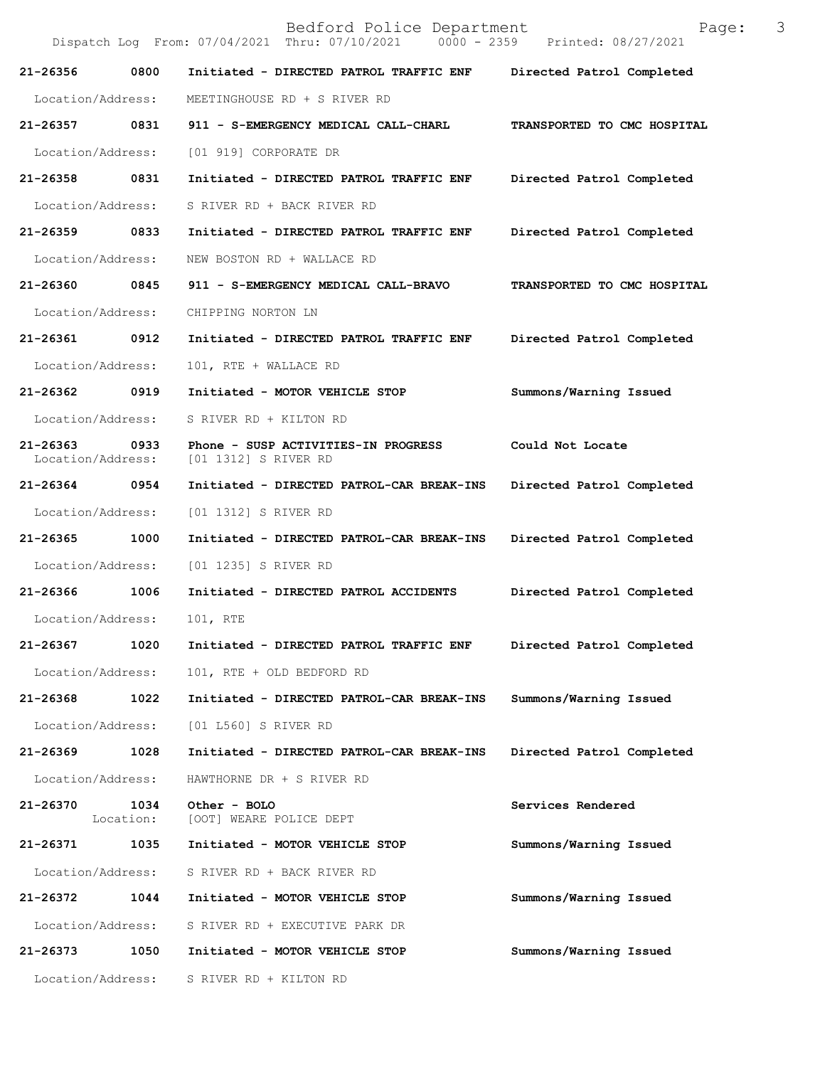| Call Number | Time | Call Reason | Action |
|---|---|---|---|
| 21-26356 | 0800 | Initiated - DIRECTED PATROL TRAFFIC ENF | Directed Patrol Completed |
| Location/Address: | | MEETINGHOUSE RD + S RIVER RD | |
| 21-26357 | 0831 | 911 - S-EMERGENCY MEDICAL CALL-CHARL | TRANSPORTED TO CMC HOSPITAL |
| Location/Address: | | [01 919] CORPORATE DR | |
| 21-26358 | 0831 | Initiated - DIRECTED PATROL TRAFFIC ENF | Directed Patrol Completed |
| Location/Address: | | S RIVER RD + BACK RIVER RD | |
| 21-26359 | 0833 | Initiated - DIRECTED PATROL TRAFFIC ENF | Directed Patrol Completed |
| Location/Address: | | NEW BOSTON RD + WALLACE RD | |
| 21-26360 | 0845 | 911 - S-EMERGENCY MEDICAL CALL-BRAVO | TRANSPORTED TO CMC HOSPITAL |
| Location/Address: | | CHIPPING NORTON LN | |
| 21-26361 | 0912 | Initiated - DIRECTED PATROL TRAFFIC ENF | Directed Patrol Completed |
| Location/Address: | | 101, RTE + WALLACE RD | |
| 21-26362 | 0919 | Initiated - MOTOR VEHICLE STOP | Summons/Warning Issued |
| Location/Address: | | S RIVER RD + KILTON RD | |
| 21-26363 | 0933 | Phone - SUSP ACTIVITIES-IN PROGRESS | Could Not Locate |
| Location/Address: | | [01 1312] S RIVER RD | |
| 21-26364 | 0954 | Initiated - DIRECTED PATROL-CAR BREAK-INS | Directed Patrol Completed |
| Location/Address: | | [01 1312] S RIVER RD | |
| 21-26365 | 1000 | Initiated - DIRECTED PATROL-CAR BREAK-INS | Directed Patrol Completed |
| Location/Address: | | [01 1235] S RIVER RD | |
| 21-26366 | 1006 | Initiated - DIRECTED PATROL ACCIDENTS | Directed Patrol Completed |
| Location/Address: | | 101, RTE | |
| 21-26367 | 1020 | Initiated - DIRECTED PATROL TRAFFIC ENF | Directed Patrol Completed |
| Location/Address: | | 101, RTE + OLD BEDFORD RD | |
| 21-26368 | 1022 | Initiated - DIRECTED PATROL-CAR BREAK-INS | Summons/Warning Issued |
| Location/Address: | | [01 L560] S RIVER RD | |
| 21-26369 | 1028 | Initiated - DIRECTED PATROL-CAR BREAK-INS | Directed Patrol Completed |
| Location/Address: | | HAWTHORNE DR + S RIVER RD | |
| 21-26370 | 1034 | Other - BOLO | Services Rendered |
| Location: | | [OOT] WEARE POLICE DEPT | |
| 21-26371 | 1035 | Initiated - MOTOR VEHICLE STOP | Summons/Warning Issued |
| Location/Address: | | S RIVER RD + BACK RIVER RD | |
| 21-26372 | 1044 | Initiated - MOTOR VEHICLE STOP | Summons/Warning Issued |
| Location/Address: | | S RIVER RD + EXECUTIVE PARK DR | |
| 21-26373 | 1050 | Initiated - MOTOR VEHICLE STOP | Summons/Warning Issued |
| Location/Address: | | S RIVER RD + KILTON RD | |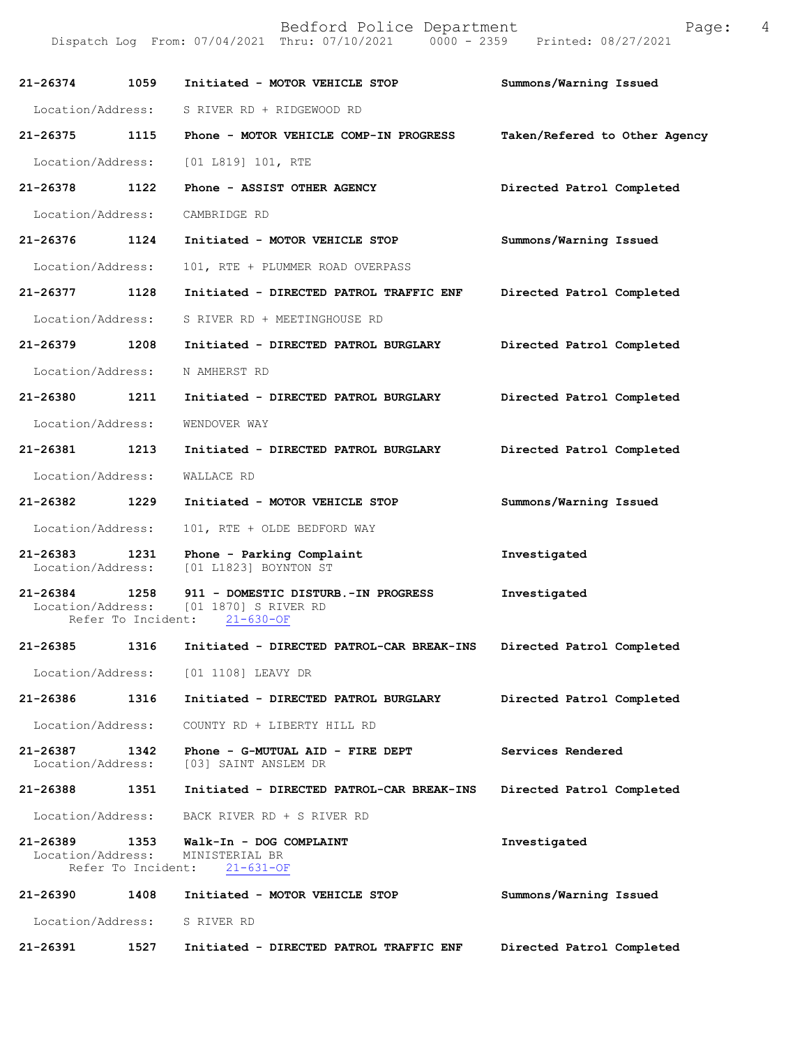| Call Number | Time | Call Reason | Action |
|---|---|---|---|
| 21-26374 | 1059 | Initiated - MOTOR VEHICLE STOP | Summons/Warning Issued |
| Location/Address: S RIVER RD + RIDGEWOOD RD | | | |
| 21-26375 | 1115 | Phone - MOTOR VEHICLE COMP-IN PROGRESS | Taken/Refered to Other Agency |
| Location/Address: [01 L819] 101, RTE | | | |
| 21-26378 | 1122 | Phone - ASSIST OTHER AGENCY | Directed Patrol Completed |
| Location/Address: CAMBRIDGE RD | | | |
| 21-26376 | 1124 | Initiated - MOTOR VEHICLE STOP | Summons/Warning Issued |
| Location/Address: 101, RTE + PLUMMER ROAD OVERPASS | | | |
| 21-26377 | 1128 | Initiated - DIRECTED PATROL TRAFFIC ENF | Directed Patrol Completed |
| Location/Address: S RIVER RD + MEETINGHOUSE RD | | | |
| 21-26379 | 1208 | Initiated - DIRECTED PATROL BURGLARY | Directed Patrol Completed |
| Location/Address: N AMHERST RD | | | |
| 21-26380 | 1211 | Initiated - DIRECTED PATROL BURGLARY | Directed Patrol Completed |
| Location/Address: WENDOVER WAY | | | |
| 21-26381 | 1213 | Initiated - DIRECTED PATROL BURGLARY | Directed Patrol Completed |
| Location/Address: WALLACE RD | | | |
| 21-26382 | 1229 | Initiated - MOTOR VEHICLE STOP | Summons/Warning Issued |
| Location/Address: 101, RTE + OLDE BEDFORD WAY | | | |
| 21-26383 | 1231 | Phone - Parking Complaint | Investigated |
| Location/Address: [01 L1823] BOYNTON ST | | | |
| 21-26384 | 1258 | 911 - DOMESTIC DISTURB.-IN PROGRESS | Investigated |
| Location/Address: [01 1870] S RIVER RD | | | |
| Refer To Incident: 21-630-OF | | | |
| 21-26385 | 1316 | Initiated - DIRECTED PATROL-CAR BREAK-INS | Directed Patrol Completed |
| Location/Address: [01 1108] LEAVY DR | | | |
| 21-26386 | 1316 | Initiated - DIRECTED PATROL BURGLARY | Directed Patrol Completed |
| Location/Address: COUNTY RD + LIBERTY HILL RD | | | |
| 21-26387 | 1342 | Phone - G-MUTUAL AID - FIRE DEPT | Services Rendered |
| Location/Address: [03] SAINT ANSLEM DR | | | |
| 21-26388 | 1351 | Initiated - DIRECTED PATROL-CAR BREAK-INS | Directed Patrol Completed |
| Location/Address: BACK RIVER RD + S RIVER RD | | | |
| 21-26389 | 1353 | Walk-In - DOG COMPLAINT | Investigated |
| Location/Address: MINISTERIAL BR | | | |
| Refer To Incident: 21-631-OF | | | |
| 21-26390 | 1408 | Initiated - MOTOR VEHICLE STOP | Summons/Warning Issued |
| Location/Address: S RIVER RD | | | |
| 21-26391 | 1527 | Initiated - DIRECTED PATROL TRAFFIC ENF | Directed Patrol Completed |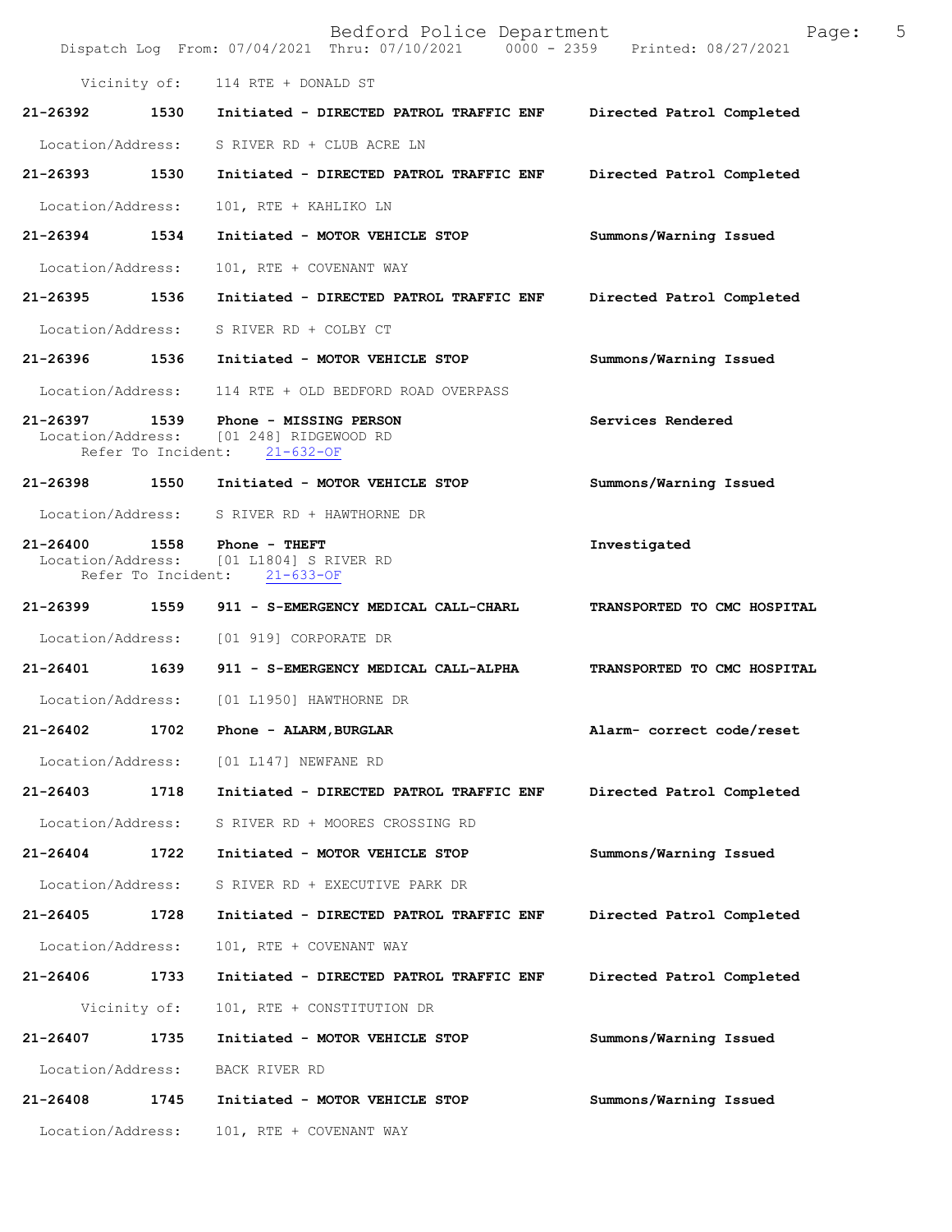Vicinity of: 114 RTE + DONALD ST

**21-26392 1530 Initiated - DIRECTED PATROL TRAFFIC ENF** Directed Patrol Completed
Location/Address: S RIVER RD + CLUB ACRE LN

**21-26393 1530 Initiated - DIRECTED PATROL TRAFFIC ENF** Directed Patrol Completed
Location/Address: 101, RTE + KAHLIKO LN

**21-26394 1534 Initiated - MOTOR VEHICLE STOP** Summons/Warning Issued
Location/Address: 101, RTE + COVENANT WAY

**21-26395 1536 Initiated - DIRECTED PATROL TRAFFIC ENF** Directed Patrol Completed
Location/Address: S RIVER RD + COLBY CT

**21-26396 1536 Initiated - MOTOR VEHICLE STOP** Summons/Warning Issued
Location/Address: 114 RTE + OLD BEDFORD ROAD OVERPASS

**21-26397 1539 Phone - MISSING PERSON** Services Rendered
Location/Address: [01 248] RIDGEWOOD RD
Refer To Incident: 21-632-OF

**21-26398 1550 Initiated - MOTOR VEHICLE STOP** Summons/Warning Issued
Location/Address: S RIVER RD + HAWTHORNE DR

**21-26400 1558 Phone - THEFT** Investigated
Location/Address: [01 L1804] S RIVER RD
Refer To Incident: 21-633-OF

**21-26399 1559 911 - S-EMERGENCY MEDICAL CALL-CHARL** TRANSPORTED TO CMC HOSPITAL
Location/Address: [01 919] CORPORATE DR

**21-26401 1639 911 - S-EMERGENCY MEDICAL CALL-ALPHA** TRANSPORTED TO CMC HOSPITAL
Location/Address: [01 L1950] HAWTHORNE DR

**21-26402 1702 Phone - ALARM,BURGLAR** Alarm- correct code/reset
Location/Address: [01 L147] NEWFANE RD

**21-26403 1718 Initiated - DIRECTED PATROL TRAFFIC ENF** Directed Patrol Completed
Location/Address: S RIVER RD + MOORES CROSSING RD

**21-26404 1722 Initiated - MOTOR VEHICLE STOP** Summons/Warning Issued
Location/Address: S RIVER RD + EXECUTIVE PARK DR

**21-26405 1728 Initiated - DIRECTED PATROL TRAFFIC ENF** Directed Patrol Completed
Location/Address: 101, RTE + COVENANT WAY

**21-26406 1733 Initiated - DIRECTED PATROL TRAFFIC ENF** Directed Patrol Completed
Vicinity of: 101, RTE + CONSTITUTION DR

**21-26407 1735 Initiated - MOTOR VEHICLE STOP** Summons/Warning Issued
Location/Address: BACK RIVER RD

**21-26408 1745 Initiated - MOTOR VEHICLE STOP** Summons/Warning Issued
Location/Address: 101, RTE + COVENANT WAY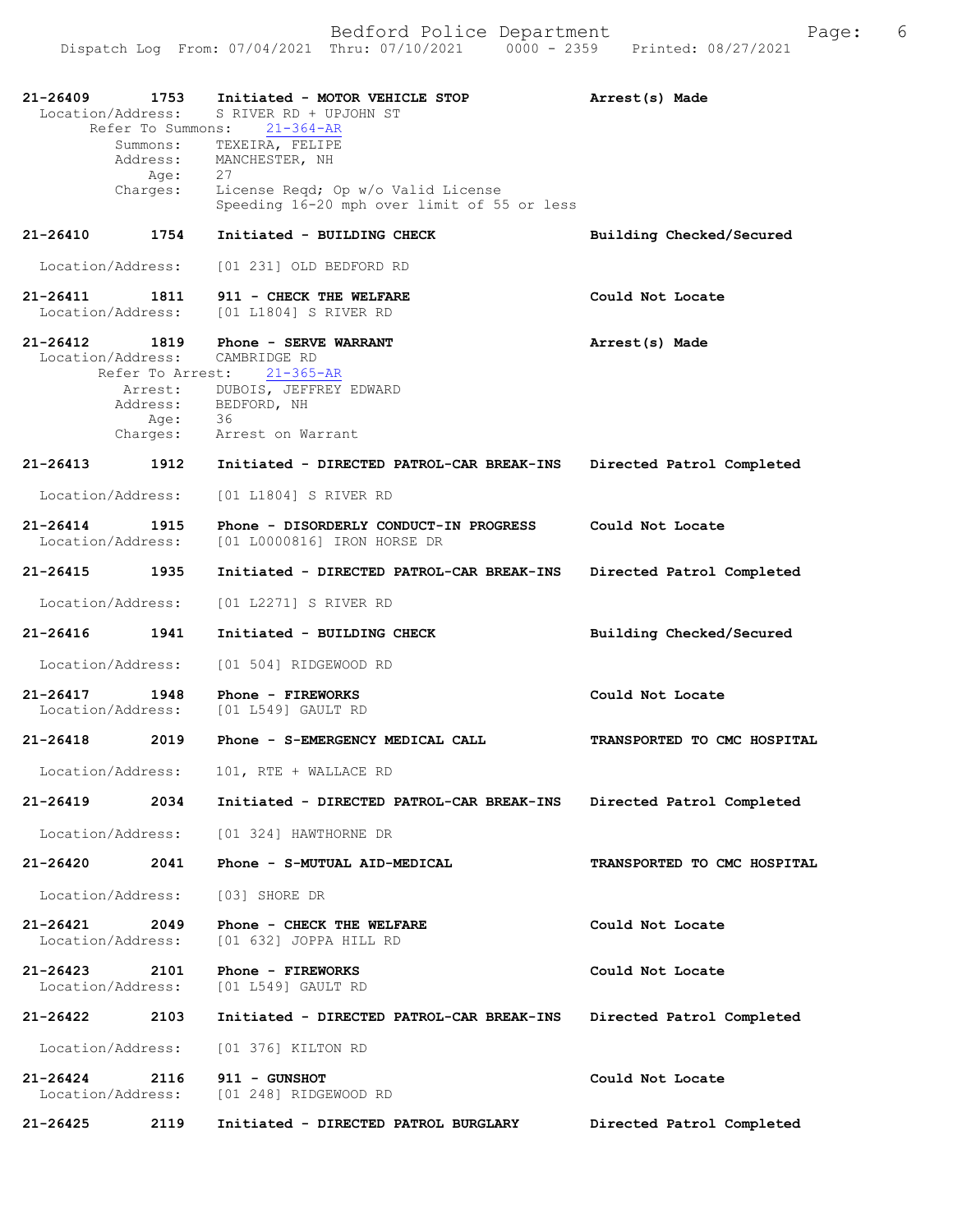21-26409 1753 **Initiated - MOTOR VEHICLE STOP** **Arrest(s) Made**
Location/Address: S RIVER RD + UPJOHN ST
Refer To Summons: 21-364-AR
Summons: TEXEIRA, FELIPE
Address: MANCHESTER, NH
Age: 27
Charges: License Reqd; Op w/o Valid License
Speeding 16-20 mph over limit of 55 or less

**21-26410 1754 Initiated - BUILDING CHECK** **Building Checked/Secured**
Location/Address: [01 231] OLD BEDFORD RD

**21-26411 1811 911 - CHECK THE WELFARE** **Could Not Locate**
Location/Address: [01 L1804] S RIVER RD

**21-26412 1819 Phone - SERVE WARRANT** **Arrest(s) Made**
Location/Address: CAMBRIDGE RD
Refer To Arrest: 21-365-AR
Arrest: DUBOIS, JEFFREY EDWARD
Address: BEDFORD, NH
Age: 36
Charges: Arrest on Warrant

**21-26413 1912 Initiated - DIRECTED PATROL-CAR BREAK-INS** **Directed Patrol Completed**
Location/Address: [01 L1804] S RIVER RD

**21-26414 1915 Phone - DISORDERLY CONDUCT-IN PROGRESS** **Could Not Locate**
Location/Address: [01 L0000816] IRON HORSE DR

**21-26415 1935 Initiated - DIRECTED PATROL-CAR BREAK-INS** **Directed Patrol Completed**
Location/Address: [01 L2271] S RIVER RD

**21-26416 1941 Initiated - BUILDING CHECK** **Building Checked/Secured**
Location/Address: [01 504] RIDGEWOOD RD

**21-26417 1948 Phone - FIREWORKS** **Could Not Locate**
Location/Address: [01 L549] GAULT RD

**21-26418 2019 Phone - S-EMERGENCY MEDICAL CALL** **TRANSPORTED TO CMC HOSPITAL**
Location/Address: 101, RTE + WALLACE RD

**21-26419 2034 Initiated - DIRECTED PATROL-CAR BREAK-INS** **Directed Patrol Completed**
Location/Address: [01 324] HAWTHORNE DR

**21-26420 2041 Phone - S-MUTUAL AID-MEDICAL** **TRANSPORTED TO CMC HOSPITAL**
Location/Address: [03] SHORE DR

**21-26421 2049 Phone - CHECK THE WELFARE** **Could Not Locate**
Location/Address: [01 632] JOPPA HILL RD

**21-26423 2101 Phone - FIREWORKS** **Could Not Locate**
Location/Address: [01 L549] GAULT RD

**21-26422 2103 Initiated - DIRECTED PATROL-CAR BREAK-INS** **Directed Patrol Completed**
Location/Address: [01 376] KILTON RD

**21-26424 2116 911 - GUNSHOT** **Could Not Locate**
Location/Address: [01 248] RIDGEWOOD RD

**21-26425 2119 Initiated - DIRECTED PATROL BURGLARY** **Directed Patrol Completed**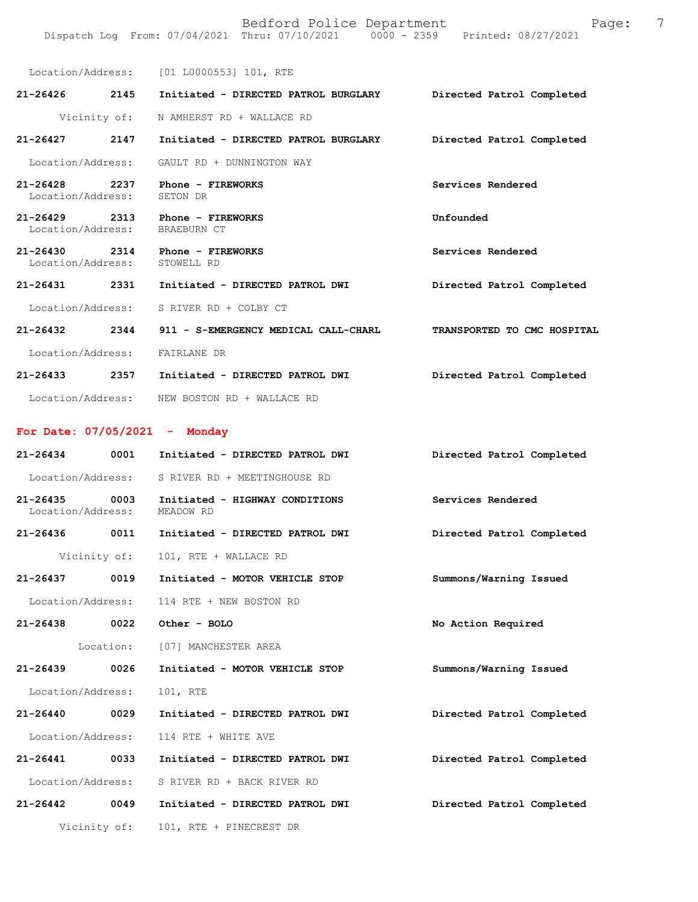Location/Address: [01 L0000553] 101, RTE

**21-26426 2145 Initiated - DIRECTED PATROL BURGLARY** — **Directed Patrol Completed**
Vicinity of: N AMHERST RD + WALLACE RD

**21-26427 2147 Initiated - DIRECTED PATROL BURGLARY** — **Directed Patrol Completed**
Location/Address: GAULT RD + DUNNINGTON WAY

**21-26428 2237 Phone - FIREWORKS** — **Services Rendered**
Location/Address: SETON DR

**21-26429 2313 Phone - FIREWORKS** — **Unfounded**
Location/Address: BRAEBURN CT

**21-26430 2314 Phone - FIREWORKS** — **Services Rendered**
Location/Address: STOWELL RD

**21-26431 2331 Initiated - DIRECTED PATROL DWI** — **Directed Patrol Completed**
Location/Address: S RIVER RD + COLBY CT

**21-26432 2344 911 - S-EMERGENCY MEDICAL CALL-CHARL** — **TRANSPORTED TO CMC HOSPITAL**
Location/Address: FAIRLANE DR

**21-26433 2357 Initiated - DIRECTED PATROL DWI** — **Directed Patrol Completed**
Location/Address: NEW BOSTON RD + WALLACE RD

## For Date: 07/05/2021 - Monday

**21-26434 0001 Initiated - DIRECTED PATROL DWI** — **Directed Patrol Completed**
Location/Address: S RIVER RD + MEETINGHOUSE RD

**21-26435 0003 Initiated - HIGHWAY CONDITIONS** — **Services Rendered**
Location/Address: MEADOW RD

**21-26436 0011 Initiated - DIRECTED PATROL DWI** — **Directed Patrol Completed**
Vicinity of: 101, RTE + WALLACE RD

**21-26437 0019 Initiated - MOTOR VEHICLE STOP** — **Summons/Warning Issued**
Location/Address: 114 RTE + NEW BOSTON RD

**21-26438 0022 Other - BOLO** — **No Action Required**
Location: [07] MANCHESTER AREA

**21-26439 0026 Initiated - MOTOR VEHICLE STOP** — **Summons/Warning Issued**
Location/Address: 101, RTE

**21-26440 0029 Initiated - DIRECTED PATROL DWI** — **Directed Patrol Completed**
Location/Address: 114 RTE + WHITE AVE

**21-26441 0033 Initiated - DIRECTED PATROL DWI** — **Directed Patrol Completed**
Location/Address: S RIVER RD + BACK RIVER RD

**21-26442 0049 Initiated - DIRECTED PATROL DWI** — **Directed Patrol Completed**
Vicinity of: 101, RTE + PINECREST DR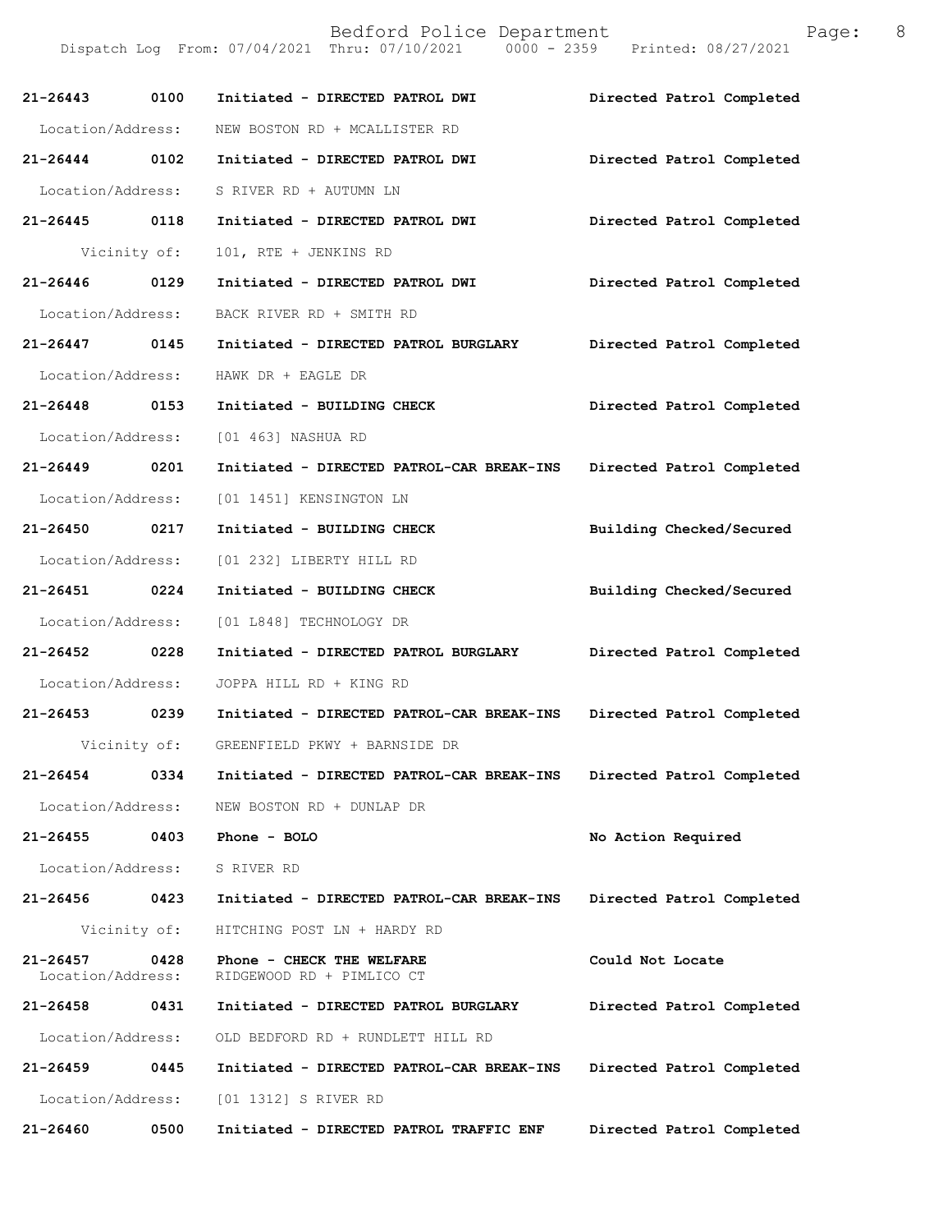**21-26443 0100 Initiated - DIRECTED PATROL DWI** Directed Patrol Completed
Location/Address: NEW BOSTON RD + MCALLISTER RD

**21-26444 0102 Initiated - DIRECTED PATROL DWI** Directed Patrol Completed
Location/Address: S RIVER RD + AUTUMN LN

**21-26445 0118 Initiated - DIRECTED PATROL DWI** Directed Patrol Completed
Vicinity of: 101, RTE + JENKINS RD

**21-26446 0129 Initiated - DIRECTED PATROL DWI** Directed Patrol Completed
Location/Address: BACK RIVER RD + SMITH RD

**21-26447 0145 Initiated - DIRECTED PATROL BURGLARY** Directed Patrol Completed
Location/Address: HAWK DR + EAGLE DR

**21-26448 0153 Initiated - BUILDING CHECK** Directed Patrol Completed
Location/Address: [01 463] NASHUA RD

**21-26449 0201 Initiated - DIRECTED PATROL-CAR BREAK-INS** Directed Patrol Completed
Location/Address: [01 1451] KENSINGTON LN

**21-26450 0217 Initiated - BUILDING CHECK** Building Checked/Secured
Location/Address: [01 232] LIBERTY HILL RD

**21-26451 0224 Initiated - BUILDING CHECK** Building Checked/Secured
Location/Address: [01 L848] TECHNOLOGY DR

**21-26452 0228 Initiated - DIRECTED PATROL BURGLARY** Directed Patrol Completed
Location/Address: JOPPA HILL RD + KING RD

**21-26453 0239 Initiated - DIRECTED PATROL-CAR BREAK-INS** Directed Patrol Completed
Vicinity of: GREENFIELD PKWY + BARNSIDE DR

**21-26454 0334 Initiated - DIRECTED PATROL-CAR BREAK-INS** Directed Patrol Completed
Location/Address: NEW BOSTON RD + DUNLAP DR

**21-26455 0403 Phone - BOLO** No Action Required
Location/Address: S RIVER RD

**21-26456 0423 Initiated - DIRECTED PATROL-CAR BREAK-INS** Directed Patrol Completed
Vicinity of: HITCHING POST LN + HARDY RD

**21-26457 0428 Phone - CHECK THE WELFARE** Could Not Locate
Location/Address: RIDGEWOOD RD + PIMLICO CT

**21-26458 0431 Initiated - DIRECTED PATROL BURGLARY** Directed Patrol Completed
Location/Address: OLD BEDFORD RD + RUNDLETT HILL RD

**21-26459 0445 Initiated - DIRECTED PATROL-CAR BREAK-INS** Directed Patrol Completed
Location/Address: [01 1312] S RIVER RD

**21-26460 0500 Initiated - DIRECTED PATROL TRAFFIC ENF** Directed Patrol Completed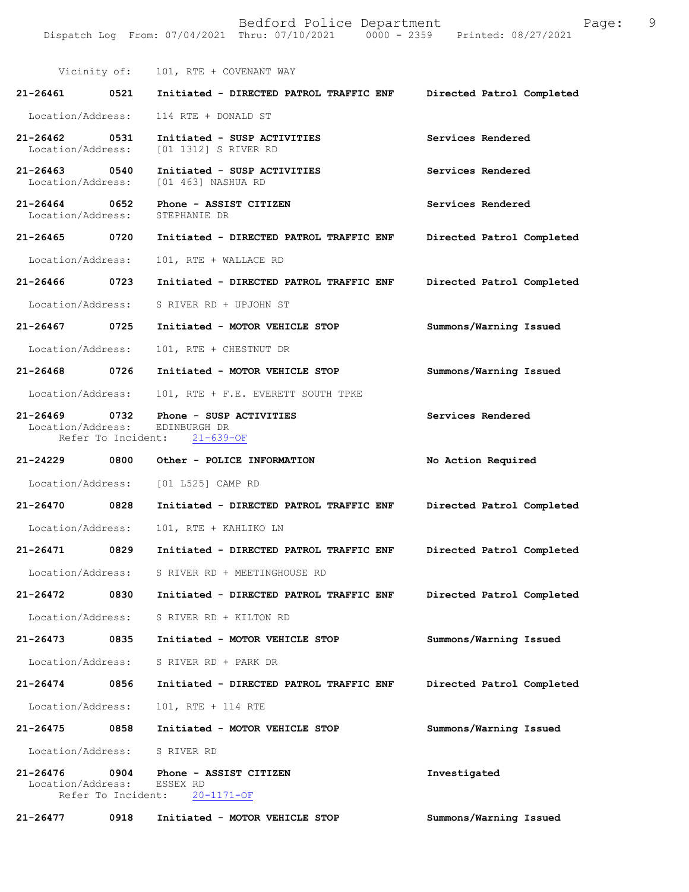Vicinity of: 101, RTE + COVENANT WAY

**21-26461** 0521 **Initiated - DIRECTED PATROL TRAFFIC ENF** **Directed Patrol Completed**
Location/Address: 114 RTE + DONALD ST

**21-26462** 0531 **Initiated - SUSP ACTIVITIES** **Services Rendered**
Location/Address: [01 1312] S RIVER RD

**21-26463** 0540 **Initiated - SUSP ACTIVITIES** **Services Rendered**
Location/Address: [01 463] NASHUA RD

**21-26464** 0652 **Phone - ASSIST CITIZEN** **Services Rendered**
Location/Address: STEPHANIE DR

**21-26465** 0720 **Initiated - DIRECTED PATROL TRAFFIC ENF** **Directed Patrol Completed**
Location/Address: 101, RTE + WALLACE RD

**21-26466** 0723 **Initiated - DIRECTED PATROL TRAFFIC ENF** **Directed Patrol Completed**
Location/Address: S RIVER RD + UPJOHN ST

**21-26467** 0725 **Initiated - MOTOR VEHICLE STOP** **Summons/Warning Issued**
Location/Address: 101, RTE + CHESTNUT DR

**21-26468** 0726 **Initiated - MOTOR VEHICLE STOP** **Summons/Warning Issued**
Location/Address: 101, RTE + F.E. EVERETT SOUTH TPKE

**21-26469** 0732 **Phone - SUSP ACTIVITIES** **Services Rendered**
Location/Address: EDINBURGH DR
Refer To Incident: 21-639-OF

**21-24229** 0800 **Other - POLICE INFORMATION** **No Action Required**
Location/Address: [01 L525] CAMP RD

**21-26470** 0828 **Initiated - DIRECTED PATROL TRAFFIC ENF** **Directed Patrol Completed**
Location/Address: 101, RTE + KAHLIKO LN

**21-26471** 0829 **Initiated - DIRECTED PATROL TRAFFIC ENF** **Directed Patrol Completed**
Location/Address: S RIVER RD + MEETINGHOUSE RD

**21-26472** 0830 **Initiated - DIRECTED PATROL TRAFFIC ENF** **Directed Patrol Completed**
Location/Address: S RIVER RD + KILTON RD

**21-26473** 0835 **Initiated - MOTOR VEHICLE STOP** **Summons/Warning Issued**
Location/Address: S RIVER RD + PARK DR

**21-26474** 0856 **Initiated - DIRECTED PATROL TRAFFIC ENF** **Directed Patrol Completed**
Location/Address: 101, RTE + 114 RTE

**21-26475** 0858 **Initiated - MOTOR VEHICLE STOP** **Summons/Warning Issued**
Location/Address: S RIVER RD

**21-26476** 0904 **Phone - ASSIST CITIZEN** **Investigated**
Location/Address: ESSEX RD
Refer To Incident: 20-1171-OF

**21-26477** 0918 **Initiated - MOTOR VEHICLE STOP** **Summons/Warning Issued**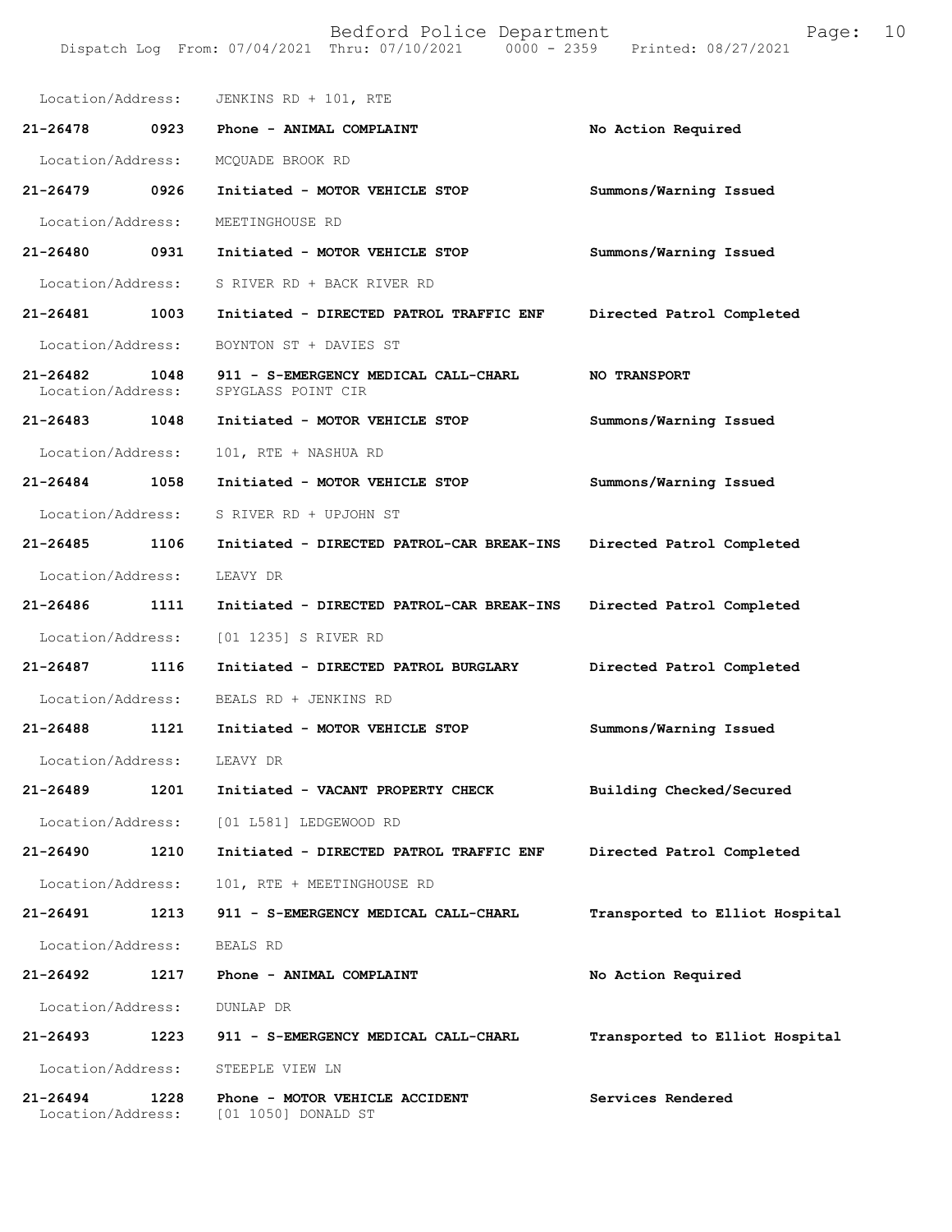Location/Address: JENKINS RD + 101, RTE

**21-26478 0923 Phone - ANIMAL COMPLAINT** **No Action Required**

Location/Address: MCQUADE BROOK RD

**21-26479 0926 Initiated - MOTOR VEHICLE STOP** **Summons/Warning Issued**

Location/Address: MEETINGHOUSE RD

**21-26480 0931 Initiated - MOTOR VEHICLE STOP** **Summons/Warning Issued**

Location/Address: S RIVER RD + BACK RIVER RD

**21-26481 1003 Initiated - DIRECTED PATROL TRAFFIC ENF** **Directed Patrol Completed**

Location/Address: BOYNTON ST + DAVIES ST

**21-26482 1048 911 - S-EMERGENCY MEDICAL CALL-CHARL** **NO TRANSPORT**
Location/Address: SPYGLASS POINT CIR

**21-26483 1048 Initiated - MOTOR VEHICLE STOP** **Summons/Warning Issued**

Location/Address: 101, RTE + NASHUA RD

**21-26484 1058 Initiated - MOTOR VEHICLE STOP** **Summons/Warning Issued**

Location/Address: S RIVER RD + UPJOHN ST

**21-26485 1106 Initiated - DIRECTED PATROL-CAR BREAK-INS** **Directed Patrol Completed**

Location/Address: LEAVY DR

**21-26486 1111 Initiated - DIRECTED PATROL-CAR BREAK-INS** **Directed Patrol Completed**

Location/Address: [01 1235] S RIVER RD

**21-26487 1116 Initiated - DIRECTED PATROL BURGLARY** **Directed Patrol Completed**

Location/Address: BEALS RD + JENKINS RD

**21-26488 1121 Initiated - MOTOR VEHICLE STOP** **Summons/Warning Issued**

Location/Address: LEAVY DR

**21-26489 1201 Initiated - VACANT PROPERTY CHECK** **Building Checked/Secured**

Location/Address: [01 L581] LEDGEWOOD RD

**21-26490 1210 Initiated - DIRECTED PATROL TRAFFIC ENF** **Directed Patrol Completed**

Location/Address: 101, RTE + MEETINGHOUSE RD

**21-26491 1213 911 - S-EMERGENCY MEDICAL CALL-CHARL** **Transported to Elliot Hospital**

Location/Address: BEALS RD

**21-26492 1217 Phone - ANIMAL COMPLAINT** **No Action Required**

Location/Address: DUNLAP DR

**21-26493 1223 911 - S-EMERGENCY MEDICAL CALL-CHARL** **Transported to Elliot Hospital**

Location/Address: STEEPLE VIEW LN

**21-26494 1228 Phone - MOTOR VEHICLE ACCIDENT** **Services Rendered**
Location/Address: [01 1050] DONALD ST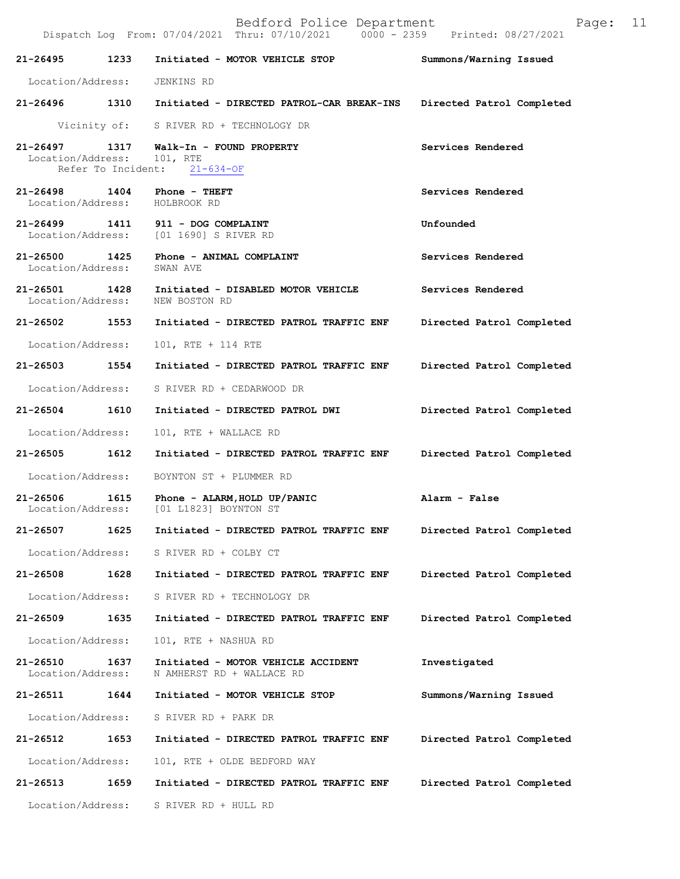21-26495 1233 Initiated - MOTOR VEHICLE STOP Summons/Warning Issued

Location/Address: JENKINS RD

21-26496 1310 Initiated - DIRECTED PATROL-CAR BREAK-INS Directed Patrol Completed

Vicinity of: S RIVER RD + TECHNOLOGY DR

21-26497 1317 Walk-In - FOUND PROPERTY Services Rendered
Location/Address: 101, RTE
Refer To Incident: 21-634-OF

21-26498 1404 Phone - THEFT Services Rendered
Location/Address: HOLBROOK RD

21-26499 1411 911 - DOG COMPLAINT Unfounded
Location/Address: [01 1690] S RIVER RD

21-26500 1425 Phone - ANIMAL COMPLAINT Services Rendered
Location/Address: SWAN AVE

21-26501 1428 Initiated - DISABLED MOTOR VEHICLE Services Rendered
Location/Address: NEW BOSTON RD

21-26502 1553 Initiated - DIRECTED PATROL TRAFFIC ENF Directed Patrol Completed

Location/Address: 101, RTE + 114 RTE

21-26503 1554 Initiated - DIRECTED PATROL TRAFFIC ENF Directed Patrol Completed

Location/Address: S RIVER RD + CEDARWOOD DR

21-26504 1610 Initiated - DIRECTED PATROL DWI Directed Patrol Completed

Location/Address: 101, RTE + WALLACE RD

21-26505 1612 Initiated - DIRECTED PATROL TRAFFIC ENF Directed Patrol Completed

Location/Address: BOYNTON ST + PLUMMER RD

21-26506 1615 Phone - ALARM,HOLD UP/PANIC Alarm - False
Location/Address: [01 L1823] BOYNTON ST

21-26507 1625 Initiated - DIRECTED PATROL TRAFFIC ENF Directed Patrol Completed

Location/Address: S RIVER RD + COLBY CT

21-26508 1628 Initiated - DIRECTED PATROL TRAFFIC ENF Directed Patrol Completed

Location/Address: S RIVER RD + TECHNOLOGY DR

21-26509 1635 Initiated - DIRECTED PATROL TRAFFIC ENF Directed Patrol Completed

Location/Address: 101, RTE + NASHUA RD

21-26510 1637 Initiated - MOTOR VEHICLE ACCIDENT Investigated
Location/Address: N AMHERST RD + WALLACE RD

21-26511 1644 Initiated - MOTOR VEHICLE STOP Summons/Warning Issued

Location/Address: S RIVER RD + PARK DR

21-26512 1653 Initiated - DIRECTED PATROL TRAFFIC ENF Directed Patrol Completed

Location/Address: 101, RTE + OLDE BEDFORD WAY

21-26513 1659 Initiated - DIRECTED PATROL TRAFFIC ENF Directed Patrol Completed

Location/Address: S RIVER RD + HULL RD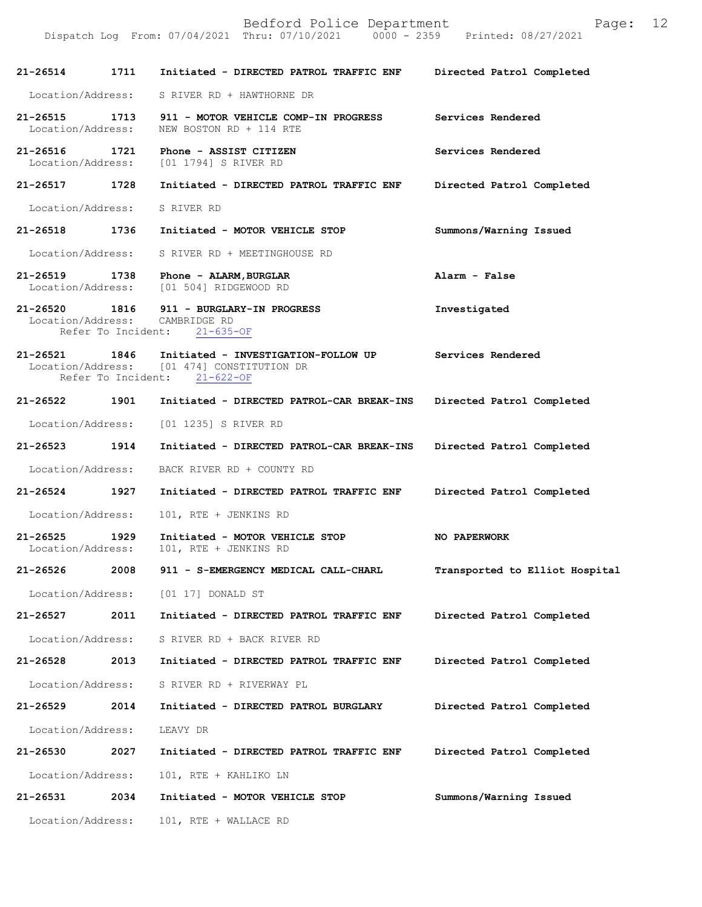| Call Number | Time | Call Reason | Action |
|---|---|---|---|
| 21-26514 | 1711 | Initiated - DIRECTED PATROL TRAFFIC ENF | Directed Patrol Completed |

Location/Address: S RIVER RD + HAWTHORNE DR

| | | | |
|---|---|---|---|
| 21-26515 | 1713 | 911 - MOTOR VEHICLE COMP-IN PROGRESS | Services Rendered |

Location/Address: NEW BOSTON RD + 114 RTE

| | | | |
|---|---|---|---|
| 21-26516 | 1721 | Phone - ASSIST CITIZEN | Services Rendered |

Location/Address: [01 1794] S RIVER RD

| | | | |
|---|---|---|---|
| 21-26517 | 1728 | Initiated - DIRECTED PATROL TRAFFIC ENF | Directed Patrol Completed |

Location/Address: S RIVER RD

| | | | |
|---|---|---|---|
| 21-26518 | 1736 | Initiated - MOTOR VEHICLE STOP | Summons/Warning Issued |

Location/Address: S RIVER RD + MEETINGHOUSE RD

| | | | |
|---|---|---|---|
| 21-26519 | 1738 | Phone - ALARM,BURGLAR | Alarm - False |

Location/Address: [01 504] RIDGEWOOD RD

| | | | |
|---|---|---|---|
| 21-26520 | 1816 | 911 - BURGLARY-IN PROGRESS | Investigated |

Location/Address: CAMBRIDGE RD
Refer To Incident: 21-635-OF

| | | | |
|---|---|---|---|
| 21-26521 | 1846 | Initiated - INVESTIGATION-FOLLOW UP | Services Rendered |

Location/Address: [01 474] CONSTITUTION DR
Refer To Incident: 21-622-OF

| | | | |
|---|---|---|---|
| 21-26522 | 1901 | Initiated - DIRECTED PATROL-CAR BREAK-INS | Directed Patrol Completed |

Location/Address: [01 1235] S RIVER RD

| | | | |
|---|---|---|---|
| 21-26523 | 1914 | Initiated - DIRECTED PATROL-CAR BREAK-INS | Directed Patrol Completed |

Location/Address: BACK RIVER RD + COUNTY RD

| | | | |
|---|---|---|---|
| 21-26524 | 1927 | Initiated - DIRECTED PATROL TRAFFIC ENF | Directed Patrol Completed |

Location/Address: 101, RTE + JENKINS RD

| | | | |
|---|---|---|---|
| 21-26525 | 1929 | Initiated - MOTOR VEHICLE STOP | NO PAPERWORK |

Location/Address: 101, RTE + JENKINS RD

| | | | |
|---|---|---|---|
| 21-26526 | 2008 | 911 - S-EMERGENCY MEDICAL CALL-CHARL | Transported to Elliot Hospital |

Location/Address: [01 17] DONALD ST

| | | | |
|---|---|---|---|
| 21-26527 | 2011 | Initiated - DIRECTED PATROL TRAFFIC ENF | Directed Patrol Completed |

Location/Address: S RIVER RD + BACK RIVER RD

| | | | |
|---|---|---|---|
| 21-26528 | 2013 | Initiated - DIRECTED PATROL TRAFFIC ENF | Directed Patrol Completed |

Location/Address: S RIVER RD + RIVERWAY PL

| | | | |
|---|---|---|---|
| 21-26529 | 2014 | Initiated - DIRECTED PATROL BURGLARY | Directed Patrol Completed |

Location/Address: LEAVY DR

| | | | |
|---|---|---|---|
| 21-26530 | 2027 | Initiated - DIRECTED PATROL TRAFFIC ENF | Directed Patrol Completed |

Location/Address: 101, RTE + KAHLIKO LN

| | | | |
|---|---|---|---|
| 21-26531 | 2034 | Initiated - MOTOR VEHICLE STOP | Summons/Warning Issued |

Location/Address: 101, RTE + WALLACE RD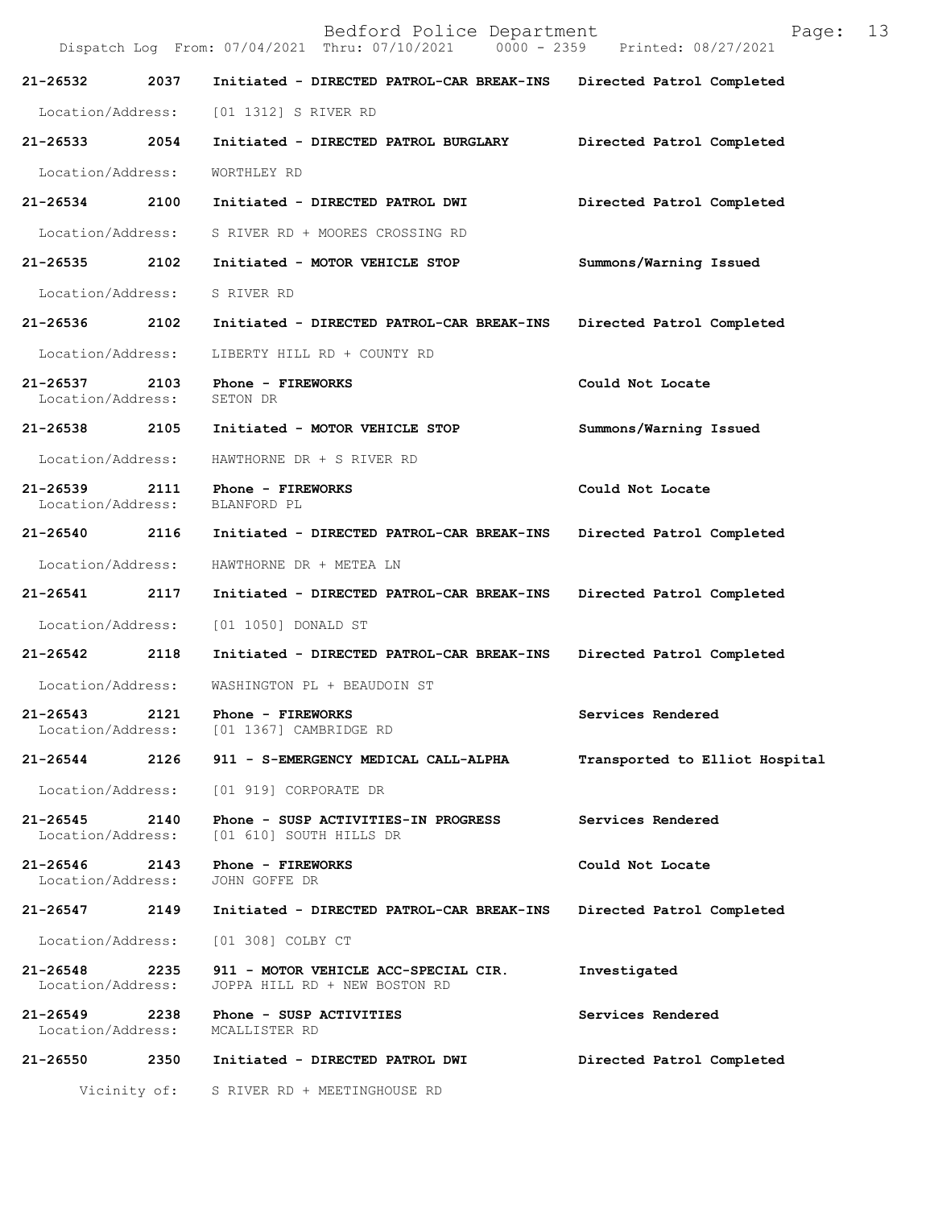| Call No. | Time | Call Type | Action |
|---|---|---|---|
| 21-26532 | 2037 | Initiated - DIRECTED PATROL-CAR BREAK-INS | Directed Patrol Completed |
| Location/Address: | | [01 1312] S RIVER RD | |
| 21-26533 | 2054 | Initiated - DIRECTED PATROL BURGLARY | Directed Patrol Completed |
| Location/Address: | | WORTHLEY RD | |
| 21-26534 | 2100 | Initiated - DIRECTED PATROL DWI | Directed Patrol Completed |
| Location/Address: | | S RIVER RD + MOORES CROSSING RD | |
| 21-26535 | 2102 | Initiated - MOTOR VEHICLE STOP | Summons/Warning Issued |
| Location/Address: | | S RIVER RD | |
| 21-26536 | 2102 | Initiated - DIRECTED PATROL-CAR BREAK-INS | Directed Patrol Completed |
| Location/Address: | | LIBERTY HILL RD + COUNTY RD | |
| 21-26537 | 2103 | Phone - FIREWORKS | Could Not Locate |
| Location/Address: | | SETON DR | |
| 21-26538 | 2105 | Initiated - MOTOR VEHICLE STOP | Summons/Warning Issued |
| Location/Address: | | HAWTHORNE DR + S RIVER RD | |
| 21-26539 | 2111 | Phone - FIREWORKS | Could Not Locate |
| Location/Address: | | BLANFORD PL | |
| 21-26540 | 2116 | Initiated - DIRECTED PATROL-CAR BREAK-INS | Directed Patrol Completed |
| Location/Address: | | HAWTHORNE DR + METEA LN | |
| 21-26541 | 2117 | Initiated - DIRECTED PATROL-CAR BREAK-INS | Directed Patrol Completed |
| Location/Address: | | [01 1050] DONALD ST | |
| 21-26542 | 2118 | Initiated - DIRECTED PATROL-CAR BREAK-INS | Directed Patrol Completed |
| Location/Address: | | WASHINGTON PL + BEAUDOIN ST | |
| 21-26543 | 2121 | Phone - FIREWORKS | Services Rendered |
| Location/Address: | | [01 1367] CAMBRIDGE RD | |
| 21-26544 | 2126 | 911 - S-EMERGENCY MEDICAL CALL-ALPHA | Transported to Elliot Hospital |
| Location/Address: | | [01 919] CORPORATE DR | |
| 21-26545 | 2140 | Phone - SUSP ACTIVITIES-IN PROGRESS | Services Rendered |
| Location/Address: | | [01 610] SOUTH HILLS DR | |
| 21-26546 | 2143 | Phone - FIREWORKS | Could Not Locate |
| Location/Address: | | JOHN GOFFE DR | |
| 21-26547 | 2149 | Initiated - DIRECTED PATROL-CAR BREAK-INS | Directed Patrol Completed |
| Location/Address: | | [01 308] COLBY CT | |
| 21-26548 | 2235 | 911 - MOTOR VEHICLE ACC-SPECIAL CIR. | Investigated |
| Location/Address: | | JOPPA HILL RD + NEW BOSTON RD | |
| 21-26549 | 2238 | Phone - SUSP ACTIVITIES | Services Rendered |
| Location/Address: | | MCALLISTER RD | |
| 21-26550 | 2350 | Initiated - DIRECTED PATROL DWI | Directed Patrol Completed |
| Vicinity of: | | S RIVER RD + MEETINGHOUSE RD | |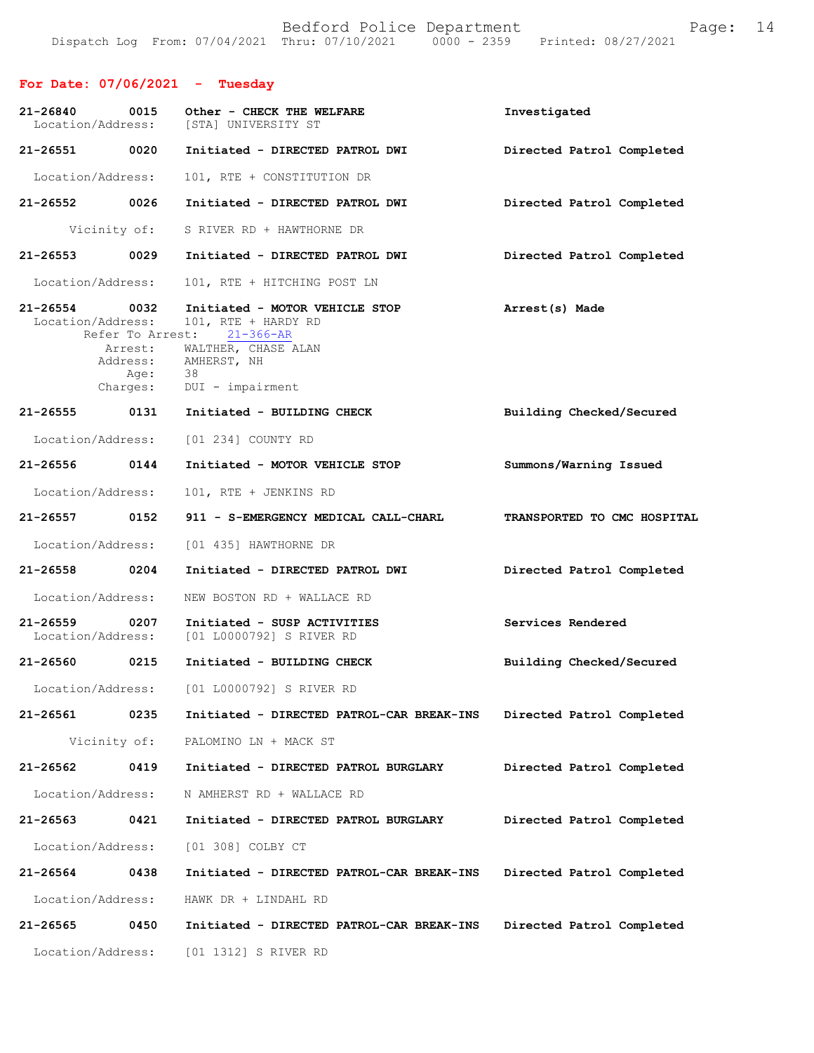## For Date: 07/06/2021 - Tuesday

**21-26840 0015 Other - CHECK THE WELFARE** — Investigated
Location/Address: [STA] UNIVERSITY ST

**21-26551 0020 Initiated - DIRECTED PATROL DWI** — Directed Patrol Completed
Location/Address: 101, RTE + CONSTITUTION DR

**21-26552 0026 Initiated - DIRECTED PATROL DWI** — Directed Patrol Completed
Vicinity of: S RIVER RD + HAWTHORNE DR

**21-26553 0029 Initiated - DIRECTED PATROL DWI** — Directed Patrol Completed
Location/Address: 101, RTE + HITCHING POST LN

**21-26554 0032 Initiated - MOTOR VEHICLE STOP** — Arrest(s) Made
Location/Address: 101, RTE + HARDY RD
Refer To Arrest: 21-366-AR
Arrest: WALTHER, CHASE ALAN
Address: AMHERST, NH
Age: 38
Charges: DUI - impairment

**21-26555 0131 Initiated - BUILDING CHECK** — Building Checked/Secured
Location/Address: [01 234] COUNTY RD

**21-26556 0144 Initiated - MOTOR VEHICLE STOP** — Summons/Warning Issued
Location/Address: 101, RTE + JENKINS RD

**21-26557 0152 911 - S-EMERGENCY MEDICAL CALL-CHARL** — TRANSPORTED TO CMC HOSPITAL
Location/Address: [01 435] HAWTHORNE DR

**21-26558 0204 Initiated - DIRECTED PATROL DWI** — Directed Patrol Completed
Location/Address: NEW BOSTON RD + WALLACE RD

**21-26559 0207 Initiated - SUSP ACTIVITIES** — Services Rendered
Location/Address: [01 L0000792] S RIVER RD

**21-26560 0215 Initiated - BUILDING CHECK** — Building Checked/Secured
Location/Address: [01 L0000792] S RIVER RD

**21-26561 0235 Initiated - DIRECTED PATROL-CAR BREAK-INS** — Directed Patrol Completed
Vicinity of: PALOMINO LN + MACK ST

**21-26562 0419 Initiated - DIRECTED PATROL BURGLARY** — Directed Patrol Completed
Location/Address: N AMHERST RD + WALLACE RD

**21-26563 0421 Initiated - DIRECTED PATROL BURGLARY** — Directed Patrol Completed
Location/Address: [01 308] COLBY CT

**21-26564 0438 Initiated - DIRECTED PATROL-CAR BREAK-INS** — Directed Patrol Completed
Location/Address: HAWK DR + LINDAHL RD

**21-26565 0450 Initiated - DIRECTED PATROL-CAR BREAK-INS** — Directed Patrol Completed
Location/Address: [01 1312] S RIVER RD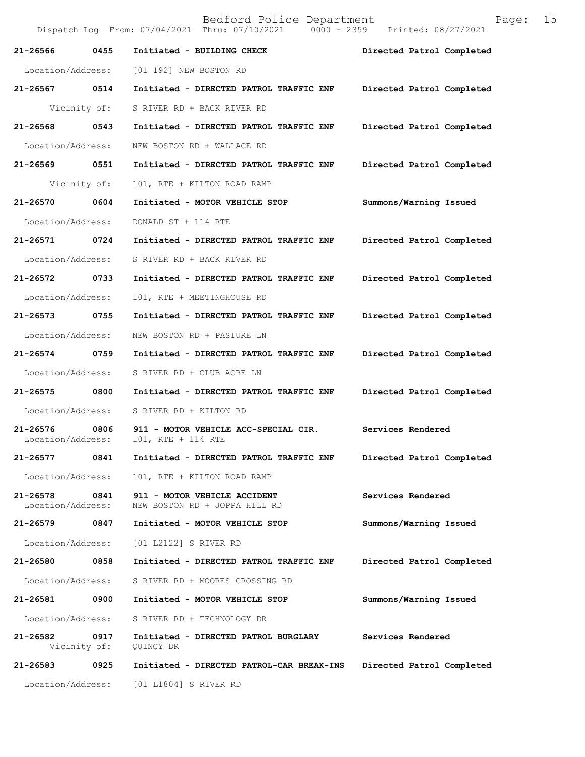| Call # | Time | Call Reason | Action |
|---|---|---|---|
| 21-26566 | 0455 | Initiated - BUILDING CHECK | Directed Patrol Completed |
| Location/Address: | | [01 192] NEW BOSTON RD | |
| 21-26567 | 0514 | Initiated - DIRECTED PATROL TRAFFIC ENF | Directed Patrol Completed |
| Vicinity of: | | S RIVER RD + BACK RIVER RD | |
| 21-26568 | 0543 | Initiated - DIRECTED PATROL TRAFFIC ENF | Directed Patrol Completed |
| Location/Address: | | NEW BOSTON RD + WALLACE RD | |
| 21-26569 | 0551 | Initiated - DIRECTED PATROL TRAFFIC ENF | Directed Patrol Completed |
| Vicinity of: | | 101, RTE + KILTON ROAD RAMP | |
| 21-26570 | 0604 | Initiated - MOTOR VEHICLE STOP | Summons/Warning Issued |
| Location/Address: | | DONALD ST + 114 RTE | |
| 21-26571 | 0724 | Initiated - DIRECTED PATROL TRAFFIC ENF | Directed Patrol Completed |
| Location/Address: | | S RIVER RD + BACK RIVER RD | |
| 21-26572 | 0733 | Initiated - DIRECTED PATROL TRAFFIC ENF | Directed Patrol Completed |
| Location/Address: | | 101, RTE + MEETINGHOUSE RD | |
| 21-26573 | 0755 | Initiated - DIRECTED PATROL TRAFFIC ENF | Directed Patrol Completed |
| Location/Address: | | NEW BOSTON RD + PASTURE LN | |
| 21-26574 | 0759 | Initiated - DIRECTED PATROL TRAFFIC ENF | Directed Patrol Completed |
| Location/Address: | | S RIVER RD + CLUB ACRE LN | |
| 21-26575 | 0800 | Initiated - DIRECTED PATROL TRAFFIC ENF | Directed Patrol Completed |
| Location/Address: | | S RIVER RD + KILTON RD | |
| 21-26576 | 0806 | 911 - MOTOR VEHICLE ACC-SPECIAL CIR. | Services Rendered |
| Location/Address: | | 101, RTE + 114 RTE | |
| 21-26577 | 0841 | Initiated - DIRECTED PATROL TRAFFIC ENF | Directed Patrol Completed |
| Location/Address: | | 101, RTE + KILTON ROAD RAMP | |
| 21-26578 | 0841 | 911 - MOTOR VEHICLE ACCIDENT | Services Rendered |
| Location/Address: | | NEW BOSTON RD + JOPPA HILL RD | |
| 21-26579 | 0847 | Initiated - MOTOR VEHICLE STOP | Summons/Warning Issued |
| Location/Address: | | [01 L2122] S RIVER RD | |
| 21-26580 | 0858 | Initiated - DIRECTED PATROL TRAFFIC ENF | Directed Patrol Completed |
| Location/Address: | | S RIVER RD + MOORES CROSSING RD | |
| 21-26581 | 0900 | Initiated - MOTOR VEHICLE STOP | Summons/Warning Issued |
| Location/Address: | | S RIVER RD + TECHNOLOGY DR | |
| 21-26582 | 0917 | Initiated - DIRECTED PATROL BURGLARY | Services Rendered |
| Vicinity of: | | QUINCY DR | |
| 21-26583 | 0925 | Initiated - DIRECTED PATROL-CAR BREAK-INS | Directed Patrol Completed |
| Location/Address: | | [01 L1804] S RIVER RD | |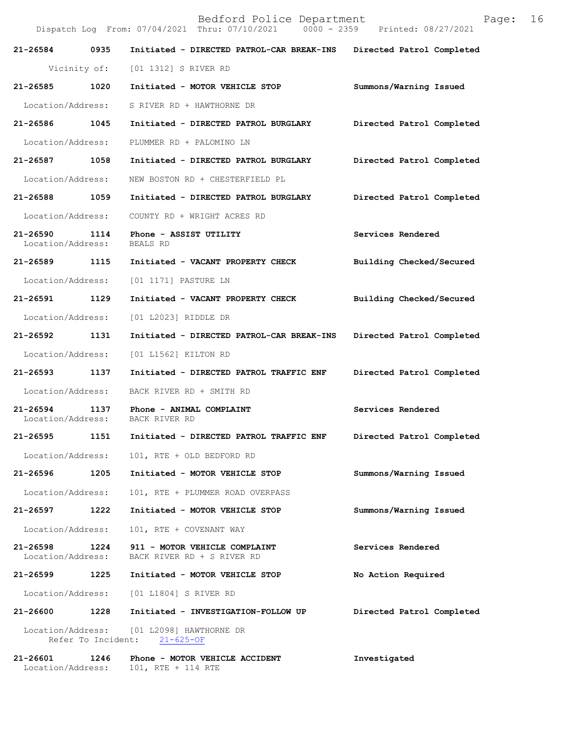Bedford Police Department
Dispatch Log From: 07/04/2021 Thru: 07/10/2021 0000 - 2359 Printed: 08/27/2021

**21-26584 0935 Initiated - DIRECTED PATROL-CAR BREAK-INS Directed Patrol Completed**
Vicinity of: [01 1312] S RIVER RD

**21-26585 1020 Initiated - MOTOR VEHICLE STOP Summons/Warning Issued**
Location/Address: S RIVER RD + HAWTHORNE DR

**21-26586 1045 Initiated - DIRECTED PATROL BURGLARY Directed Patrol Completed**
Location/Address: PLUMMER RD + PALOMINO LN

**21-26587 1058 Initiated - DIRECTED PATROL BURGLARY Directed Patrol Completed**
Location/Address: NEW BOSTON RD + CHESTERFIELD PL

**21-26588 1059 Initiated - DIRECTED PATROL BURGLARY Directed Patrol Completed**
Location/Address: COUNTY RD + WRIGHT ACRES RD

**21-26590 1114 Phone - ASSIST UTILITY Services Rendered**
Location/Address: BEALS RD

**21-26589 1115 Initiated - VACANT PROPERTY CHECK Building Checked/Secured**
Location/Address: [01 1171] PASTURE LN

**21-26591 1129 Initiated - VACANT PROPERTY CHECK Building Checked/Secured**
Location/Address: [01 L2023] RIDDLE DR

**21-26592 1131 Initiated - DIRECTED PATROL-CAR BREAK-INS Directed Patrol Completed**
Location/Address: [01 L1562] KILTON RD

**21-26593 1137 Initiated - DIRECTED PATROL TRAFFIC ENF Directed Patrol Completed**
Location/Address: BACK RIVER RD + SMITH RD

**21-26594 1137 Phone - ANIMAL COMPLAINT Services Rendered**
Location/Address: BACK RIVER RD

**21-26595 1151 Initiated - DIRECTED PATROL TRAFFIC ENF Directed Patrol Completed**
Location/Address: 101, RTE + OLD BEDFORD RD

**21-26596 1205 Initiated - MOTOR VEHICLE STOP Summons/Warning Issued**
Location/Address: 101, RTE + PLUMMER ROAD OVERPASS

**21-26597 1222 Initiated - MOTOR VEHICLE STOP Summons/Warning Issued**
Location/Address: 101, RTE + COVENANT WAY

**21-26598 1224 911 - MOTOR VEHICLE COMPLAINT Services Rendered**
Location/Address: BACK RIVER RD + S RIVER RD

**21-26599 1225 Initiated - MOTOR VEHICLE STOP No Action Required**
Location/Address: [01 L1804] S RIVER RD

**21-26600 1228 Initiated - INVESTIGATION-FOLLOW UP Directed Patrol Completed**
Location/Address: [01 L2098] HAWTHORNE DR
Refer To Incident: 21-625-OF

**21-26601 1246 Phone - MOTOR VEHICLE ACCIDENT Investigated**
Location/Address: 101, RTE + 114 RTE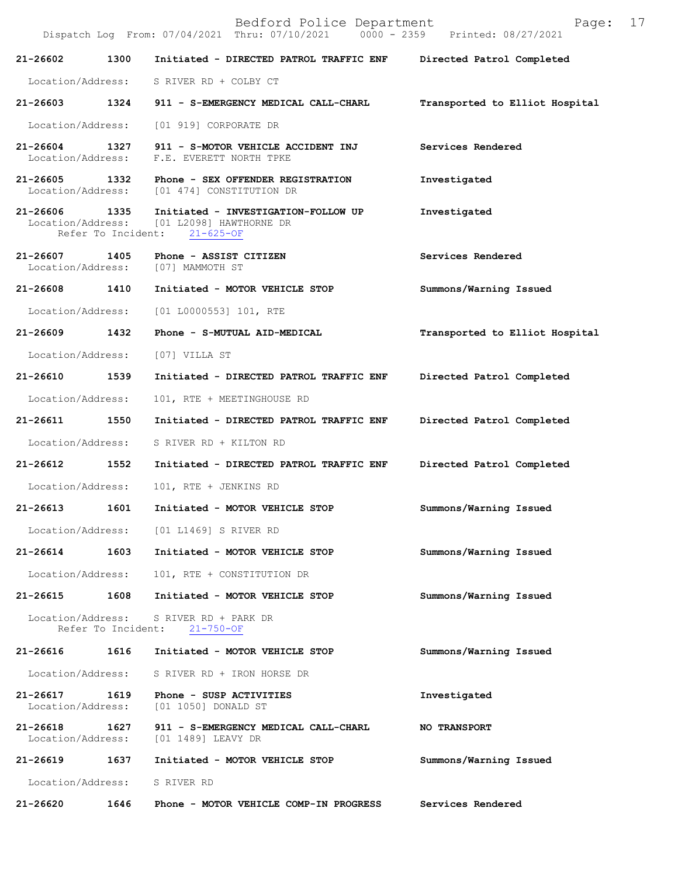| Call Number | Time | Call Reason | Action |
|---|---|---|---|
| **21-26602** | **1300** | **Initiated - DIRECTED PATROL TRAFFIC ENF** | **Directed Patrol Completed** |
| Location/Address: S RIVER RD + COLBY CT | | | |
| **21-26603** | **1324** | **911 - S-EMERGENCY MEDICAL CALL-CHARL** | **Transported to Elliot Hospital** |
| Location/Address: [01 919] CORPORATE DR | | | |
| **21-26604** | **1327** | **911 - S-MOTOR VEHICLE ACCIDENT INJ** | **Services Rendered** |
| Location/Address: F.E. EVERETT NORTH TPKE | | | |
| **21-26605** | **1332** | **Phone - SEX OFFENDER REGISTRATION** | **Investigated** |
| Location/Address: [01 474] CONSTITUTION DR | | | |
| **21-26606** | **1335** | **Initiated - INVESTIGATION-FOLLOW UP** | **Investigated** |
| Location/Address: [01 L2098] HAWTHORNE DR; Refer To Incident: 21-625-OF | | | |
| **21-26607** | **1405** | **Phone - ASSIST CITIZEN** | **Services Rendered** |
| Location/Address: [07] MAMMOTH ST | | | |
| **21-26608** | **1410** | **Initiated - MOTOR VEHICLE STOP** | **Summons/Warning Issued** |
| Location/Address: [01 L0000553] 101, RTE | | | |
| **21-26609** | **1432** | **Phone - S-MUTUAL AID-MEDICAL** | **Transported to Elliot Hospital** |
| Location/Address: [07] VILLA ST | | | |
| **21-26610** | **1539** | **Initiated - DIRECTED PATROL TRAFFIC ENF** | **Directed Patrol Completed** |
| Location/Address: 101, RTE + MEETINGHOUSE RD | | | |
| **21-26611** | **1550** | **Initiated - DIRECTED PATROL TRAFFIC ENF** | **Directed Patrol Completed** |
| Location/Address: S RIVER RD + KILTON RD | | | |
| **21-26612** | **1552** | **Initiated - DIRECTED PATROL TRAFFIC ENF** | **Directed Patrol Completed** |
| Location/Address: 101, RTE + JENKINS RD | | | |
| **21-26613** | **1601** | **Initiated - MOTOR VEHICLE STOP** | **Summons/Warning Issued** |
| Location/Address: [01 L1469] S RIVER RD | | | |
| **21-26614** | **1603** | **Initiated - MOTOR VEHICLE STOP** | **Summons/Warning Issued** |
| Location/Address: 101, RTE + CONSTITUTION DR | | | |
| **21-26615** | **1608** | **Initiated - MOTOR VEHICLE STOP** | **Summons/Warning Issued** |
| Location/Address: S RIVER RD + PARK DR; Refer To Incident: 21-750-OF | | | |
| **21-26616** | **1616** | **Initiated - MOTOR VEHICLE STOP** | **Summons/Warning Issued** |
| Location/Address: S RIVER RD + IRON HORSE DR | | | |
| **21-26617** | **1619** | **Phone - SUSP ACTIVITIES** | **Investigated** |
| Location/Address: [01 1050] DONALD ST | | | |
| **21-26618** | **1627** | **911 - S-EMERGENCY MEDICAL CALL-CHARL** | **NO TRANSPORT** |
| Location/Address: [01 1489] LEAVY DR | | | |
| **21-26619** | **1637** | **Initiated - MOTOR VEHICLE STOP** | **Summons/Warning Issued** |
| Location/Address: S RIVER RD | | | |
| **21-26620** | **1646** | **Phone - MOTOR VEHICLE COMP-IN PROGRESS** | **Services Rendered** |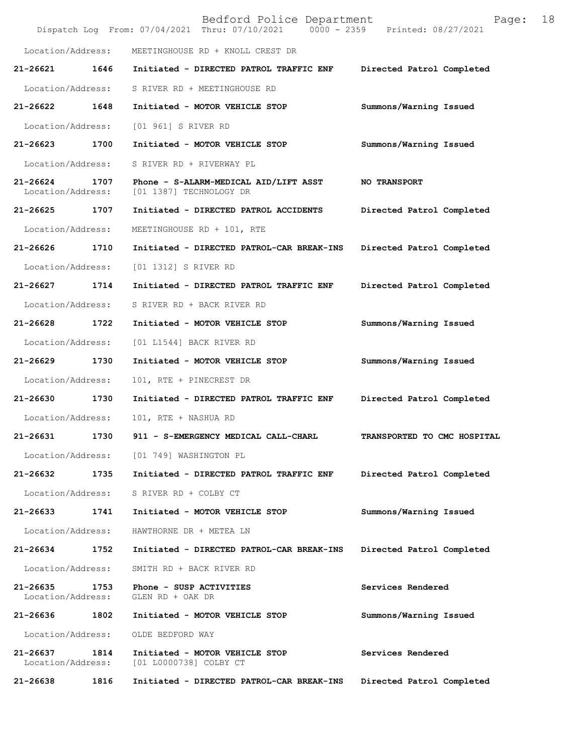Location/Address: MEETINGHOUSE RD + KNOLL CREST DR

**21-26621 1646 Initiated - DIRECTED PATROL TRAFFIC ENF Directed Patrol Completed**

Location/Address: S RIVER RD + MEETINGHOUSE RD

**21-26622 1648 Initiated - MOTOR VEHICLE STOP Summons/Warning Issued**

Location/Address: [01 961] S RIVER RD

**21-26623 1700 Initiated - MOTOR VEHICLE STOP Summons/Warning Issued**

Location/Address: S RIVER RD + RIVERWAY PL

**21-26624 1707 Phone - S-ALARM-MEDICAL AID/LIFT ASST NO TRANSPORT**
Location/Address: [01 1387] TECHNOLOGY DR

**21-26625 1707 Initiated - DIRECTED PATROL ACCIDENTS Directed Patrol Completed**

Location/Address: MEETINGHOUSE RD + 101, RTE

**21-26626 1710 Initiated - DIRECTED PATROL-CAR BREAK-INS Directed Patrol Completed**

Location/Address: [01 1312] S RIVER RD

**21-26627 1714 Initiated - DIRECTED PATROL TRAFFIC ENF Directed Patrol Completed**

Location/Address: S RIVER RD + BACK RIVER RD

**21-26628 1722 Initiated - MOTOR VEHICLE STOP Summons/Warning Issued**

Location/Address: [01 L1544] BACK RIVER RD

**21-26629 1730 Initiated - MOTOR VEHICLE STOP Summons/Warning Issued**

Location/Address: 101, RTE + PINECREST DR

**21-26630 1730 Initiated - DIRECTED PATROL TRAFFIC ENF Directed Patrol Completed**

Location/Address: 101, RTE + NASHUA RD

**21-26631 1730 911 - S-EMERGENCY MEDICAL CALL-CHARL TRANSPORTED TO CMC HOSPITAL**

Location/Address: [01 749] WASHINGTON PL

**21-26632 1735 Initiated - DIRECTED PATROL TRAFFIC ENF Directed Patrol Completed**

Location/Address: S RIVER RD + COLBY CT

**21-26633 1741 Initiated - MOTOR VEHICLE STOP Summons/Warning Issued**

Location/Address: HAWTHORNE DR + METEA LN

**21-26634 1752 Initiated - DIRECTED PATROL-CAR BREAK-INS Directed Patrol Completed**

Location/Address: SMITH RD + BACK RIVER RD

**21-26635 1753 Phone - SUSP ACTIVITIES Services Rendered**
Location/Address: GLEN RD + OAK DR

**21-26636 1802 Initiated - MOTOR VEHICLE STOP Summons/Warning Issued**

Location/Address: OLDE BEDFORD WAY

**21-26637 1814 Initiated - MOTOR VEHICLE STOP Services Rendered**
Location/Address: [01 L0000738] COLBY CT

**21-26638 1816 Initiated - DIRECTED PATROL-CAR BREAK-INS Directed Patrol Completed**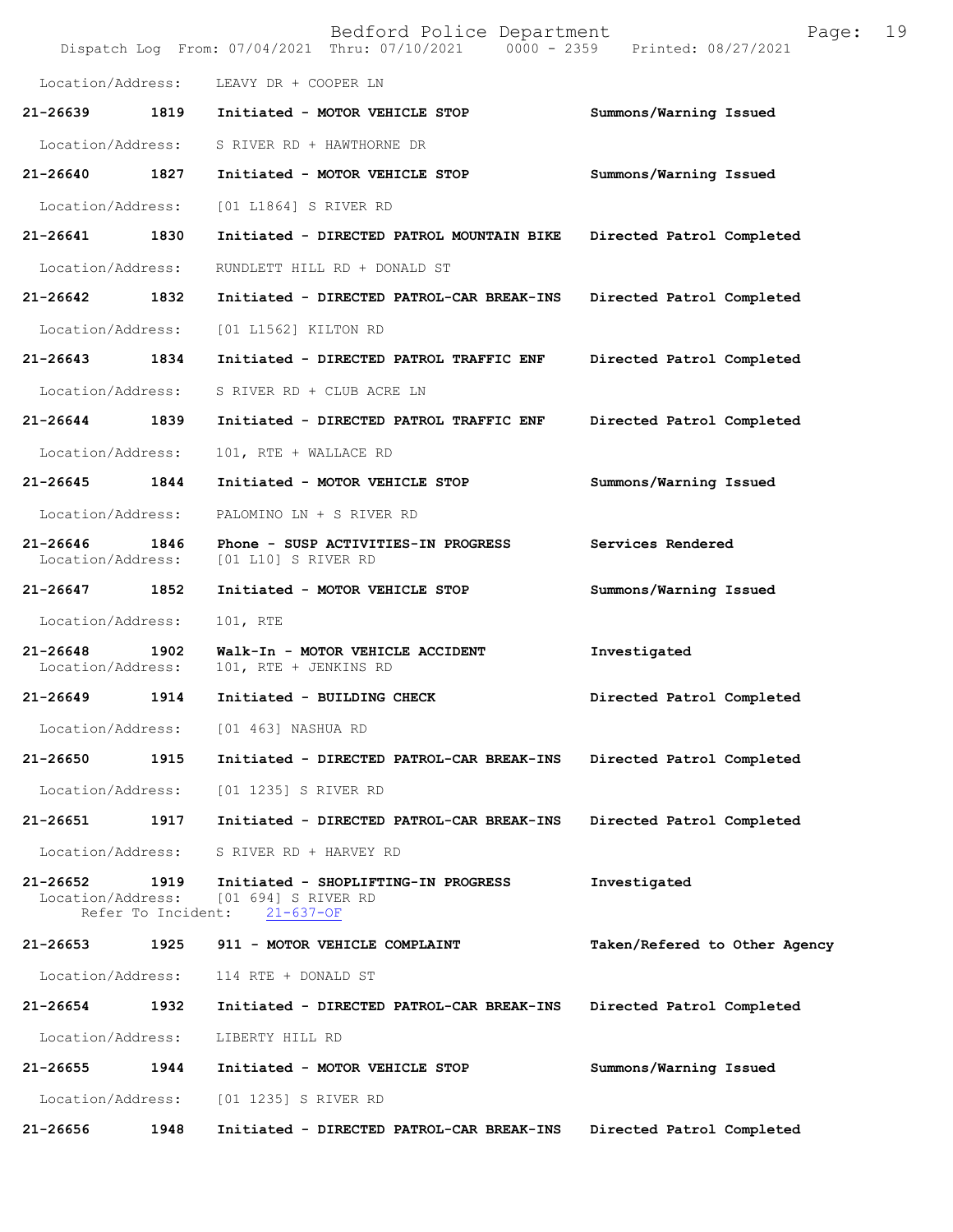Location/Address: LEAVY DR + COOPER LN

**21-26639 1819 Initiated - MOTOR VEHICLE STOP Summons/Warning Issued**

Location/Address: S RIVER RD + HAWTHORNE DR

**21-26640 1827 Initiated - MOTOR VEHICLE STOP Summons/Warning Issued**

Location/Address: [01 L1864] S RIVER RD

**21-26641 1830 Initiated - DIRECTED PATROL MOUNTAIN BIKE Directed Patrol Completed**

Location/Address: RUNDLETT HILL RD + DONALD ST

**21-26642 1832 Initiated - DIRECTED PATROL-CAR BREAK-INS Directed Patrol Completed**

Location/Address: [01 L1562] KILTON RD

**21-26643 1834 Initiated - DIRECTED PATROL TRAFFIC ENF Directed Patrol Completed**

Location/Address: S RIVER RD + CLUB ACRE LN

**21-26644 1839 Initiated - DIRECTED PATROL TRAFFIC ENF Directed Patrol Completed**

Location/Address: 101, RTE + WALLACE RD

**21-26645 1844 Initiated - MOTOR VEHICLE STOP Summons/Warning Issued**

Location/Address: PALOMINO LN + S RIVER RD

**21-26646 1846 Phone - SUSP ACTIVITIES-IN PROGRESS Services Rendered**
Location/Address: [01 L10] S RIVER RD

**21-26647 1852 Initiated - MOTOR VEHICLE STOP Summons/Warning Issued**

Location/Address: 101, RTE

**21-26648 1902 Walk-In - MOTOR VEHICLE ACCIDENT Investigated**
Location/Address: 101, RTE + JENKINS RD

**21-26649 1914 Initiated - BUILDING CHECK Directed Patrol Completed**

Location/Address: [01 463] NASHUA RD

**21-26650 1915 Initiated - DIRECTED PATROL-CAR BREAK-INS Directed Patrol Completed**

Location/Address: [01 1235] S RIVER RD

**21-26651 1917 Initiated - DIRECTED PATROL-CAR BREAK-INS Directed Patrol Completed**

Location/Address: S RIVER RD + HARVEY RD

**21-26652 1919 Initiated - SHOPLIFTING-IN PROGRESS Investigated**
Location/Address: [01 694] S RIVER RD
Refer To Incident: 21-637-OF

**21-26653 1925 911 - MOTOR VEHICLE COMPLAINT Taken/Refered to Other Agency**

Location/Address: 114 RTE + DONALD ST

**21-26654 1932 Initiated - DIRECTED PATROL-CAR BREAK-INS Directed Patrol Completed**

Location/Address: LIBERTY HILL RD

**21-26655 1944 Initiated - MOTOR VEHICLE STOP Summons/Warning Issued**

Location/Address: [01 1235] S RIVER RD

**21-26656 1948 Initiated - DIRECTED PATROL-CAR BREAK-INS Directed Patrol Completed**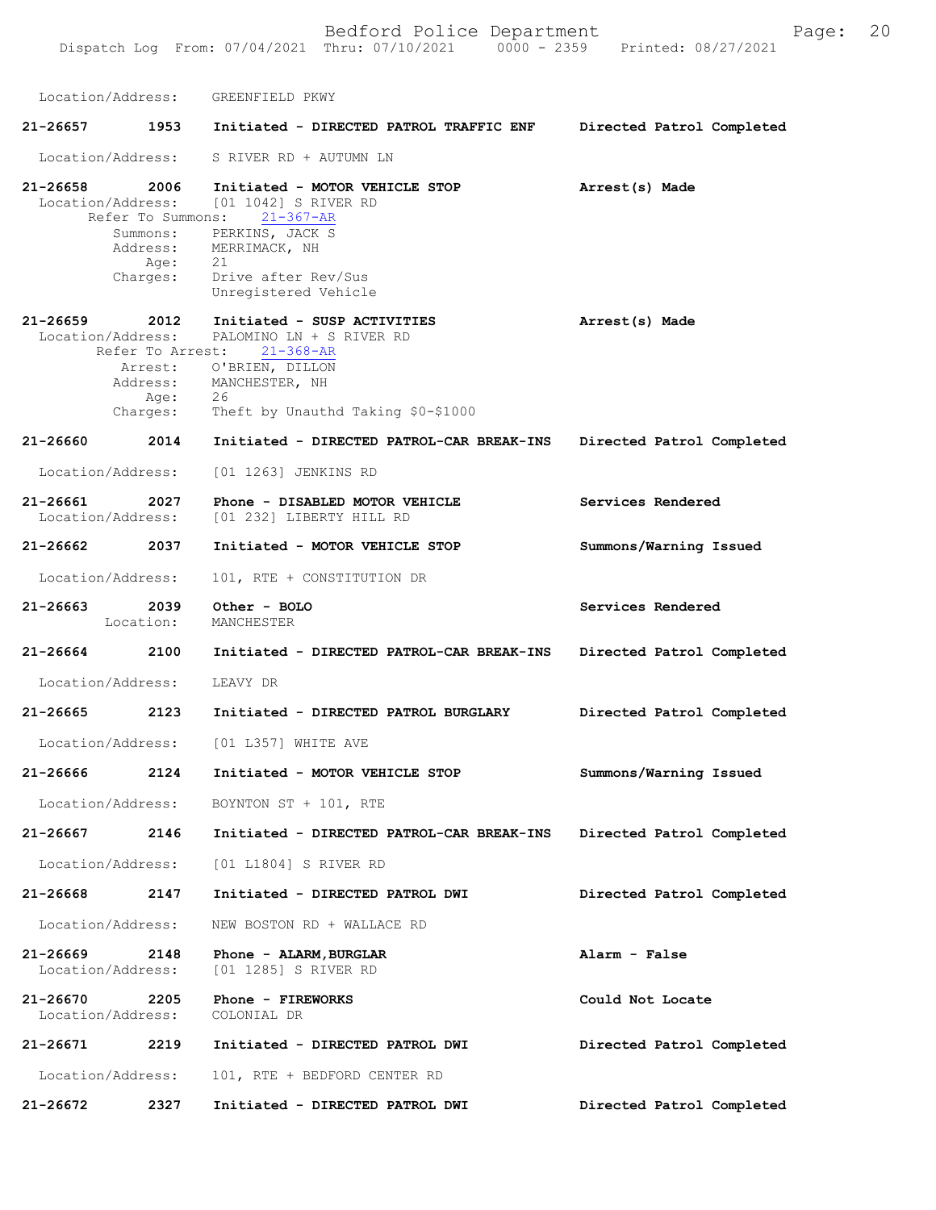Location/Address: GREENFIELD PKWY

**21-26657 1953 Initiated - DIRECTED PATROL TRAFFIC ENF** — Directed Patrol Completed

Location/Address: S RIVER RD + AUTUMN LN

**21-26658 2006 Initiated - MOTOR VEHICLE STOP** — Arrest(s) Made

Location/Address: [01 1042] S RIVER RD
Refer To Summons: 21-367-AR
Summons: PERKINS, JACK S
Address: MERRIMACK, NH
Age: 21
Charges: Drive after Rev/Sus
Unregistered Vehicle

**21-26659 2012 Initiated - SUSP ACTIVITIES** — Arrest(s) Made

Location/Address: PALOMINO LN + S RIVER RD
Refer To Arrest: 21-368-AR
Arrest: O'BRIEN, DILLON
Address: MANCHESTER, NH
Age: 26
Charges: Theft by Unauthd Taking $0-$1000

**21-26660 2014 Initiated - DIRECTED PATROL-CAR BREAK-INS** — Directed Patrol Completed

Location/Address: [01 1263] JENKINS RD

**21-26661 2027 Phone - DISABLED MOTOR VEHICLE** — Services Rendered

Location/Address: [01 232] LIBERTY HILL RD

**21-26662 2037 Initiated - MOTOR VEHICLE STOP** — Summons/Warning Issued

Location/Address: 101, RTE + CONSTITUTION DR

**21-26663 2039 Other - BOLO** — Services Rendered

Location: MANCHESTER

**21-26664 2100 Initiated - DIRECTED PATROL-CAR BREAK-INS** — Directed Patrol Completed

Location/Address: LEAVY DR

**21-26665 2123 Initiated - DIRECTED PATROL BURGLARY** — Directed Patrol Completed

Location/Address: [01 L357] WHITE AVE

**21-26666 2124 Initiated - MOTOR VEHICLE STOP** — Summons/Warning Issued

Location/Address: BOYNTON ST + 101, RTE

**21-26667 2146 Initiated - DIRECTED PATROL-CAR BREAK-INS** — Directed Patrol Completed

Location/Address: [01 L1804] S RIVER RD

**21-26668 2147 Initiated - DIRECTED PATROL DWI** — Directed Patrol Completed

Location/Address: NEW BOSTON RD + WALLACE RD

**21-26669 2148 Phone - ALARM,BURGLAR** — Alarm - False

Location/Address: [01 1285] S RIVER RD

**21-26670 2205 Phone - FIREWORKS** — Could Not Locate

Location/Address: COLONIAL DR

**21-26671 2219 Initiated - DIRECTED PATROL DWI** — Directed Patrol Completed

Location/Address: 101, RTE + BEDFORD CENTER RD

**21-26672 2327 Initiated - DIRECTED PATROL DWI** — Directed Patrol Completed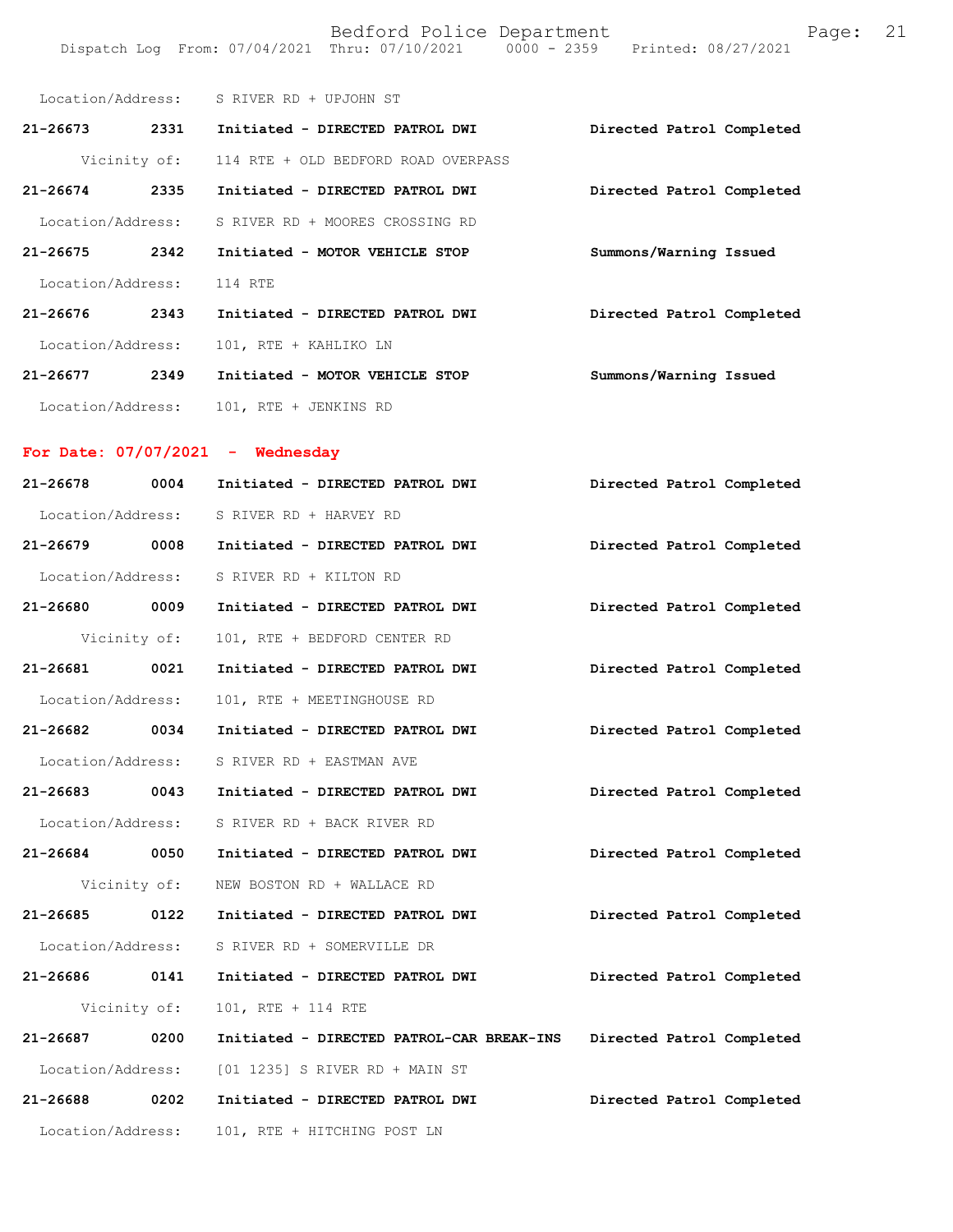Location/Address: S RIVER RD + UPJOHN ST

**21-26673 2331 Initiated - DIRECTED PATROL DWI** **Directed Patrol Completed**

Vicinity of: 114 RTE + OLD BEDFORD ROAD OVERPASS

**21-26674 2335 Initiated - DIRECTED PATROL DWI** **Directed Patrol Completed**

Location/Address: S RIVER RD + MOORES CROSSING RD

**21-26675 2342 Initiated - MOTOR VEHICLE STOP** **Summons/Warning Issued**

Location/Address: 114 RTE

**21-26676 2343 Initiated - DIRECTED PATROL DWI** **Directed Patrol Completed**

Location/Address: 101, RTE + KAHLIKO LN

**21-26677 2349 Initiated - MOTOR VEHICLE STOP** **Summons/Warning Issued**

Location/Address: 101, RTE + JENKINS RD

## For Date: 07/07/2021 - Wednesday

**21-26678 0004 Initiated - DIRECTED PATROL DWI** **Directed Patrol Completed**

Location/Address: S RIVER RD + HARVEY RD

**21-26679 0008 Initiated - DIRECTED PATROL DWI** **Directed Patrol Completed**

Location/Address: S RIVER RD + KILTON RD

**21-26680 0009 Initiated - DIRECTED PATROL DWI** **Directed Patrol Completed**

Vicinity of: 101, RTE + BEDFORD CENTER RD

**21-26681 0021 Initiated - DIRECTED PATROL DWI** **Directed Patrol Completed**

Location/Address: 101, RTE + MEETINGHOUSE RD

**21-26682 0034 Initiated - DIRECTED PATROL DWI** **Directed Patrol Completed**

Location/Address: S RIVER RD + EASTMAN AVE

**21-26683 0043 Initiated - DIRECTED PATROL DWI** **Directed Patrol Completed**

Location/Address: S RIVER RD + BACK RIVER RD

**21-26684 0050 Initiated - DIRECTED PATROL DWI** **Directed Patrol Completed**

Vicinity of: NEW BOSTON RD + WALLACE RD

**21-26685 0122 Initiated - DIRECTED PATROL DWI** **Directed Patrol Completed**

Location/Address: S RIVER RD + SOMERVILLE DR

**21-26686 0141 Initiated - DIRECTED PATROL DWI** **Directed Patrol Completed**

Vicinity of: 101, RTE + 114 RTE

**21-26687 0200 Initiated - DIRECTED PATROL-CAR BREAK-INS** **Directed Patrol Completed**

Location/Address: [01 1235] S RIVER RD + MAIN ST

**21-26688 0202 Initiated - DIRECTED PATROL DWI** **Directed Patrol Completed**

Location/Address: 101, RTE + HITCHING POST LN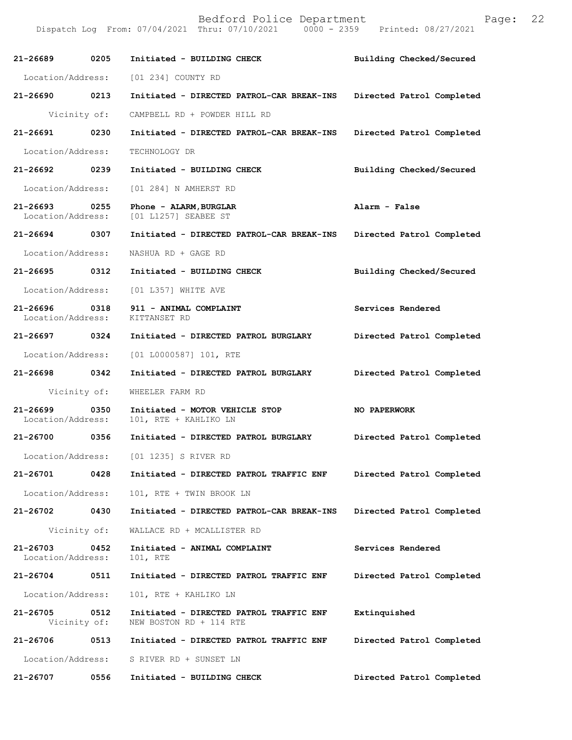| | | | |
|---|---|---|---|
| **21-26689** | **0205** | **Initiated - BUILDING CHECK** | **Building Checked/Secured** |
| Location/Address: | | [01 234] COUNTY RD | |
| **21-26690** | **0213** | **Initiated - DIRECTED PATROL-CAR BREAK-INS** | **Directed Patrol Completed** |
| Vicinity of: | | CAMPBELL RD + POWDER HILL RD | |
| **21-26691** | **0230** | **Initiated - DIRECTED PATROL-CAR BREAK-INS** | **Directed Patrol Completed** |
| Location/Address: | | TECHNOLOGY DR | |
| **21-26692** | **0239** | **Initiated - BUILDING CHECK** | **Building Checked/Secured** |
| Location/Address: | | [01 284] N AMHERST RD | |
| **21-26693** | **0255** | **Phone - ALARM,BURGLAR** | **Alarm - False** |
| Location/Address: | | [01 L1257] SEABEE ST | |
| **21-26694** | **0307** | **Initiated - DIRECTED PATROL-CAR BREAK-INS** | **Directed Patrol Completed** |
| Location/Address: | | NASHUA RD + GAGE RD | |
| **21-26695** | **0312** | **Initiated - BUILDING CHECK** | **Building Checked/Secured** |
| Location/Address: | | [01 L357] WHITE AVE | |
| **21-26696** | **0318** | **911 - ANIMAL COMPLAINT** | **Services Rendered** |
| Location/Address: | | KITTANSET RD | |
| **21-26697** | **0324** | **Initiated - DIRECTED PATROL BURGLARY** | **Directed Patrol Completed** |
| Location/Address: | | [01 L0000587] 101, RTE | |
| **21-26698** | **0342** | **Initiated - DIRECTED PATROL BURGLARY** | **Directed Patrol Completed** |
| Vicinity of: | | WHEELER FARM RD | |
| **21-26699** | **0350** | **Initiated - MOTOR VEHICLE STOP** | **NO PAPERWORK** |
| Location/Address: | | 101, RTE + KAHLIKO LN | |
| **21-26700** | **0356** | **Initiated - DIRECTED PATROL BURGLARY** | **Directed Patrol Completed** |
| Location/Address: | | [01 1235] S RIVER RD | |
| **21-26701** | **0428** | **Initiated - DIRECTED PATROL TRAFFIC ENF** | **Directed Patrol Completed** |
| Location/Address: | | 101, RTE + TWIN BROOK LN | |
| **21-26702** | **0430** | **Initiated - DIRECTED PATROL-CAR BREAK-INS** | **Directed Patrol Completed** |
| Vicinity of: | | WALLACE RD + MCALLISTER RD | |
| **21-26703** | **0452** | **Initiated - ANIMAL COMPLAINT** | **Services Rendered** |
| Location/Address: | | 101, RTE | |
| **21-26704** | **0511** | **Initiated - DIRECTED PATROL TRAFFIC ENF** | **Directed Patrol Completed** |
| Location/Address: | | 101, RTE + KAHLIKO LN | |
| **21-26705** | **0512** | **Initiated - DIRECTED PATROL TRAFFIC ENF** | **Extinquished** |
| Vicinity of: | | NEW BOSTON RD + 114 RTE | |
| **21-26706** | **0513** | **Initiated - DIRECTED PATROL TRAFFIC ENF** | **Directed Patrol Completed** |
| Location/Address: | | S RIVER RD + SUNSET LN | |
| **21-26707** | **0556** | **Initiated - BUILDING CHECK** | **Directed Patrol Completed** |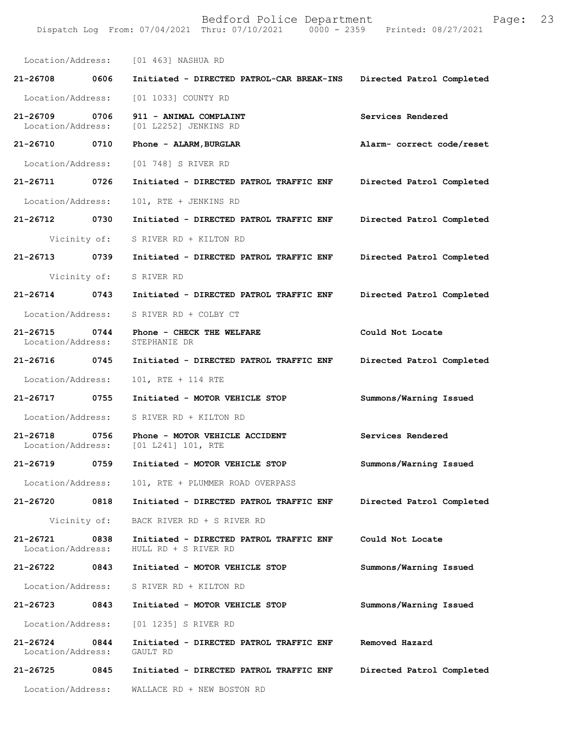Location/Address: [01 463] NASHUA RD

| Call # | Time | Call Type | Disposition |
|---|---|---|---|
| 21-26708 | 0606 | Initiated - DIRECTED PATROL-CAR BREAK-INS | Directed Patrol Completed |
| | | Location/Address: [01 1033] COUNTY RD | |
| 21-26709 | 0706 | 911 - ANIMAL COMPLAINT | Services Rendered |
| | | Location/Address: [01 L2252] JENKINS RD | |
| 21-26710 | 0710 | Phone - ALARM,BURGLAR | Alarm- correct code/reset |
| | | Location/Address: [01 748] S RIVER RD | |
| 21-26711 | 0726 | Initiated - DIRECTED PATROL TRAFFIC ENF | Directed Patrol Completed |
| | | Location/Address: 101, RTE + JENKINS RD | |
| 21-26712 | 0730 | Initiated - DIRECTED PATROL TRAFFIC ENF | Directed Patrol Completed |
| | | Vicinity of: S RIVER RD + KILTON RD | |
| 21-26713 | 0739 | Initiated - DIRECTED PATROL TRAFFIC ENF | Directed Patrol Completed |
| | | Vicinity of: S RIVER RD | |
| 21-26714 | 0743 | Initiated - DIRECTED PATROL TRAFFIC ENF | Directed Patrol Completed |
| | | Location/Address: S RIVER RD + COLBY CT | |
| 21-26715 | 0744 | Phone - CHECK THE WELFARE | Could Not Locate |
| | | Location/Address: STEPHANIE DR | |
| 21-26716 | 0745 | Initiated - DIRECTED PATROL TRAFFIC ENF | Directed Patrol Completed |
| | | Location/Address: 101, RTE + 114 RTE | |
| 21-26717 | 0755 | Initiated - MOTOR VEHICLE STOP | Summons/Warning Issued |
| | | Location/Address: S RIVER RD + KILTON RD | |
| 21-26718 | 0756 | Phone - MOTOR VEHICLE ACCIDENT | Services Rendered |
| | | Location/Address: [01 L241] 101, RTE | |
| 21-26719 | 0759 | Initiated - MOTOR VEHICLE STOP | Summons/Warning Issued |
| | | Location/Address: 101, RTE + PLUMMER ROAD OVERPASS | |
| 21-26720 | 0818 | Initiated - DIRECTED PATROL TRAFFIC ENF | Directed Patrol Completed |
| | | Vicinity of: BACK RIVER RD + S RIVER RD | |
| 21-26721 | 0838 | Initiated - DIRECTED PATROL TRAFFIC ENF | Could Not Locate |
| | | Location/Address: HULL RD + S RIVER RD | |
| 21-26722 | 0843 | Initiated - MOTOR VEHICLE STOP | Summons/Warning Issued |
| | | Location/Address: S RIVER RD + KILTON RD | |
| 21-26723 | 0843 | Initiated - MOTOR VEHICLE STOP | Summons/Warning Issued |
| | | Location/Address: [01 1235] S RIVER RD | |
| 21-26724 | 0844 | Initiated - DIRECTED PATROL TRAFFIC ENF | Removed Hazard |
| | | Location/Address: GAULT RD | |
| 21-26725 | 0845 | Initiated - DIRECTED PATROL TRAFFIC ENF | Directed Patrol Completed |
| | | Location/Address: WALLACE RD + NEW BOSTON RD | |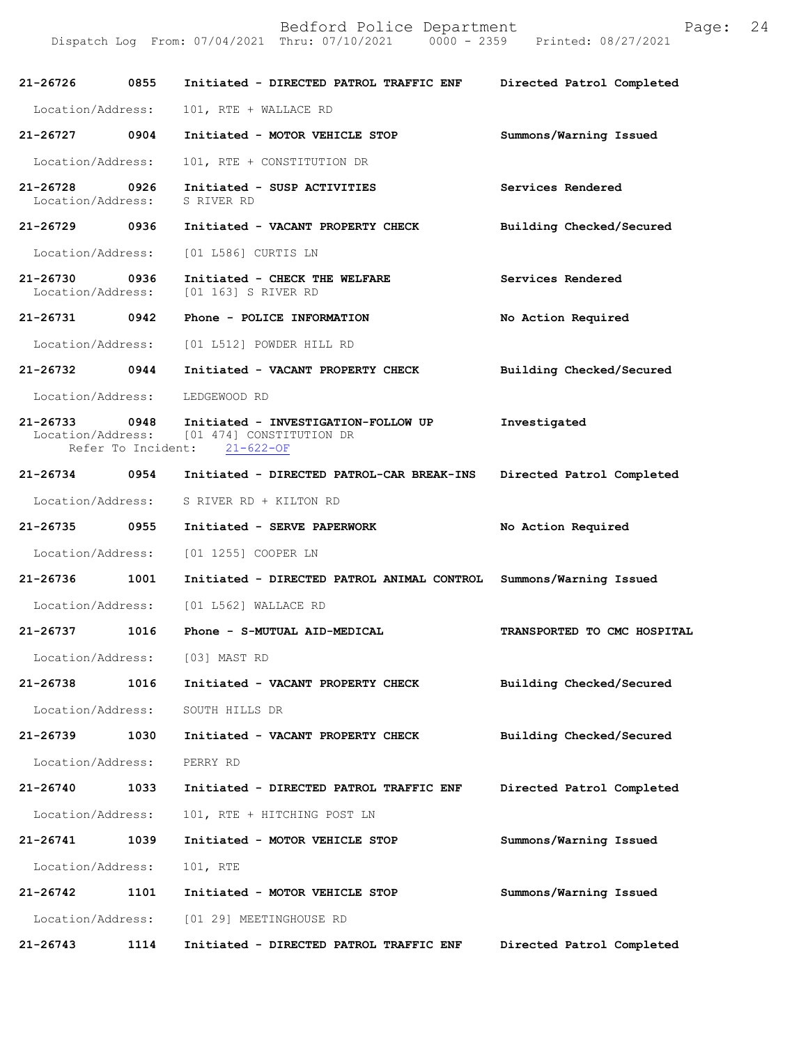**21-26726 0855 Initiated - DIRECTED PATROL TRAFFIC ENF Directed Patrol Completed**

Location/Address: 101, RTE + WALLACE RD

**21-26727 0904 Initiated - MOTOR VEHICLE STOP Summons/Warning Issued**

Location/Address: 101, RTE + CONSTITUTION DR

**21-26728 0926 Initiated - SUSP ACTIVITIES Services Rendered**
Location/Address: S RIVER RD

**21-26729 0936 Initiated - VACANT PROPERTY CHECK Building Checked/Secured**

Location/Address: [01 L586] CURTIS LN

**21-26730 0936 Initiated - CHECK THE WELFARE Services Rendered**
Location/Address: [01 163] S RIVER RD

**21-26731 0942 Phone - POLICE INFORMATION No Action Required**

Location/Address: [01 L512] POWDER HILL RD

**21-26732 0944 Initiated - VACANT PROPERTY CHECK Building Checked/Secured**

Location/Address: LEDGEWOOD RD

**21-26733 0948 Initiated - INVESTIGATION-FOLLOW UP Investigated**
Location/Address: [01 474] CONSTITUTION DR
Refer To Incident: 21-622-OF

**21-26734 0954 Initiated - DIRECTED PATROL-CAR BREAK-INS Directed Patrol Completed**

Location/Address: S RIVER RD + KILTON RD

**21-26735 0955 Initiated - SERVE PAPERWORK No Action Required**

Location/Address: [01 1255] COOPER LN

**21-26736 1001 Initiated - DIRECTED PATROL ANIMAL CONTROL Summons/Warning Issued**

Location/Address: [01 L562] WALLACE RD

**21-26737 1016 Phone - S-MUTUAL AID-MEDICAL TRANSPORTED TO CMC HOSPITAL**

Location/Address: [03] MAST RD

**21-26738 1016 Initiated - VACANT PROPERTY CHECK Building Checked/Secured**

Location/Address: SOUTH HILLS DR

**21-26739 1030 Initiated - VACANT PROPERTY CHECK Building Checked/Secured**

Location/Address: PERRY RD

**21-26740 1033 Initiated - DIRECTED PATROL TRAFFIC ENF Directed Patrol Completed**

Location/Address: 101, RTE + HITCHING POST LN

**21-26741 1039 Initiated - MOTOR VEHICLE STOP Summons/Warning Issued**

Location/Address: 101, RTE

**21-26742 1101 Initiated - MOTOR VEHICLE STOP Summons/Warning Issued**

Location/Address: [01 29] MEETINGHOUSE RD

**21-26743 1114 Initiated - DIRECTED PATROL TRAFFIC ENF Directed Patrol Completed**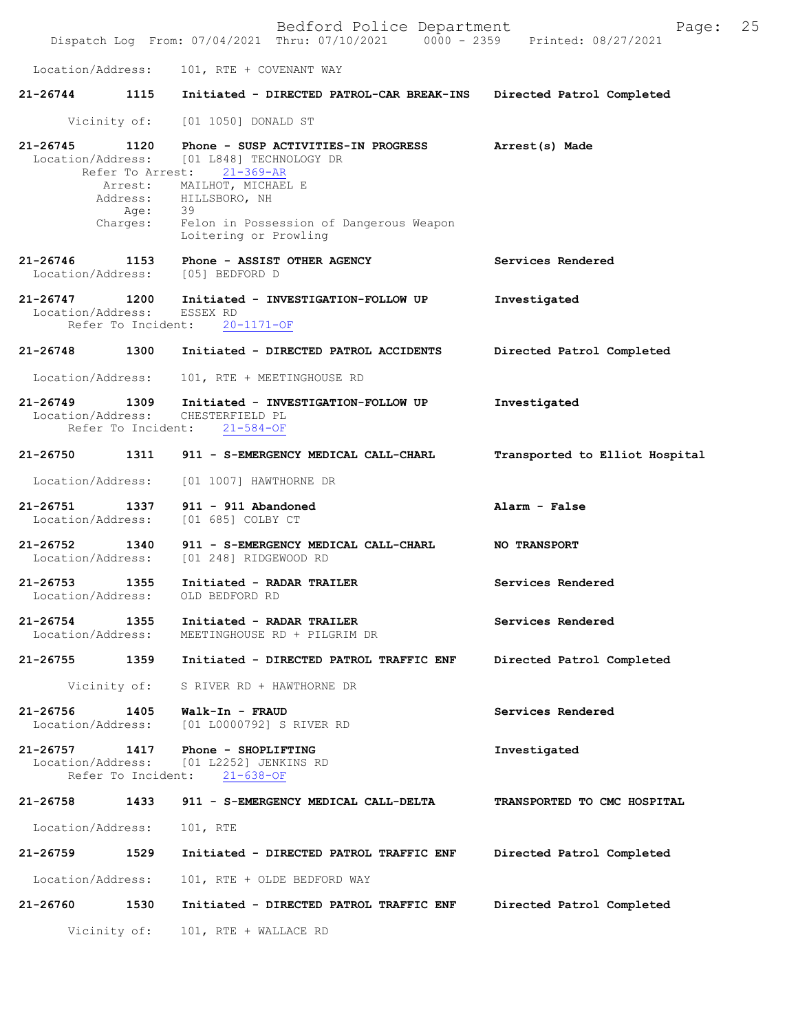Location/Address: 101, RTE + COVENANT WAY

**21-26744 1115 Initiated - DIRECTED PATROL-CAR BREAK-INS Directed Patrol Completed**

Vicinity of: [01 1050] DONALD ST

**21-26745 1120 Phone - SUSP ACTIVITIES-IN PROGRESS Arrest(s) Made**
Location/Address: [01 L848] TECHNOLOGY DR
Refer To Arrest: 21-369-AR
Arrest: MAILHOT, MICHAEL E
Address: HILLSBORO, NH
Age: 39
Charges: Felon in Possession of Dangerous Weapon
Loitering or Prowling

**21-26746 1153 Phone - ASSIST OTHER AGENCY Services Rendered**
Location/Address: [05] BEDFORD D

**21-26747 1200 Initiated - INVESTIGATION-FOLLOW UP Investigated**
Location/Address: ESSEX RD
Refer To Incident: 20-1171-OF

**21-26748 1300 Initiated - DIRECTED PATROL ACCIDENTS Directed Patrol Completed**

Location/Address: 101, RTE + MEETINGHOUSE RD

**21-26749 1309 Initiated - INVESTIGATION-FOLLOW UP Investigated**
Location/Address: CHESTERFIELD PL
Refer To Incident: 21-584-OF

**21-26750 1311 911 - S-EMERGENCY MEDICAL CALL-CHARL Transported to Elliot Hospital**

Location/Address: [01 1007] HAWTHORNE DR

**21-26751 1337 911 - 911 Abandoned Alarm - False**
Location/Address: [01 685] COLBY CT

**21-26752 1340 911 - S-EMERGENCY MEDICAL CALL-CHARL NO TRANSPORT**
Location/Address: [01 248] RIDGEWOOD RD

**21-26753 1355 Initiated - RADAR TRAILER Services Rendered**
Location/Address: OLD BEDFORD RD

**21-26754 1355 Initiated - RADAR TRAILER Services Rendered**
Location/Address: MEETINGHOUSE RD + PILGRIM DR

**21-26755 1359 Initiated - DIRECTED PATROL TRAFFIC ENF Directed Patrol Completed**

Vicinity of: S RIVER RD + HAWTHORNE DR

**21-26756 1405 Walk-In - FRAUD Services Rendered**
Location/Address: [01 L0000792] S RIVER RD

**21-26757 1417 Phone - SHOPLIFTING Investigated**
Location/Address: [01 L2252] JENKINS RD
Refer To Incident: 21-638-OF

**21-26758 1433 911 - S-EMERGENCY MEDICAL CALL-DELTA TRANSPORTED TO CMC HOSPITAL**

Location/Address: 101, RTE

**21-26759 1529 Initiated - DIRECTED PATROL TRAFFIC ENF Directed Patrol Completed**

Location/Address: 101, RTE + OLDE BEDFORD WAY

**21-26760 1530 Initiated - DIRECTED PATROL TRAFFIC ENF Directed Patrol Completed**

Vicinity of: 101, RTE + WALLACE RD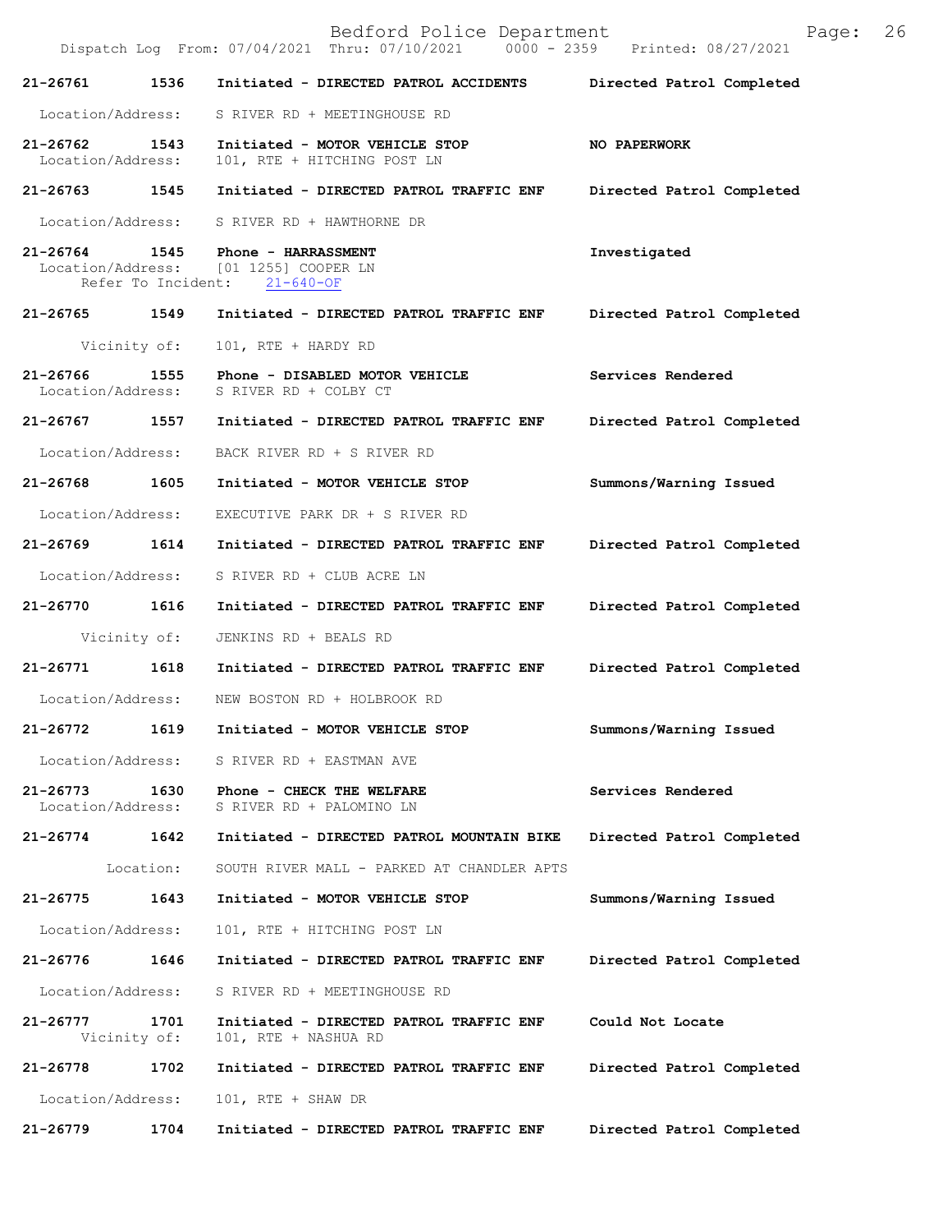21-26761 1536 Initiated - DIRECTED PATROL ACCIDENTS Directed Patrol Completed

Location/Address: S RIVER RD + MEETINGHOUSE RD

21-26762 1543 Initiated - MOTOR VEHICLE STOP NO PAPERWORK
Location/Address: 101, RTE + HITCHING POST LN

21-26763 1545 Initiated - DIRECTED PATROL TRAFFIC ENF Directed Patrol Completed

Location/Address: S RIVER RD + HAWTHORNE DR

21-26764 1545 Phone - HARRASSMENT Investigated
Location/Address: [01 1255] COOPER LN
Refer To Incident: 21-640-OF

21-26765 1549 Initiated - DIRECTED PATROL TRAFFIC ENF Directed Patrol Completed

Vicinity of: 101, RTE + HARDY RD

21-26766 1555 Phone - DISABLED MOTOR VEHICLE Services Rendered
Location/Address: S RIVER RD + COLBY CT

21-26767 1557 Initiated - DIRECTED PATROL TRAFFIC ENF Directed Patrol Completed

Location/Address: BACK RIVER RD + S RIVER RD

21-26768 1605 Initiated - MOTOR VEHICLE STOP Summons/Warning Issued

Location/Address: EXECUTIVE PARK DR + S RIVER RD

21-26769 1614 Initiated - DIRECTED PATROL TRAFFIC ENF Directed Patrol Completed

Location/Address: S RIVER RD + CLUB ACRE LN

21-26770 1616 Initiated - DIRECTED PATROL TRAFFIC ENF Directed Patrol Completed

Vicinity of: JENKINS RD + BEALS RD

21-26771 1618 Initiated - DIRECTED PATROL TRAFFIC ENF Directed Patrol Completed

Location/Address: NEW BOSTON RD + HOLBROOK RD

21-26772 1619 Initiated - MOTOR VEHICLE STOP Summons/Warning Issued

Location/Address: S RIVER RD + EASTMAN AVE

21-26773 1630 Phone - CHECK THE WELFARE Services Rendered
Location/Address: S RIVER RD + PALOMINO LN

21-26774 1642 Initiated - DIRECTED PATROL MOUNTAIN BIKE Directed Patrol Completed

Location: SOUTH RIVER MALL - PARKED AT CHANDLER APTS

21-26775 1643 Initiated - MOTOR VEHICLE STOP Summons/Warning Issued

Location/Address: 101, RTE + HITCHING POST LN

21-26776 1646 Initiated - DIRECTED PATROL TRAFFIC ENF Directed Patrol Completed

Location/Address: S RIVER RD + MEETINGHOUSE RD

21-26777 1701 Initiated - DIRECTED PATROL TRAFFIC ENF Could Not Locate
Vicinity of: 101, RTE + NASHUA RD

21-26778 1702 Initiated - DIRECTED PATROL TRAFFIC ENF Directed Patrol Completed

Location/Address: 101, RTE + SHAW DR

21-26779 1704 Initiated - DIRECTED PATROL TRAFFIC ENF Directed Patrol Completed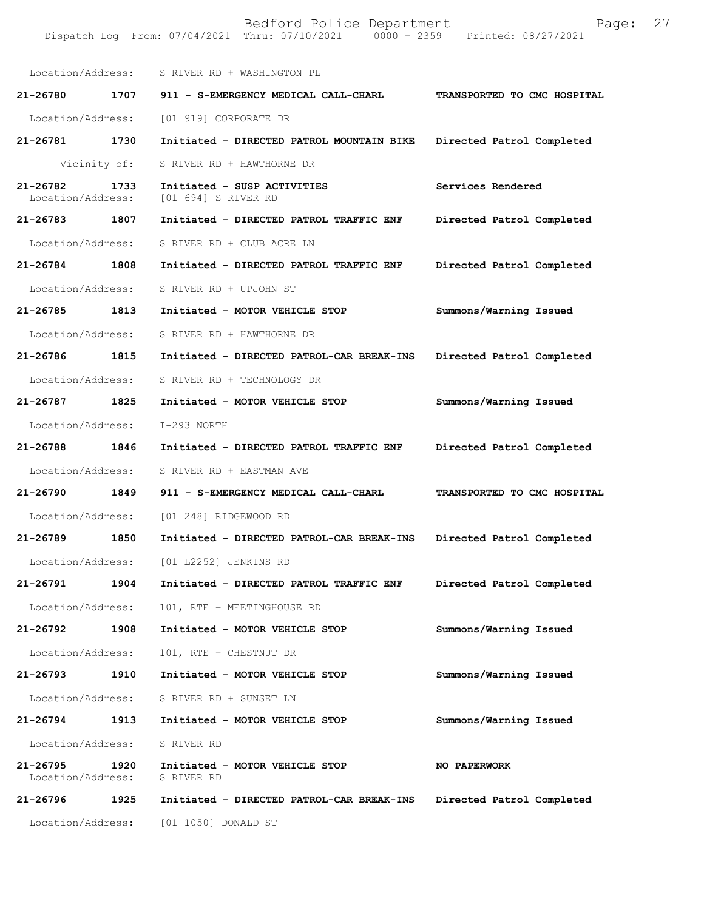Location/Address: S RIVER RD + WASHINGTON PL

**21-26780 1707 911 - S-EMERGENCY MEDICAL CALL-CHARL TRANSPORTED TO CMC HOSPITAL**

Location/Address: [01 919] CORPORATE DR

**21-26781 1730 Initiated - DIRECTED PATROL MOUNTAIN BIKE Directed Patrol Completed**

Vicinity of: S RIVER RD + HAWTHORNE DR

**21-26782 1733 Initiated - SUSP ACTIVITIES Services Rendered**
Location/Address: [01 694] S RIVER RD

**21-26783 1807 Initiated - DIRECTED PATROL TRAFFIC ENF Directed Patrol Completed**

Location/Address: S RIVER RD + CLUB ACRE LN

**21-26784 1808 Initiated - DIRECTED PATROL TRAFFIC ENF Directed Patrol Completed**

Location/Address: S RIVER RD + UPJOHN ST

**21-26785 1813 Initiated - MOTOR VEHICLE STOP Summons/Warning Issued**

Location/Address: S RIVER RD + HAWTHORNE DR

**21-26786 1815 Initiated - DIRECTED PATROL-CAR BREAK-INS Directed Patrol Completed**

Location/Address: S RIVER RD + TECHNOLOGY DR

**21-26787 1825 Initiated - MOTOR VEHICLE STOP Summons/Warning Issued**

Location/Address: I-293 NORTH

**21-26788 1846 Initiated - DIRECTED PATROL TRAFFIC ENF Directed Patrol Completed**

Location/Address: S RIVER RD + EASTMAN AVE

**21-26790 1849 911 - S-EMERGENCY MEDICAL CALL-CHARL TRANSPORTED TO CMC HOSPITAL**

Location/Address: [01 248] RIDGEWOOD RD

**21-26789 1850 Initiated - DIRECTED PATROL-CAR BREAK-INS Directed Patrol Completed**

Location/Address: [01 L2252] JENKINS RD

**21-26791 1904 Initiated - DIRECTED PATROL TRAFFIC ENF Directed Patrol Completed**

Location/Address: 101, RTE + MEETINGHOUSE RD

**21-26792 1908 Initiated - MOTOR VEHICLE STOP Summons/Warning Issued**

Location/Address: 101, RTE + CHESTNUT DR

**21-26793 1910 Initiated - MOTOR VEHICLE STOP Summons/Warning Issued**

Location/Address: S RIVER RD + SUNSET LN

**21-26794 1913 Initiated - MOTOR VEHICLE STOP Summons/Warning Issued**

Location/Address: S RIVER RD

**21-26795 1920 Initiated - MOTOR VEHICLE STOP NO PAPERWORK**
Location/Address: S RIVER RD

**21-26796 1925 Initiated - DIRECTED PATROL-CAR BREAK-INS Directed Patrol Completed**

Location/Address: [01 1050] DONALD ST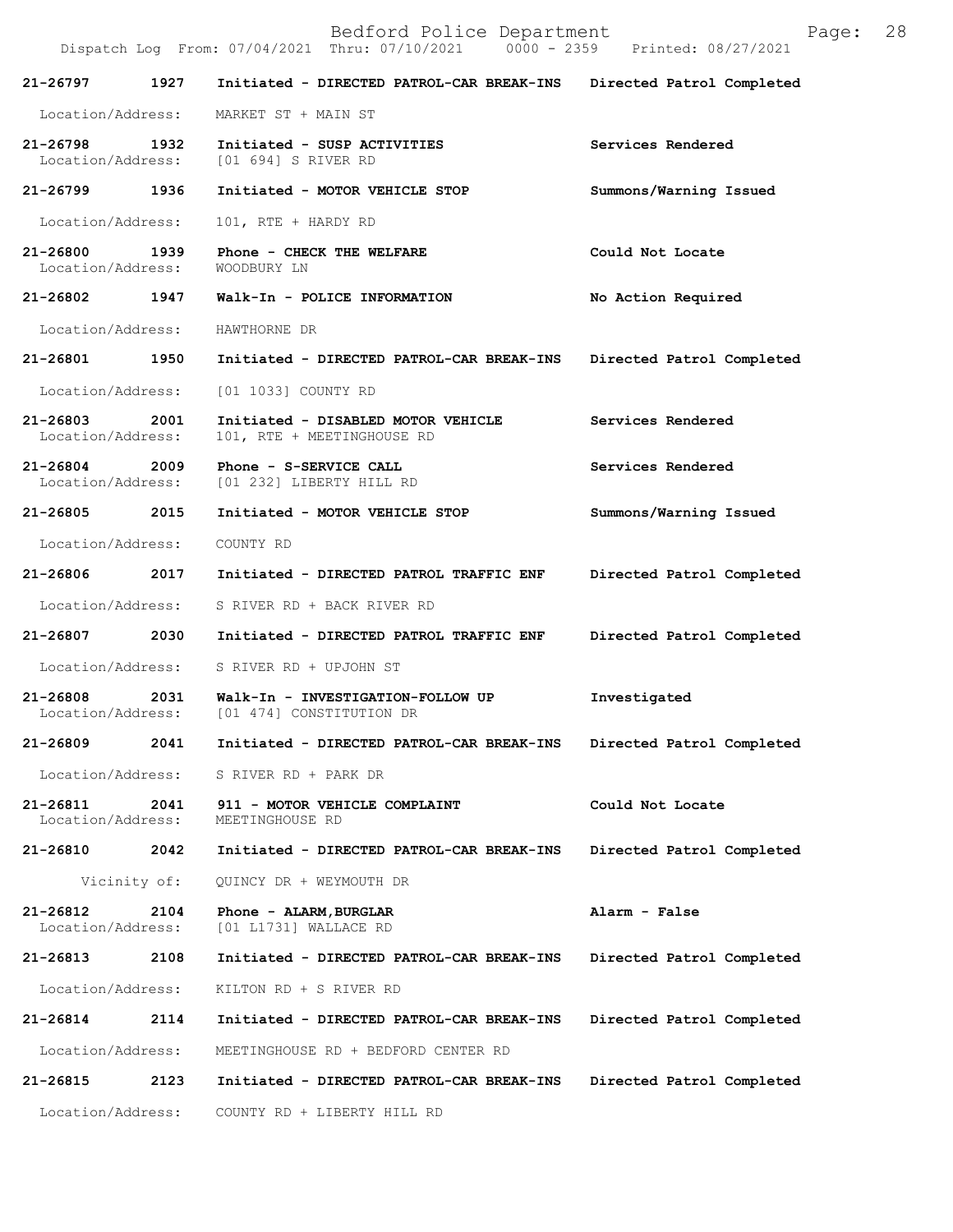| Call # | Time | Type | Disposition |
|---|---|---|---|
| **21-26797** | **1927** | **Initiated - DIRECTED PATROL-CAR BREAK-INS** | **Directed Patrol Completed** |
| Location/Address: | | MARKET ST + MAIN ST | |
| **21-26798** | **1932** | **Initiated - SUSP ACTIVITIES** | **Services Rendered** |
| Location/Address: | | [01 694] S RIVER RD | |
| **21-26799** | **1936** | **Initiated - MOTOR VEHICLE STOP** | **Summons/Warning Issued** |
| Location/Address: | | 101, RTE + HARDY RD | |
| **21-26800** | **1939** | **Phone - CHECK THE WELFARE** | **Could Not Locate** |
| Location/Address: | | WOODBURY LN | |
| **21-26802** | **1947** | **Walk-In - POLICE INFORMATION** | **No Action Required** |
| Location/Address: | | HAWTHORNE DR | |
| **21-26801** | **1950** | **Initiated - DIRECTED PATROL-CAR BREAK-INS** | **Directed Patrol Completed** |
| Location/Address: | | [01 1033] COUNTY RD | |
| **21-26803** | **2001** | **Initiated - DISABLED MOTOR VEHICLE** | **Services Rendered** |
| Location/Address: | | 101, RTE + MEETINGHOUSE RD | |
| **21-26804** | **2009** | **Phone - S-SERVICE CALL** | **Services Rendered** |
| Location/Address: | | [01 232] LIBERTY HILL RD | |
| **21-26805** | **2015** | **Initiated - MOTOR VEHICLE STOP** | **Summons/Warning Issued** |
| Location/Address: | | COUNTY RD | |
| **21-26806** | **2017** | **Initiated - DIRECTED PATROL TRAFFIC ENF** | **Directed Patrol Completed** |
| Location/Address: | | S RIVER RD + BACK RIVER RD | |
| **21-26807** | **2030** | **Initiated - DIRECTED PATROL TRAFFIC ENF** | **Directed Patrol Completed** |
| Location/Address: | | S RIVER RD + UPJOHN ST | |
| **21-26808** | **2031** | **Walk-In - INVESTIGATION-FOLLOW UP** | **Investigated** |
| Location/Address: | | [01 474] CONSTITUTION DR | |
| **21-26809** | **2041** | **Initiated - DIRECTED PATROL-CAR BREAK-INS** | **Directed Patrol Completed** |
| Location/Address: | | S RIVER RD + PARK DR | |
| **21-26811** | **2041** | **911 - MOTOR VEHICLE COMPLAINT** | **Could Not Locate** |
| Location/Address: | | MEETINGHOUSE RD | |
| **21-26810** | **2042** | **Initiated - DIRECTED PATROL-CAR BREAK-INS** | **Directed Patrol Completed** |
| Vicinity of: | | QUINCY DR + WEYMOUTH DR | |
| **21-26812** | **2104** | **Phone - ALARM,BURGLAR** | **Alarm - False** |
| Location/Address: | | [01 L1731] WALLACE RD | |
| **21-26813** | **2108** | **Initiated - DIRECTED PATROL-CAR BREAK-INS** | **Directed Patrol Completed** |
| Location/Address: | | KILTON RD + S RIVER RD | |
| **21-26814** | **2114** | **Initiated - DIRECTED PATROL-CAR BREAK-INS** | **Directed Patrol Completed** |
| Location/Address: | | MEETINGHOUSE RD + BEDFORD CENTER RD | |
| **21-26815** | **2123** | **Initiated - DIRECTED PATROL-CAR BREAK-INS** | **Directed Patrol Completed** |
| Location/Address: | | COUNTY RD + LIBERTY HILL RD | |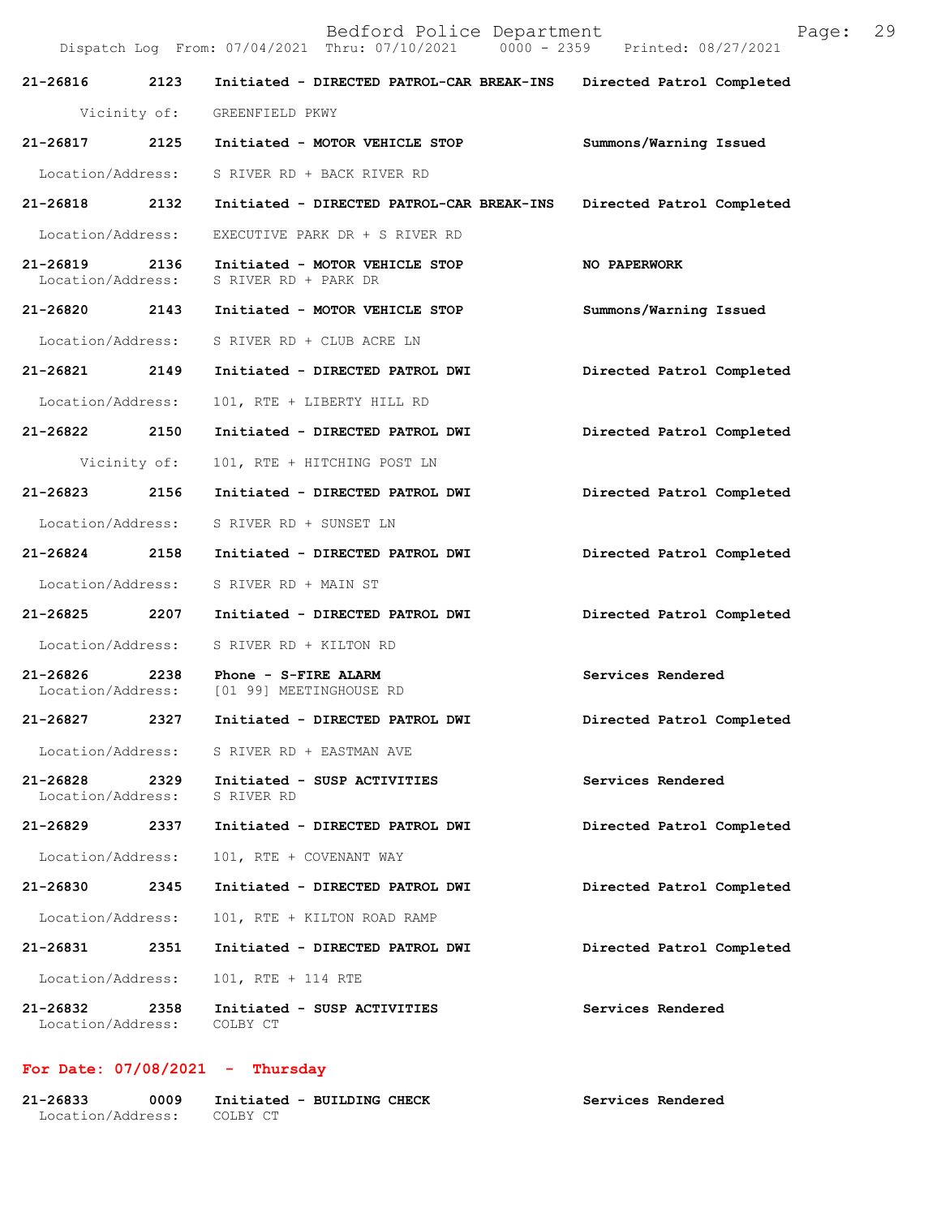**21-26816 2123 Initiated - DIRECTED PATROL-CAR BREAK-INS — Directed Patrol Completed**
Vicinity of: GREENFIELD PKWY

**21-26817 2125 Initiated - MOTOR VEHICLE STOP — Summons/Warning Issued**
Location/Address: S RIVER RD + BACK RIVER RD

**21-26818 2132 Initiated - DIRECTED PATROL-CAR BREAK-INS — Directed Patrol Completed**
Location/Address: EXECUTIVE PARK DR + S RIVER RD

**21-26819 2136 Initiated - MOTOR VEHICLE STOP — NO PAPERWORK**
Location/Address: S RIVER RD + PARK DR

**21-26820 2143 Initiated - MOTOR VEHICLE STOP — Summons/Warning Issued**
Location/Address: S RIVER RD + CLUB ACRE LN

**21-26821 2149 Initiated - DIRECTED PATROL DWI — Directed Patrol Completed**
Location/Address: 101, RTE + LIBERTY HILL RD

**21-26822 2150 Initiated - DIRECTED PATROL DWI — Directed Patrol Completed**
Vicinity of: 101, RTE + HITCHING POST LN

**21-26823 2156 Initiated - DIRECTED PATROL DWI — Directed Patrol Completed**
Location/Address: S RIVER RD + SUNSET LN

**21-26824 2158 Initiated - DIRECTED PATROL DWI — Directed Patrol Completed**
Location/Address: S RIVER RD + MAIN ST

**21-26825 2207 Initiated - DIRECTED PATROL DWI — Directed Patrol Completed**
Location/Address: S RIVER RD + KILTON RD

**21-26826 2238 Phone - S-FIRE ALARM — Services Rendered**
Location/Address: [01 99] MEETINGHOUSE RD

**21-26827 2327 Initiated - DIRECTED PATROL DWI — Directed Patrol Completed**
Location/Address: S RIVER RD + EASTMAN AVE

**21-26828 2329 Initiated - SUSP ACTIVITIES — Services Rendered**
Location/Address: S RIVER RD

**21-26829 2337 Initiated - DIRECTED PATROL DWI — Directed Patrol Completed**
Location/Address: 101, RTE + COVENANT WAY

**21-26830 2345 Initiated - DIRECTED PATROL DWI — Directed Patrol Completed**
Location/Address: 101, RTE + KILTON ROAD RAMP

**21-26831 2351 Initiated - DIRECTED PATROL DWI — Directed Patrol Completed**
Location/Address: 101, RTE + 114 RTE

**21-26832 2358 Initiated - SUSP ACTIVITIES — Services Rendered**
Location/Address: COLBY CT

## For Date: 07/08/2021 - Thursday

**21-26833 0009 Initiated - BUILDING CHECK — Services Rendered**
Location/Address: COLBY CT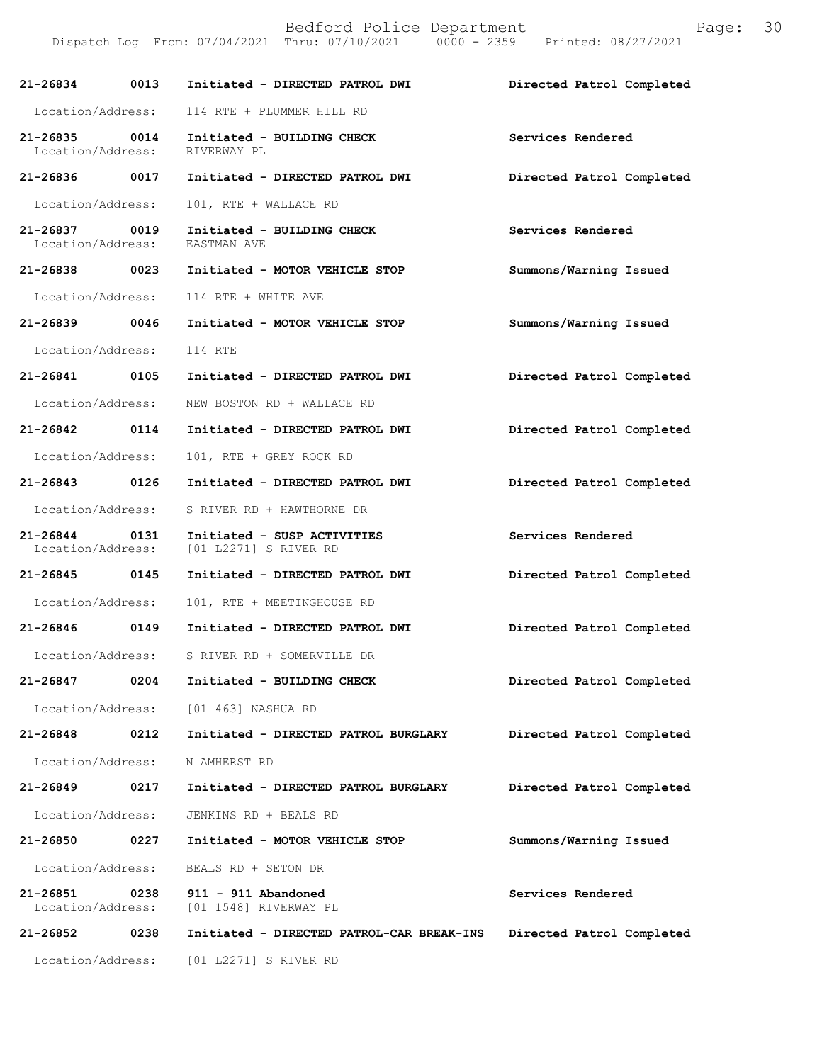| Call Number | Time | Call Reason | Action |
|---|---|---|---|
| 21-26834 | 0013 | Initiated - DIRECTED PATROL DWI | Directed Patrol Completed |
| Location/Address: | | 114 RTE + PLUMMER HILL RD | |
| 21-26835 | 0014 | Initiated - BUILDING CHECK | Services Rendered |
| Location/Address: | | RIVERWAY PL | |
| 21-26836 | 0017 | Initiated - DIRECTED PATROL DWI | Directed Patrol Completed |
| Location/Address: | | 101, RTE + WALLACE RD | |
| 21-26837 | 0019 | Initiated - BUILDING CHECK | Services Rendered |
| Location/Address: | | EASTMAN AVE | |
| 21-26838 | 0023 | Initiated - MOTOR VEHICLE STOP | Summons/Warning Issued |
| Location/Address: | | 114 RTE + WHITE AVE | |
| 21-26839 | 0046 | Initiated - MOTOR VEHICLE STOP | Summons/Warning Issued |
| Location/Address: | | 114 RTE | |
| 21-26841 | 0105 | Initiated - DIRECTED PATROL DWI | Directed Patrol Completed |
| Location/Address: | | NEW BOSTON RD + WALLACE RD | |
| 21-26842 | 0114 | Initiated - DIRECTED PATROL DWI | Directed Patrol Completed |
| Location/Address: | | 101, RTE + GREY ROCK RD | |
| 21-26843 | 0126 | Initiated - DIRECTED PATROL DWI | Directed Patrol Completed |
| Location/Address: | | S RIVER RD + HAWTHORNE DR | |
| 21-26844 | 0131 | Initiated - SUSP ACTIVITIES | Services Rendered |
| Location/Address: | | [01 L2271] S RIVER RD | |
| 21-26845 | 0145 | Initiated - DIRECTED PATROL DWI | Directed Patrol Completed |
| Location/Address: | | 101, RTE + MEETINGHOUSE RD | |
| 21-26846 | 0149 | Initiated - DIRECTED PATROL DWI | Directed Patrol Completed |
| Location/Address: | | S RIVER RD + SOMERVILLE DR | |
| 21-26847 | 0204 | Initiated - BUILDING CHECK | Directed Patrol Completed |
| Location/Address: | | [01 463] NASHUA RD | |
| 21-26848 | 0212 | Initiated - DIRECTED PATROL BURGLARY | Directed Patrol Completed |
| Location/Address: | | N AMHERST RD | |
| 21-26849 | 0217 | Initiated - DIRECTED PATROL BURGLARY | Directed Patrol Completed |
| Location/Address: | | JENKINS RD + BEALS RD | |
| 21-26850 | 0227 | Initiated - MOTOR VEHICLE STOP | Summons/Warning Issued |
| Location/Address: | | BEALS RD + SETON DR | |
| 21-26851 | 0238 | 911 - 911 Abandoned | Services Rendered |
| Location/Address: | | [01 1548] RIVERWAY PL | |
| 21-26852 | 0238 | Initiated - DIRECTED PATROL-CAR BREAK-INS | Directed Patrol Completed |
| Location/Address: | | [01 L2271] S RIVER RD | |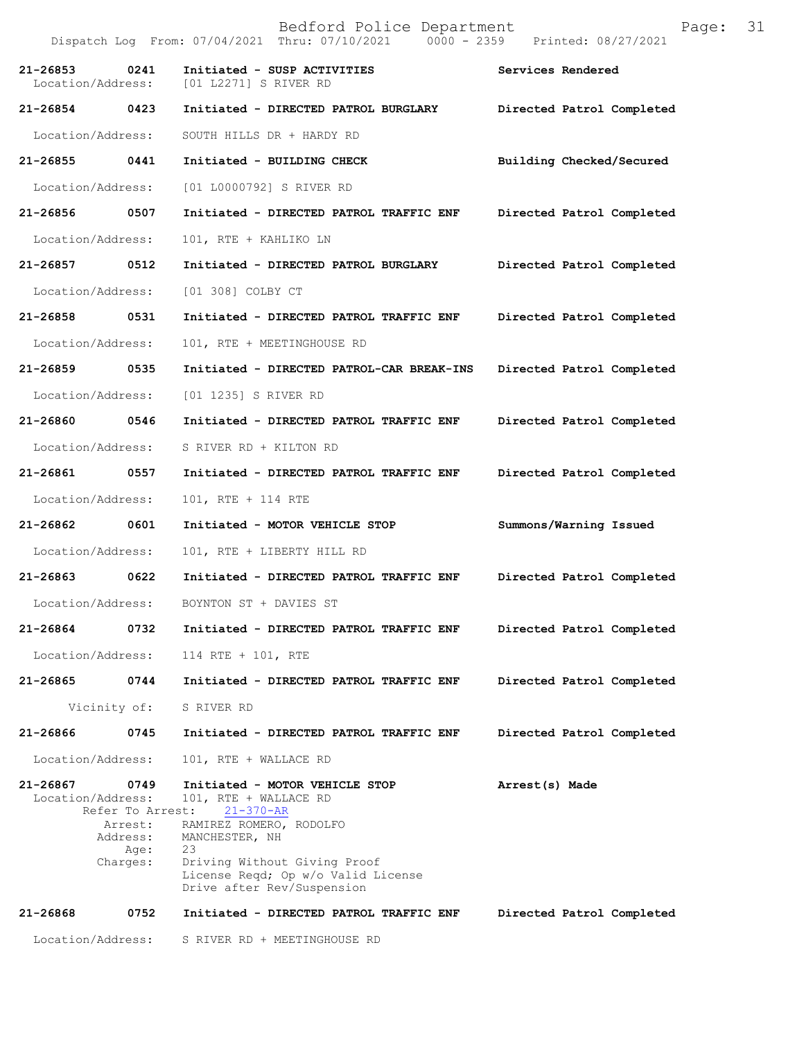21-26853 0241 Initiated - SUSP ACTIVITIES Services Rendered
Location/Address: [01 L2271] S RIVER RD

21-26854 0423 Initiated - DIRECTED PATROL BURGLARY Directed Patrol Completed
Location/Address: SOUTH HILLS DR + HARDY RD

21-26855 0441 Initiated - BUILDING CHECK Building Checked/Secured
Location/Address: [01 L0000792] S RIVER RD

21-26856 0507 Initiated - DIRECTED PATROL TRAFFIC ENF Directed Patrol Completed
Location/Address: 101, RTE + KAHLIKO LN

21-26857 0512 Initiated - DIRECTED PATROL BURGLARY Directed Patrol Completed
Location/Address: [01 308] COLBY CT

21-26858 0531 Initiated - DIRECTED PATROL TRAFFIC ENF Directed Patrol Completed
Location/Address: 101, RTE + MEETINGHOUSE RD

21-26859 0535 Initiated - DIRECTED PATROL-CAR BREAK-INS Directed Patrol Completed
Location/Address: [01 1235] S RIVER RD

21-26860 0546 Initiated - DIRECTED PATROL TRAFFIC ENF Directed Patrol Completed
Location/Address: S RIVER RD + KILTON RD

21-26861 0557 Initiated - DIRECTED PATROL TRAFFIC ENF Directed Patrol Completed
Location/Address: 101, RTE + 114 RTE

21-26862 0601 Initiated - MOTOR VEHICLE STOP Summons/Warning Issued
Location/Address: 101, RTE + LIBERTY HILL RD

21-26863 0622 Initiated - DIRECTED PATROL TRAFFIC ENF Directed Patrol Completed
Location/Address: BOYNTON ST + DAVIES ST

21-26864 0732 Initiated - DIRECTED PATROL TRAFFIC ENF Directed Patrol Completed
Location/Address: 114 RTE + 101, RTE

21-26865 0744 Initiated - DIRECTED PATROL TRAFFIC ENF Directed Patrol Completed
Vicinity of: S RIVER RD

21-26866 0745 Initiated - DIRECTED PATROL TRAFFIC ENF Directed Patrol Completed
Location/Address: 101, RTE + WALLACE RD

21-26867 0749 Initiated - MOTOR VEHICLE STOP Arrest(s) Made
Location/Address: 101, RTE + WALLACE RD
Refer To Arrest: 21-370-AR
Arrest: RAMIREZ ROMERO, RODOLFO
Address: MANCHESTER, NH
Age: 23
Charges: Driving Without Giving Proof
License Reqd; Op w/o Valid License
Drive after Rev/Suspension

21-26868 0752 Initiated - DIRECTED PATROL TRAFFIC ENF Directed Patrol Completed
Location/Address: S RIVER RD + MEETINGHOUSE RD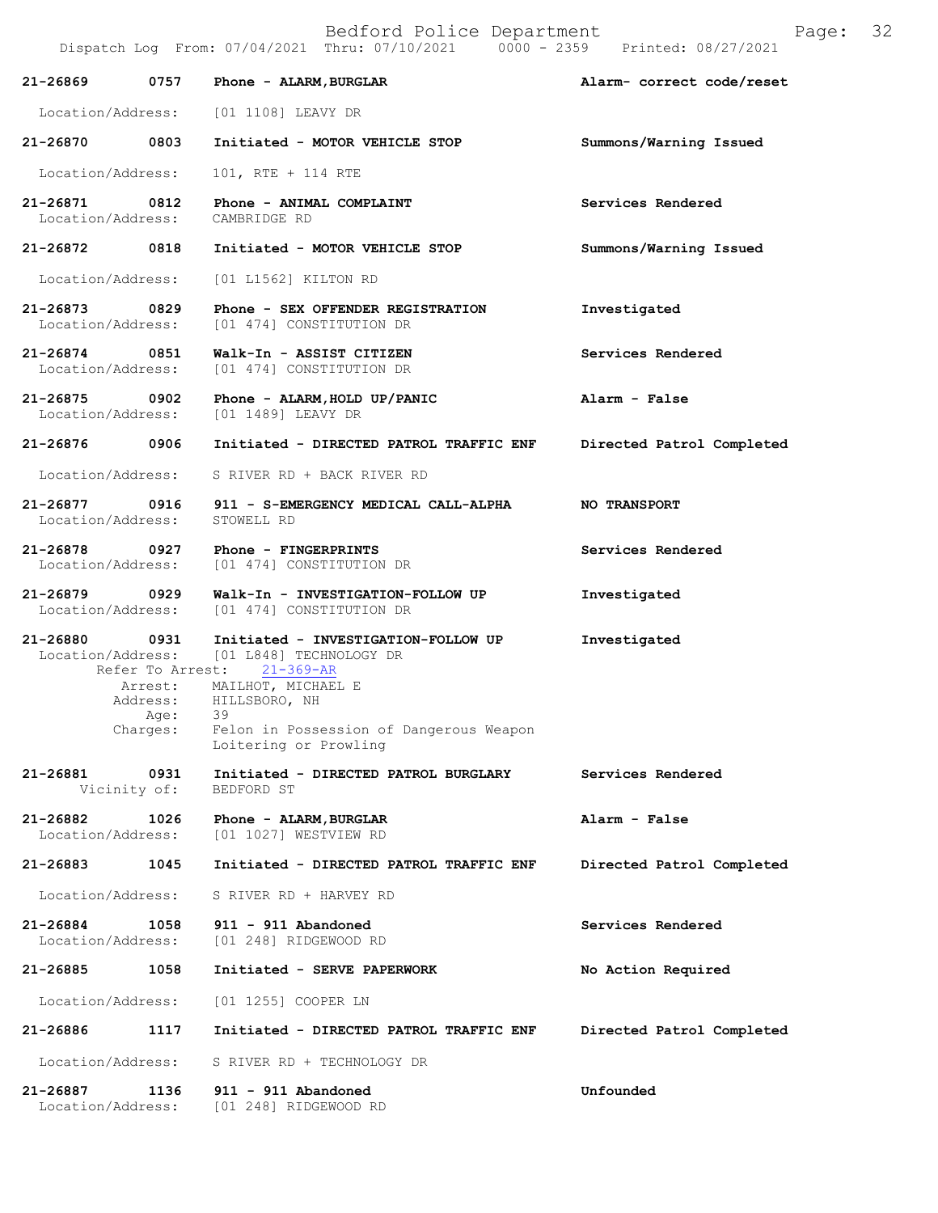Bedford Police Department

Dispatch Log From: 07/04/2021 Thru: 07/10/2021 0000 - 2359 Printed: 08/27/2021

**21-26869 0757 Phone - ALARM,BURGLAR** — **Alarm- correct code/reset**
Location/Address: [01 1108] LEAVY DR

**21-26870 0803 Initiated - MOTOR VEHICLE STOP** — **Summons/Warning Issued**
Location/Address: 101, RTE + 114 RTE

**21-26871 0812 Phone - ANIMAL COMPLAINT** — **Services Rendered**
Location/Address: CAMBRIDGE RD

**21-26872 0818 Initiated - MOTOR VEHICLE STOP** — **Summons/Warning Issued**
Location/Address: [01 L1562] KILTON RD

**21-26873 0829 Phone - SEX OFFENDER REGISTRATION** — **Investigated**
Location/Address: [01 474] CONSTITUTION DR

**21-26874 0851 Walk-In - ASSIST CITIZEN** — **Services Rendered**
Location/Address: [01 474] CONSTITUTION DR

**21-26875 0902 Phone - ALARM,HOLD UP/PANIC** — **Alarm - False**
Location/Address: [01 1489] LEAVY DR

**21-26876 0906 Initiated - DIRECTED PATROL TRAFFIC ENF** — **Directed Patrol Completed**
Location/Address: S RIVER RD + BACK RIVER RD

**21-26877 0916 911 - S-EMERGENCY MEDICAL CALL-ALPHA** — **NO TRANSPORT**
Location/Address: STOWELL RD

**21-26878 0927 Phone - FINGERPRINTS** — **Services Rendered**
Location/Address: [01 474] CONSTITUTION DR

**21-26879 0929 Walk-In - INVESTIGATION-FOLLOW UP** — **Investigated**
Location/Address: [01 474] CONSTITUTION DR

**21-26880 0931 Initiated - INVESTIGATION-FOLLOW UP** — **Investigated**
Location/Address: [01 L848] TECHNOLOGY DR
Refer To Arrest: 21-369-AR
Arrest: MAILHOT, MICHAEL E
Address: HILLSBORO, NH
Age: 39
Charges: Felon in Possession of Dangerous Weapon
Loitering or Prowling

**21-26881 0931 Initiated - DIRECTED PATROL BURGLARY** — **Services Rendered**
Vicinity of: BEDFORD ST

**21-26882 1026 Phone - ALARM,BURGLAR** — **Alarm - False**
Location/Address: [01 1027] WESTVIEW RD

**21-26883 1045 Initiated - DIRECTED PATROL TRAFFIC ENF** — **Directed Patrol Completed**
Location/Address: S RIVER RD + HARVEY RD

**21-26884 1058 911 - 911 Abandoned** — **Services Rendered**
Location/Address: [01 248] RIDGEWOOD RD

**21-26885 1058 Initiated - SERVE PAPERWORK** — **No Action Required**
Location/Address: [01 1255] COOPER LN

**21-26886 1117 Initiated - DIRECTED PATROL TRAFFIC ENF** — **Directed Patrol Completed**
Location/Address: S RIVER RD + TECHNOLOGY DR

**21-26887 1136 911 - 911 Abandoned** — **Unfounded**
Location/Address: [01 248] RIDGEWOOD RD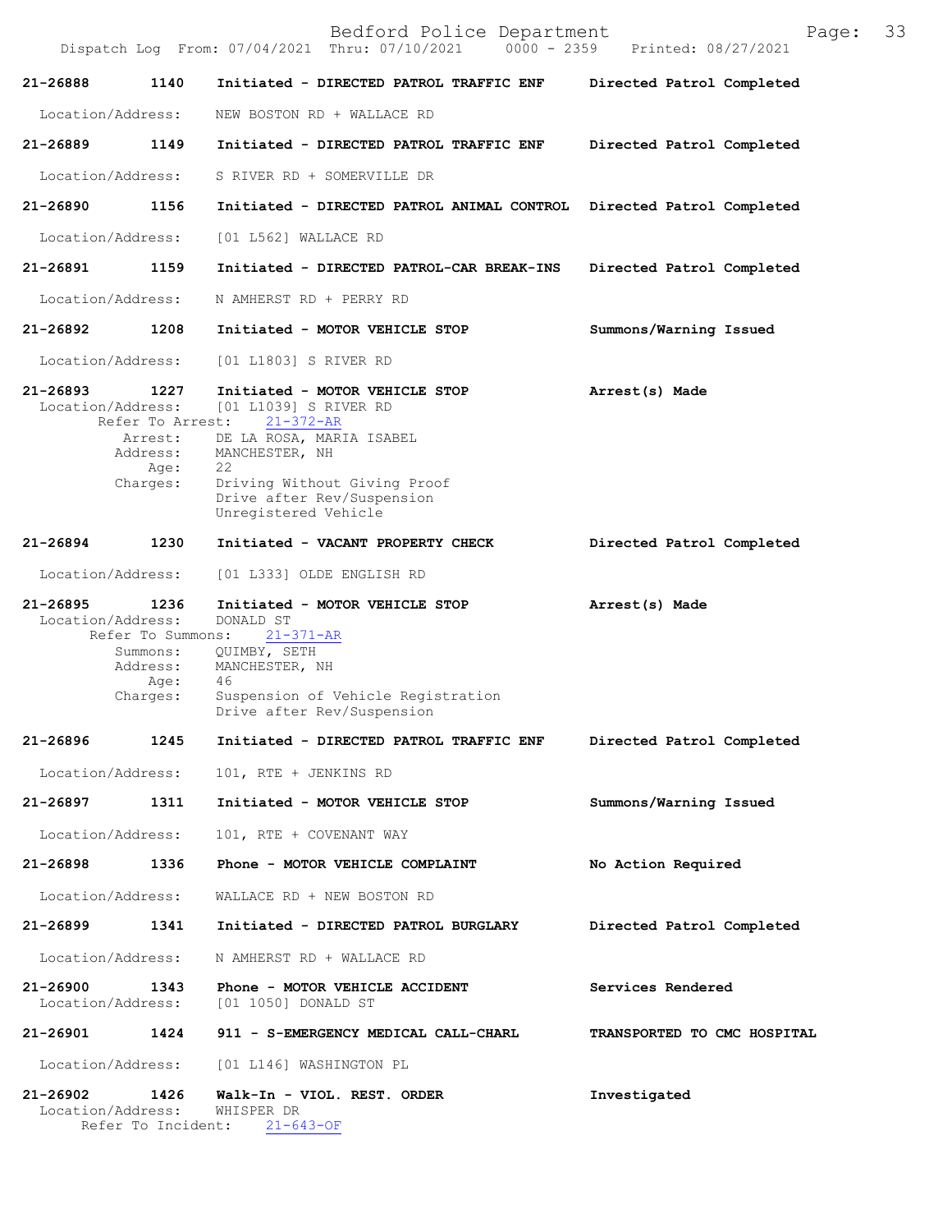21-26888 1140 Initiated - DIRECTED PATROL TRAFFIC ENF Directed Patrol Completed

Location/Address: NEW BOSTON RD + WALLACE RD

21-26889 1149 Initiated - DIRECTED PATROL TRAFFIC ENF Directed Patrol Completed

Location/Address: S RIVER RD + SOMERVILLE DR

21-26890 1156 Initiated - DIRECTED PATROL ANIMAL CONTROL Directed Patrol Completed

Location/Address: [01 L562] WALLACE RD

21-26891 1159 Initiated - DIRECTED PATROL-CAR BREAK-INS Directed Patrol Completed

Location/Address: N AMHERST RD + PERRY RD

21-26892 1208 Initiated - MOTOR VEHICLE STOP Summons/Warning Issued

Location/Address: [01 L1803] S RIVER RD

21-26893 1227 Initiated - MOTOR VEHICLE STOP Arrest(s) Made
Location/Address: [01 L1039] S RIVER RD
Refer To Arrest: 21-372-AR
Arrest: DE LA ROSA, MARIA ISABEL
Address: MANCHESTER, NH
Age: 22
Charges: Driving Without Giving Proof
Drive after Rev/Suspension
Unregistered Vehicle

21-26894 1230 Initiated - VACANT PROPERTY CHECK Directed Patrol Completed

Location/Address: [01 L333] OLDE ENGLISH RD

21-26895 1236 Initiated - MOTOR VEHICLE STOP Arrest(s) Made
Location/Address: DONALD ST
Refer To Summons: 21-371-AR
Summons: QUIMBY, SETH
Address: MANCHESTER, NH
Age: 46
Charges: Suspension of Vehicle Registration
Drive after Rev/Suspension

21-26896 1245 Initiated - DIRECTED PATROL TRAFFIC ENF Directed Patrol Completed

Location/Address: 101, RTE + JENKINS RD

21-26897 1311 Initiated - MOTOR VEHICLE STOP Summons/Warning Issued

Location/Address: 101, RTE + COVENANT WAY

21-26898 1336 Phone - MOTOR VEHICLE COMPLAINT No Action Required

Location/Address: WALLACE RD + NEW BOSTON RD

21-26899 1341 Initiated - DIRECTED PATROL BURGLARY Directed Patrol Completed

Location/Address: N AMHERST RD + WALLACE RD

21-26900 1343 Phone - MOTOR VEHICLE ACCIDENT Services Rendered
Location/Address: [01 1050] DONALD ST

21-26901 1424 911 - S-EMERGENCY MEDICAL CALL-CHARL TRANSPORTED TO CMC HOSPITAL

Location/Address: [01 L146] WASHINGTON PL

21-26902 1426 Walk-In - VIOL. REST. ORDER Investigated
Location/Address: WHISPER DR
Refer To Incident: 21-643-OF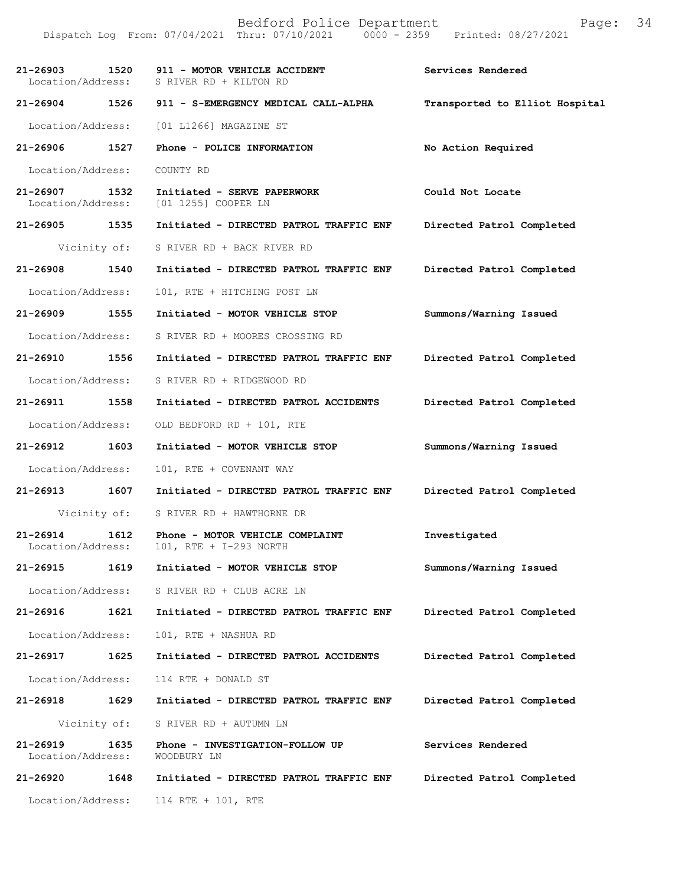| 21-26903 | 1520 | 911 - MOTOR VEHICLE ACCIDENT | Services Rendered |
|---|---|---|---|
| Location/Address: | | S RIVER RD + KILTON RD | |
| 21-26904 | 1526 | 911 - S-EMERGENCY MEDICAL CALL-ALPHA | Transported to Elliot Hospital |
| Location/Address: | | [01 L1266] MAGAZINE ST | |
| 21-26906 | 1527 | Phone - POLICE INFORMATION | No Action Required |
| Location/Address: | | COUNTY RD | |
| 21-26907 | 1532 | Initiated - SERVE PAPERWORK | Could Not Locate |
| Location/Address: | | [01 1255] COOPER LN | |
| 21-26905 | 1535 | Initiated - DIRECTED PATROL TRAFFIC ENF | Directed Patrol Completed |
| Vicinity of: | | S RIVER RD + BACK RIVER RD | |
| 21-26908 | 1540 | Initiated - DIRECTED PATROL TRAFFIC ENF | Directed Patrol Completed |
| Location/Address: | | 101, RTE + HITCHING POST LN | |
| 21-26909 | 1555 | Initiated - MOTOR VEHICLE STOP | Summons/Warning Issued |
| Location/Address: | | S RIVER RD + MOORES CROSSING RD | |
| 21-26910 | 1556 | Initiated - DIRECTED PATROL TRAFFIC ENF | Directed Patrol Completed |
| Location/Address: | | S RIVER RD + RIDGEWOOD RD | |
| 21-26911 | 1558 | Initiated - DIRECTED PATROL ACCIDENTS | Directed Patrol Completed |
| Location/Address: | | OLD BEDFORD RD + 101, RTE | |
| 21-26912 | 1603 | Initiated - MOTOR VEHICLE STOP | Summons/Warning Issued |
| Location/Address: | | 101, RTE + COVENANT WAY | |
| 21-26913 | 1607 | Initiated - DIRECTED PATROL TRAFFIC ENF | Directed Patrol Completed |
| Vicinity of: | | S RIVER RD + HAWTHORNE DR | |
| 21-26914 | 1612 | Phone - MOTOR VEHICLE COMPLAINT | Investigated |
| Location/Address: | | 101, RTE + I-293 NORTH | |
| 21-26915 | 1619 | Initiated - MOTOR VEHICLE STOP | Summons/Warning Issued |
| Location/Address: | | S RIVER RD + CLUB ACRE LN | |
| 21-26916 | 1621 | Initiated - DIRECTED PATROL TRAFFIC ENF | Directed Patrol Completed |
| Location/Address: | | 101, RTE + NASHUA RD | |
| 21-26917 | 1625 | Initiated - DIRECTED PATROL ACCIDENTS | Directed Patrol Completed |
| Location/Address: | | 114 RTE + DONALD ST | |
| 21-26918 | 1629 | Initiated - DIRECTED PATROL TRAFFIC ENF | Directed Patrol Completed |
| Vicinity of: | | S RIVER RD + AUTUMN LN | |
| 21-26919 | 1635 | Phone - INVESTIGATION-FOLLOW UP | Services Rendered |
| Location/Address: | | WOODBURY LN | |
| 21-26920 | 1648 | Initiated - DIRECTED PATROL TRAFFIC ENF | Directed Patrol Completed |
| Location/Address: | | 114 RTE + 101, RTE | |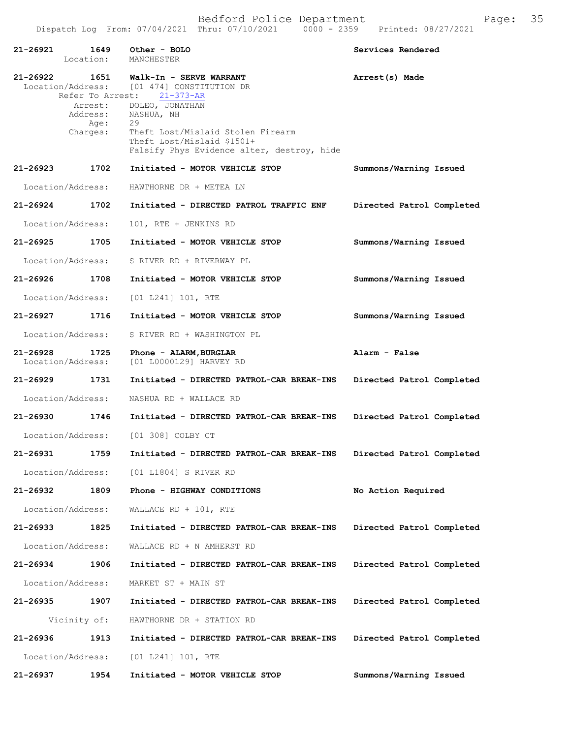| Call # | Time | Call Type | Disposition |
|---|---|---|---|
| 21-26921 | 1649 | Other - BOLO | Services Rendered |
| | | Location: MANCHESTER | |
| 21-26922 | 1651 | Walk-In - SERVE WARRANT | Arrest(s) Made |
| | | Location/Address: [01 474] CONSTITUTION DR | |
| | | Refer To Arrest: 21-373-AR | |
| | | Arrest: DOLEO, JONATHAN | |
| | | Address: NASHUA, NH | |
| | | Age: 29 | |
| | | Charges: Theft Lost/Mislaid Stolen Firearm | |
| | | Theft Lost/Mislaid $1501+ | |
| | | Falsify Phys Evidence alter, destroy, hide | |
| 21-26923 | 1702 | Initiated - MOTOR VEHICLE STOP | Summons/Warning Issued |
| | | Location/Address: HAWTHORNE DR + METEA LN | |
| 21-26924 | 1702 | Initiated - DIRECTED PATROL TRAFFIC ENF | Directed Patrol Completed |
| | | Location/Address: 101, RTE + JENKINS RD | |
| 21-26925 | 1705 | Initiated - MOTOR VEHICLE STOP | Summons/Warning Issued |
| | | Location/Address: S RIVER RD + RIVERWAY PL | |
| 21-26926 | 1708 | Initiated - MOTOR VEHICLE STOP | Summons/Warning Issued |
| | | Location/Address: [01 L241] 101, RTE | |
| 21-26927 | 1716 | Initiated - MOTOR VEHICLE STOP | Summons/Warning Issued |
| | | Location/Address: S RIVER RD + WASHINGTON PL | |
| 21-26928 | 1725 | Phone - ALARM,BURGLAR | Alarm - False |
| | | Location/Address: [01 L0000129] HARVEY RD | |
| 21-26929 | 1731 | Initiated - DIRECTED PATROL-CAR BREAK-INS | Directed Patrol Completed |
| | | Location/Address: NASHUA RD + WALLACE RD | |
| 21-26930 | 1746 | Initiated - DIRECTED PATROL-CAR BREAK-INS | Directed Patrol Completed |
| | | Location/Address: [01 308] COLBY CT | |
| 21-26931 | 1759 | Initiated - DIRECTED PATROL-CAR BREAK-INS | Directed Patrol Completed |
| | | Location/Address: [01 L1804] S RIVER RD | |
| 21-26932 | 1809 | Phone - HIGHWAY CONDITIONS | No Action Required |
| | | Location/Address: WALLACE RD + 101, RTE | |
| 21-26933 | 1825 | Initiated - DIRECTED PATROL-CAR BREAK-INS | Directed Patrol Completed |
| | | Location/Address: WALLACE RD + N AMHERST RD | |
| 21-26934 | 1906 | Initiated - DIRECTED PATROL-CAR BREAK-INS | Directed Patrol Completed |
| | | Location/Address: MARKET ST + MAIN ST | |
| 21-26935 | 1907 | Initiated - DIRECTED PATROL-CAR BREAK-INS | Directed Patrol Completed |
| | | Vicinity of: HAWTHORNE DR + STATION RD | |
| 21-26936 | 1913 | Initiated - DIRECTED PATROL-CAR BREAK-INS | Directed Patrol Completed |
| | | Location/Address: [01 L241] 101, RTE | |
| 21-26937 | 1954 | Initiated - MOTOR VEHICLE STOP | Summons/Warning Issued |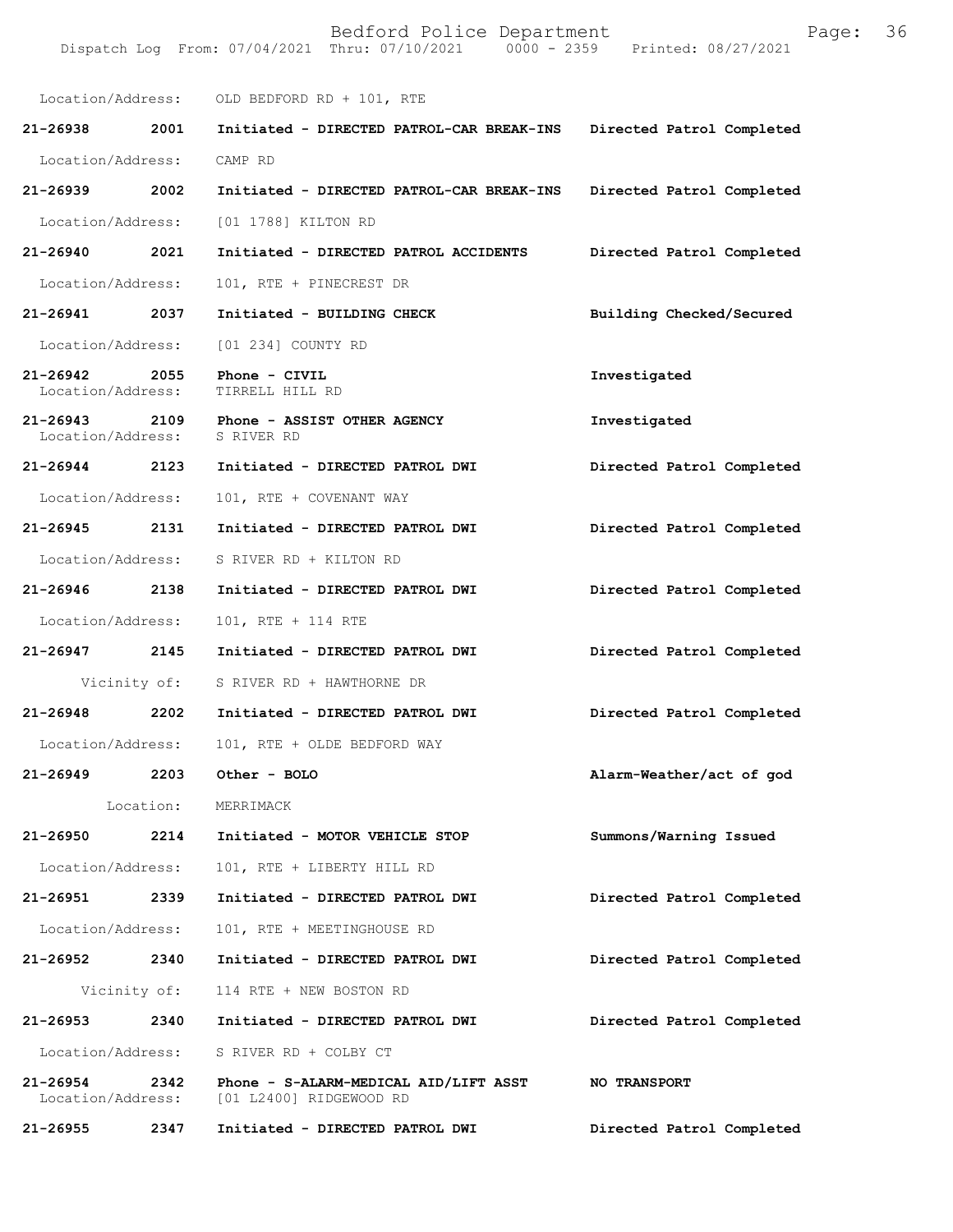Location/Address: OLD BEDFORD RD + 101, RTE

**21-26938 2001 Initiated - DIRECTED PATROL-CAR BREAK-INS** **Directed Patrol Completed**

Location/Address: CAMP RD

**21-26939 2002 Initiated - DIRECTED PATROL-CAR BREAK-INS** **Directed Patrol Completed**

Location/Address: [01 1788] KILTON RD

**21-26940 2021 Initiated - DIRECTED PATROL ACCIDENTS** **Directed Patrol Completed**

Location/Address: 101, RTE + PINECREST DR

**21-26941 2037 Initiated - BUILDING CHECK** **Building Checked/Secured**

Location/Address: [01 234] COUNTY RD

**21-26942 2055 Phone - CIVIL** **Investigated**
Location/Address: TIRRELL HILL RD

**21-26943 2109 Phone - ASSIST OTHER AGENCY** **Investigated**
Location/Address: S RIVER RD

**21-26944 2123 Initiated - DIRECTED PATROL DWI** **Directed Patrol Completed**

Location/Address: 101, RTE + COVENANT WAY

**21-26945 2131 Initiated - DIRECTED PATROL DWI** **Directed Patrol Completed**

Location/Address: S RIVER RD + KILTON RD

**21-26946 2138 Initiated - DIRECTED PATROL DWI** **Directed Patrol Completed**

Location/Address: 101, RTE + 114 RTE

**21-26947 2145 Initiated - DIRECTED PATROL DWI** **Directed Patrol Completed**

Vicinity of: S RIVER RD + HAWTHORNE DR

**21-26948 2202 Initiated - DIRECTED PATROL DWI** **Directed Patrol Completed**

Location/Address: 101, RTE + OLDE BEDFORD WAY

**21-26949 2203 Other - BOLO** **Alarm-Weather/act of god**

Location: MERRIMACK

**21-26950 2214 Initiated - MOTOR VEHICLE STOP** **Summons/Warning Issued**

Location/Address: 101, RTE + LIBERTY HILL RD

**21-26951 2339 Initiated - DIRECTED PATROL DWI** **Directed Patrol Completed**

Location/Address: 101, RTE + MEETINGHOUSE RD

**21-26952 2340 Initiated - DIRECTED PATROL DWI** **Directed Patrol Completed**

Vicinity of: 114 RTE + NEW BOSTON RD

**21-26953 2340 Initiated - DIRECTED PATROL DWI** **Directed Patrol Completed**

Location/Address: S RIVER RD + COLBY CT

**21-26954 2342 Phone - S-ALARM-MEDICAL AID/LIFT ASST** **NO TRANSPORT**
Location/Address: [01 L2400] RIDGEWOOD RD

**21-26955 2347 Initiated - DIRECTED PATROL DWI** **Directed Patrol Completed**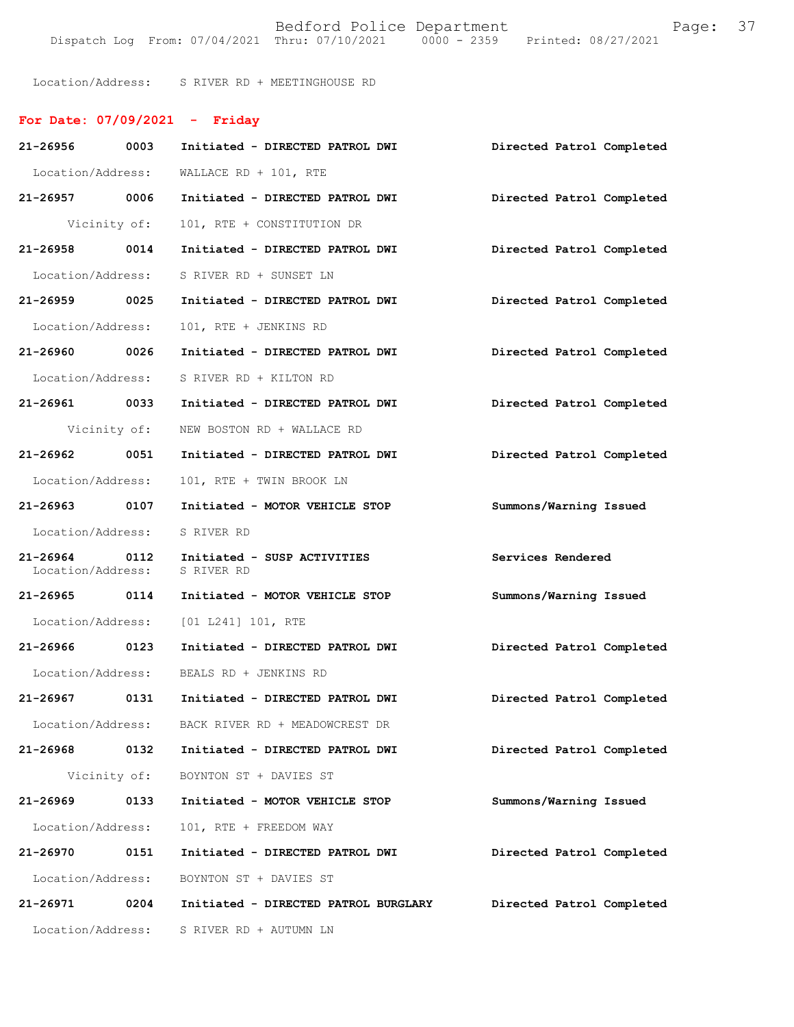Location/Address: S RIVER RD + MEETINGHOUSE RD

## For Date: 07/09/2021 - Friday

**21-26956 0003 Initiated - DIRECTED PATROL DWI** — **Directed Patrol Completed**
Location/Address: WALLACE RD + 101, RTE

**21-26957 0006 Initiated - DIRECTED PATROL DWI** — **Directed Patrol Completed**
Vicinity of: 101, RTE + CONSTITUTION DR

**21-26958 0014 Initiated - DIRECTED PATROL DWI** — **Directed Patrol Completed**
Location/Address: S RIVER RD + SUNSET LN

**21-26959 0025 Initiated - DIRECTED PATROL DWI** — **Directed Patrol Completed**
Location/Address: 101, RTE + JENKINS RD

**21-26960 0026 Initiated - DIRECTED PATROL DWI** — **Directed Patrol Completed**
Location/Address: S RIVER RD + KILTON RD

**21-26961 0033 Initiated - DIRECTED PATROL DWI** — **Directed Patrol Completed**
Vicinity of: NEW BOSTON RD + WALLACE RD

**21-26962 0051 Initiated - DIRECTED PATROL DWI** — **Directed Patrol Completed**
Location/Address: 101, RTE + TWIN BROOK LN

**21-26963 0107 Initiated - MOTOR VEHICLE STOP** — **Summons/Warning Issued**
Location/Address: S RIVER RD

**21-26964 0112 Initiated - SUSP ACTIVITIES** — **Services Rendered**
Location/Address: S RIVER RD

**21-26965 0114 Initiated - MOTOR VEHICLE STOP** — **Summons/Warning Issued**
Location/Address: [01 L241] 101, RTE

**21-26966 0123 Initiated - DIRECTED PATROL DWI** — **Directed Patrol Completed**
Location/Address: BEALS RD + JENKINS RD

**21-26967 0131 Initiated - DIRECTED PATROL DWI** — **Directed Patrol Completed**
Location/Address: BACK RIVER RD + MEADOWCREST DR

**21-26968 0132 Initiated - DIRECTED PATROL DWI** — **Directed Patrol Completed**
Vicinity of: BOYNTON ST + DAVIES ST

**21-26969 0133 Initiated - MOTOR VEHICLE STOP** — **Summons/Warning Issued**
Location/Address: 101, RTE + FREEDOM WAY

**21-26970 0151 Initiated - DIRECTED PATROL DWI** — **Directed Patrol Completed**
Location/Address: BOYNTON ST + DAVIES ST

**21-26971 0204 Initiated - DIRECTED PATROL BURGLARY** — **Directed Patrol Completed**
Location/Address: S RIVER RD + AUTUMN LN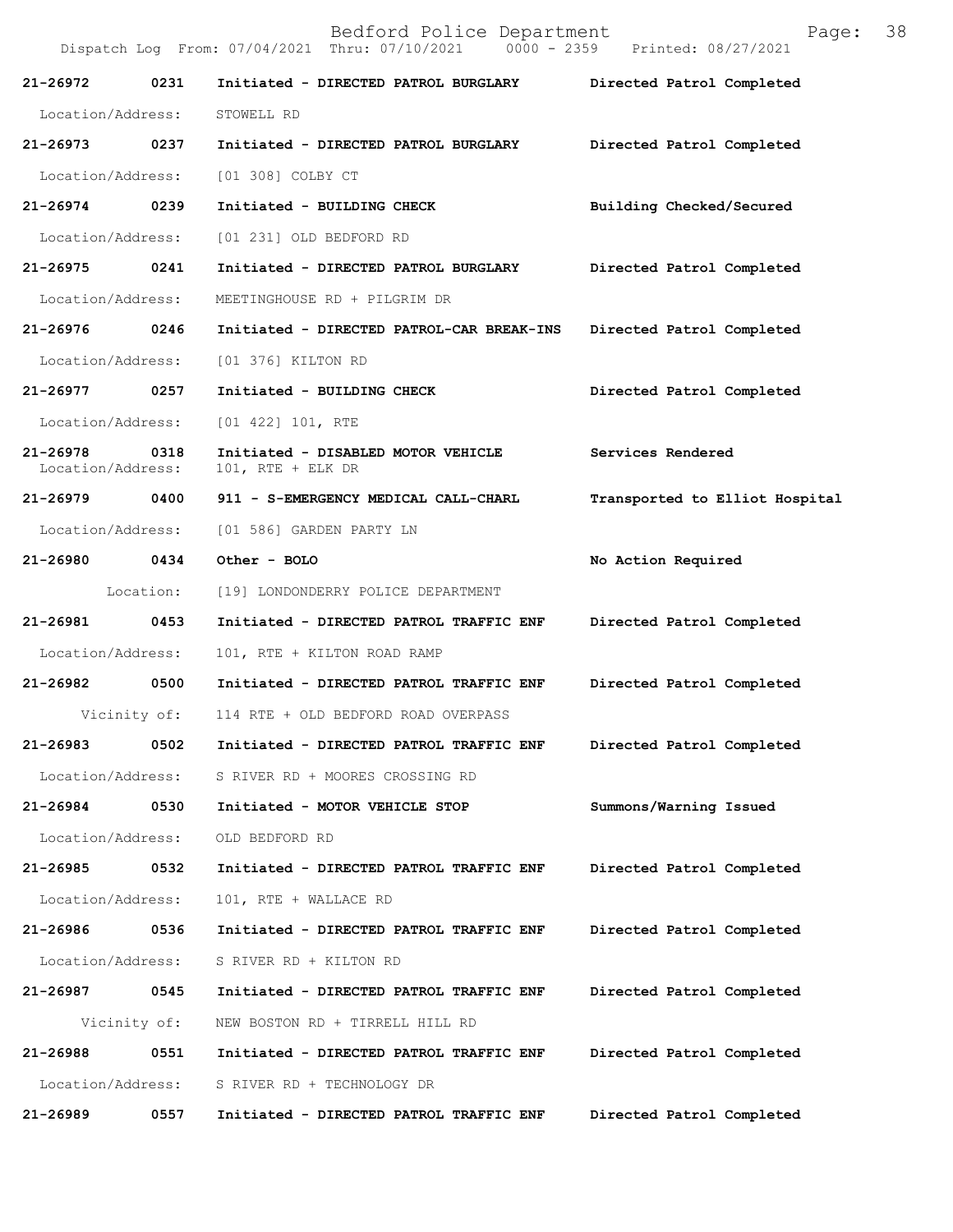Bedford Police Department

Dispatch Log From: 07/04/2021 Thru: 07/10/2021 0000 - 2359 Printed: 08/27/2021

**21-26972 0231 Initiated - DIRECTED PATROL BURGLARY** **Directed Patrol Completed**

Location/Address: STOWELL RD

**21-26973 0237 Initiated - DIRECTED PATROL BURGLARY** **Directed Patrol Completed**

Location/Address: [01 308] COLBY CT

**21-26974 0239 Initiated - BUILDING CHECK** **Building Checked/Secured**

Location/Address: [01 231] OLD BEDFORD RD

**21-26975 0241 Initiated - DIRECTED PATROL BURGLARY** **Directed Patrol Completed**

Location/Address: MEETINGHOUSE RD + PILGRIM DR

**21-26976 0246 Initiated - DIRECTED PATROL-CAR BREAK-INS** **Directed Patrol Completed**

Location/Address: [01 376] KILTON RD

**21-26977 0257 Initiated - BUILDING CHECK** **Directed Patrol Completed**

Location/Address: [01 422] 101, RTE

**21-26978 0318 Initiated - DISABLED MOTOR VEHICLE** **Services Rendered**

Location/Address: 101, RTE + ELK DR

**21-26979 0400 911 - S-EMERGENCY MEDICAL CALL-CHARL** **Transported to Elliot Hospital**

Location/Address: [01 586] GARDEN PARTY LN

**21-26980 0434 Other - BOLO** **No Action Required**

Location: [19] LONDONDERRY POLICE DEPARTMENT

**21-26981 0453 Initiated - DIRECTED PATROL TRAFFIC ENF** **Directed Patrol Completed**

Location/Address: 101, RTE + KILTON ROAD RAMP

**21-26982 0500 Initiated - DIRECTED PATROL TRAFFIC ENF** **Directed Patrol Completed**

Vicinity of: 114 RTE + OLD BEDFORD ROAD OVERPASS

**21-26983 0502 Initiated - DIRECTED PATROL TRAFFIC ENF** **Directed Patrol Completed**

Location/Address: S RIVER RD + MOORES CROSSING RD

**21-26984 0530 Initiated - MOTOR VEHICLE STOP** **Summons/Warning Issued**

Location/Address: OLD BEDFORD RD

**21-26985 0532 Initiated - DIRECTED PATROL TRAFFIC ENF** **Directed Patrol Completed**

Location/Address: 101, RTE + WALLACE RD

**21-26986 0536 Initiated - DIRECTED PATROL TRAFFIC ENF** **Directed Patrol Completed**

Location/Address: S RIVER RD + KILTON RD

**21-26987 0545 Initiated - DIRECTED PATROL TRAFFIC ENF** **Directed Patrol Completed**

Vicinity of: NEW BOSTON RD + TIRRELL HILL RD

**21-26988 0551 Initiated - DIRECTED PATROL TRAFFIC ENF** **Directed Patrol Completed**

Location/Address: S RIVER RD + TECHNOLOGY DR

**21-26989 0557 Initiated - DIRECTED PATROL TRAFFIC ENF** **Directed Patrol Completed**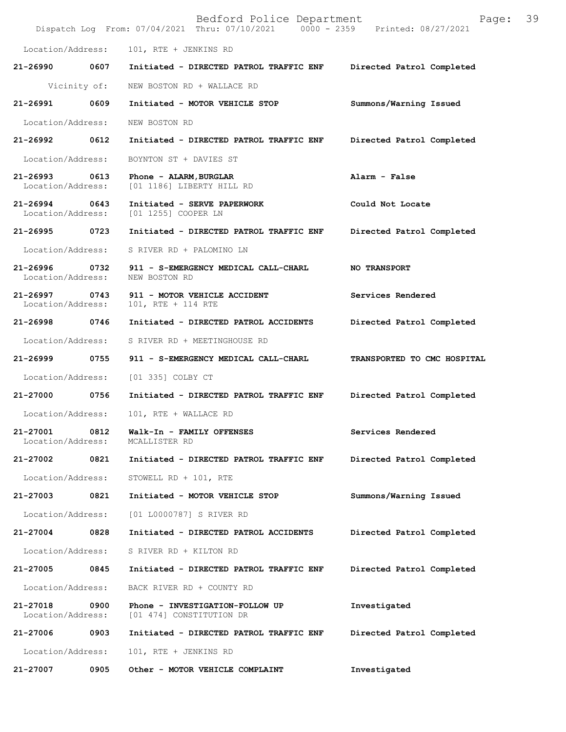Location/Address: 101, RTE + JENKINS RD

**21-26990 0607 Initiated - DIRECTED PATROL TRAFFIC ENF Directed Patrol Completed**

Vicinity of: NEW BOSTON RD + WALLACE RD

**21-26991 0609 Initiated - MOTOR VEHICLE STOP Summons/Warning Issued**

Location/Address: NEW BOSTON RD

**21-26992 0612 Initiated - DIRECTED PATROL TRAFFIC ENF Directed Patrol Completed**

Location/Address: BOYNTON ST + DAVIES ST

**21-26993 0613 Phone - ALARM,BURGLAR Alarm - False**
Location/Address: [01 1186] LIBERTY HILL RD

**21-26994 0643 Initiated - SERVE PAPERWORK Could Not Locate**
Location/Address: [01 1255] COOPER LN

**21-26995 0723 Initiated - DIRECTED PATROL TRAFFIC ENF Directed Patrol Completed**

Location/Address: S RIVER RD + PALOMINO LN

**21-26996 0732 911 - S-EMERGENCY MEDICAL CALL-CHARL NO TRANSPORT**
Location/Address: NEW BOSTON RD

**21-26997 0743 911 - MOTOR VEHICLE ACCIDENT Services Rendered**
Location/Address: 101, RTE + 114 RTE

**21-26998 0746 Initiated - DIRECTED PATROL ACCIDENTS Directed Patrol Completed**

Location/Address: S RIVER RD + MEETINGHOUSE RD

**21-26999 0755 911 - S-EMERGENCY MEDICAL CALL-CHARL TRANSPORTED TO CMC HOSPITAL**

Location/Address: [01 335] COLBY CT

**21-27000 0756 Initiated - DIRECTED PATROL TRAFFIC ENF Directed Patrol Completed**

Location/Address: 101, RTE + WALLACE RD

**21-27001 0812 Walk-In - FAMILY OFFENSES Services Rendered**
Location/Address: MCALLISTER RD

**21-27002 0821 Initiated - DIRECTED PATROL TRAFFIC ENF Directed Patrol Completed**

Location/Address: STOWELL RD + 101, RTE

**21-27003 0821 Initiated - MOTOR VEHICLE STOP Summons/Warning Issued**

Location/Address: [01 L0000787] S RIVER RD

**21-27004 0828 Initiated - DIRECTED PATROL ACCIDENTS Directed Patrol Completed**

Location/Address: S RIVER RD + KILTON RD

**21-27005 0845 Initiated - DIRECTED PATROL TRAFFIC ENF Directed Patrol Completed**

Location/Address: BACK RIVER RD + COUNTY RD

**21-27018 0900 Phone - INVESTIGATION-FOLLOW UP Investigated**
Location/Address: [01 474] CONSTITUTION DR

**21-27006 0903 Initiated - DIRECTED PATROL TRAFFIC ENF Directed Patrol Completed**

Location/Address: 101, RTE + JENKINS RD

**21-27007 0905 Other - MOTOR VEHICLE COMPLAINT Investigated**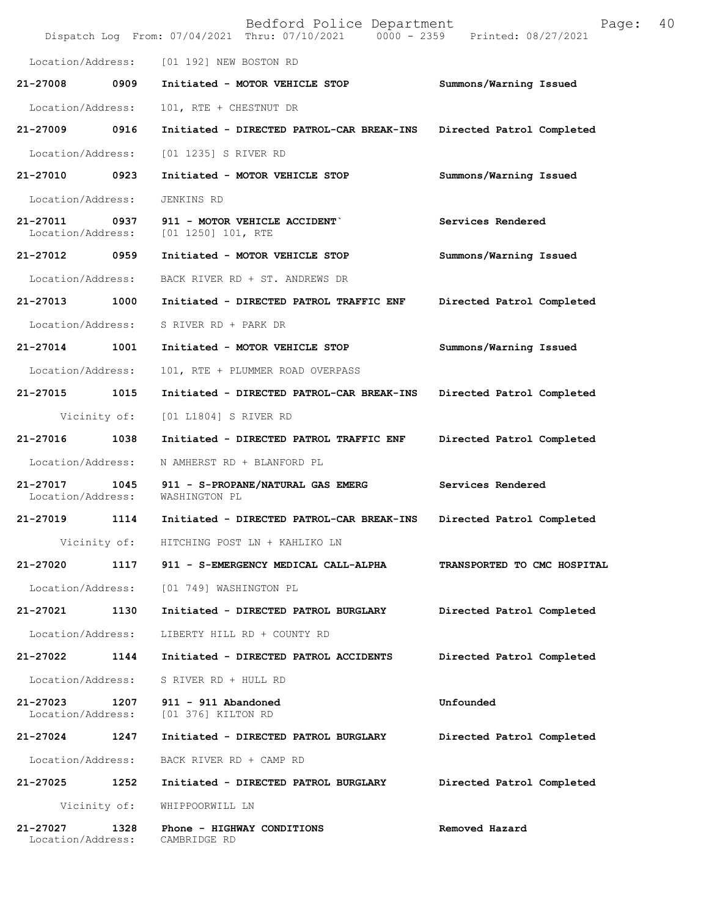Location/Address: [01 192] NEW BOSTON RD

**21-27008 0909 Initiated - MOTOR VEHICLE STOP** **Summons/Warning Issued**

Location/Address: 101, RTE + CHESTNUT DR

**21-27009 0916 Initiated - DIRECTED PATROL-CAR BREAK-INS** **Directed Patrol Completed**

Location/Address: [01 1235] S RIVER RD

**21-27010 0923 Initiated - MOTOR VEHICLE STOP** **Summons/Warning Issued**

Location/Address: JENKINS RD

**21-27011 0937 911 - MOTOR VEHICLE ACCIDENT`** **Services Rendered**
Location/Address: [01 1250] 101, RTE

**21-27012 0959 Initiated - MOTOR VEHICLE STOP** **Summons/Warning Issued**

Location/Address: BACK RIVER RD + ST. ANDREWS DR

**21-27013 1000 Initiated - DIRECTED PATROL TRAFFIC ENF** **Directed Patrol Completed**

Location/Address: S RIVER RD + PARK DR

**21-27014 1001 Initiated - MOTOR VEHICLE STOP** **Summons/Warning Issued**

Location/Address: 101, RTE + PLUMMER ROAD OVERPASS

**21-27015 1015 Initiated - DIRECTED PATROL-CAR BREAK-INS** **Directed Patrol Completed**

Vicinity of: [01 L1804] S RIVER RD

**21-27016 1038 Initiated - DIRECTED PATROL TRAFFIC ENF** **Directed Patrol Completed**

Location/Address: N AMHERST RD + BLANFORD PL

**21-27017 1045 911 - S-PROPANE/NATURAL GAS EMERG** **Services Rendered**
Location/Address: WASHINGTON PL

**21-27019 1114 Initiated - DIRECTED PATROL-CAR BREAK-INS** **Directed Patrol Completed**

Vicinity of: HITCHING POST LN + KAHLIKO LN

**21-27020 1117 911 - S-EMERGENCY MEDICAL CALL-ALPHA** **TRANSPORTED TO CMC HOSPITAL**

Location/Address: [01 749] WASHINGTON PL

**21-27021 1130 Initiated - DIRECTED PATROL BURGLARY** **Directed Patrol Completed**

Location/Address: LIBERTY HILL RD + COUNTY RD

**21-27022 1144 Initiated - DIRECTED PATROL ACCIDENTS** **Directed Patrol Completed**

Location/Address: S RIVER RD + HULL RD

**21-27023 1207 911 - 911 Abandoned** **Unfounded**
Location/Address: [01 376] KILTON RD

**21-27024 1247 Initiated - DIRECTED PATROL BURGLARY** **Directed Patrol Completed**

Location/Address: BACK RIVER RD + CAMP RD

**21-27025 1252 Initiated - DIRECTED PATROL BURGLARY** **Directed Patrol Completed**

Vicinity of: WHIPPOORWILL LN

**21-27027 1328 Phone - HIGHWAY CONDITIONS** **Removed Hazard**
Location/Address: CAMBRIDGE RD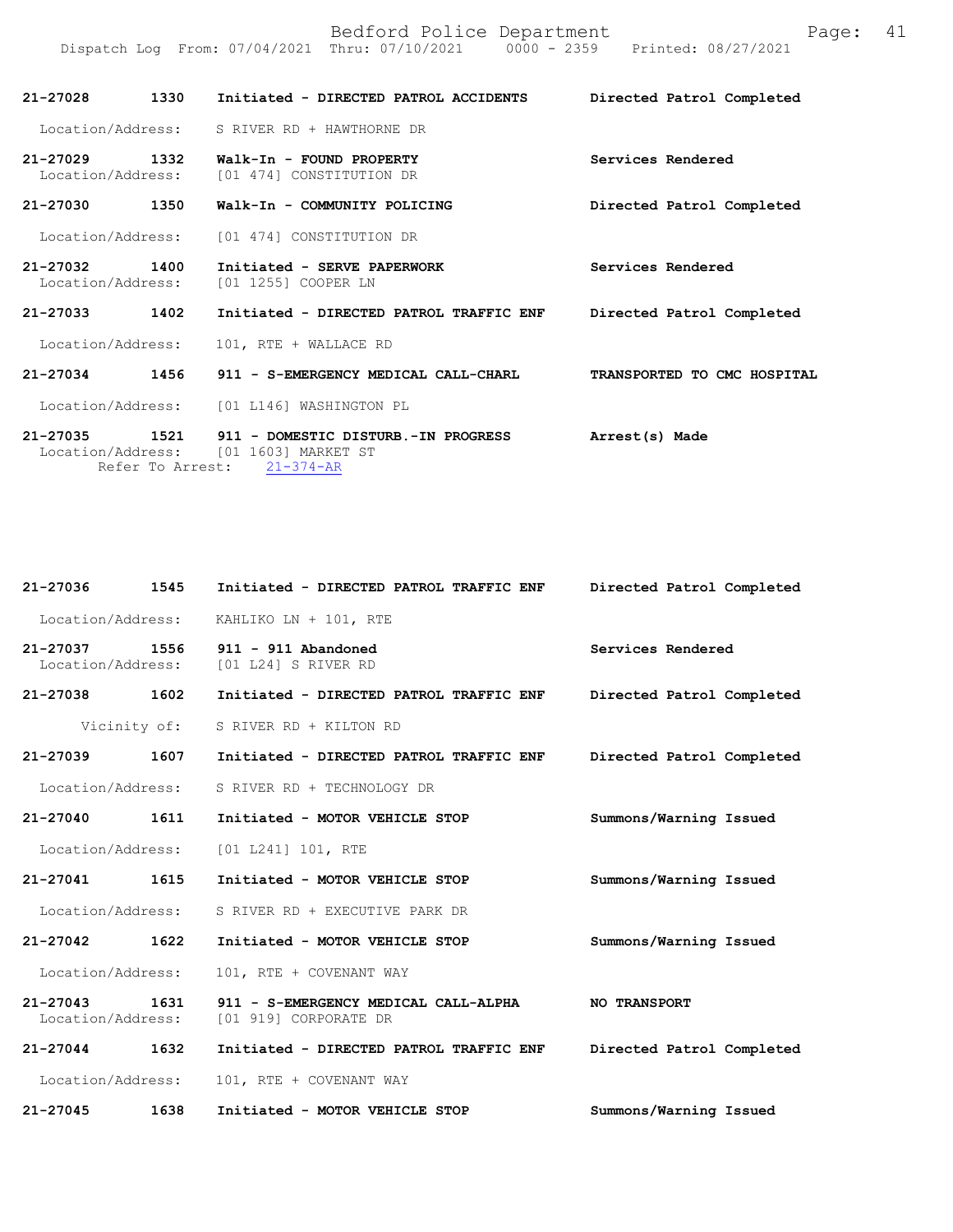| Call Number | Time | Call Reason | Action |
|---|---|---|---|
| 21-27028 | 1330 | Initiated - DIRECTED PATROL ACCIDENTS | Directed Patrol Completed |
| | | Location/Address: S RIVER RD + HAWTHORNE DR | |
| 21-27029 | 1332 | Walk-In - FOUND PROPERTY | Services Rendered |
| | | Location/Address: [01 474] CONSTITUTION DR | |
| 21-27030 | 1350 | Walk-In - COMMUNITY POLICING | Directed Patrol Completed |
| | | Location/Address: [01 474] CONSTITUTION DR | |
| 21-27032 | 1400 | Initiated - SERVE PAPERWORK | Services Rendered |
| | | Location/Address: [01 1255] COOPER LN | |
| 21-27033 | 1402 | Initiated - DIRECTED PATROL TRAFFIC ENF | Directed Patrol Completed |
| | | Location/Address: 101, RTE + WALLACE RD | |
| 21-27034 | 1456 | 911 - S-EMERGENCY MEDICAL CALL-CHARL | TRANSPORTED TO CMC HOSPITAL |
| | | Location/Address: [01 L146] WASHINGTON PL | |
| 21-27035 | 1521 | 911 - DOMESTIC DISTURB.-IN PROGRESS | Arrest(s) Made |
| | | Location/Address: [01 1603] MARKET ST | |
| | | Refer To Arrest: 21-374-AR | |
| 21-27036 | 1545 | Initiated - DIRECTED PATROL TRAFFIC ENF | Directed Patrol Completed |
| | | Location/Address: KAHLIKO LN + 101, RTE | |
| 21-27037 | 1556 | 911 - 911 Abandoned | Services Rendered |
| | | Location/Address: [01 L24] S RIVER RD | |
| 21-27038 | 1602 | Initiated - DIRECTED PATROL TRAFFIC ENF | Directed Patrol Completed |
| | | Vicinity of: S RIVER RD + KILTON RD | |
| 21-27039 | 1607 | Initiated - DIRECTED PATROL TRAFFIC ENF | Directed Patrol Completed |
| | | Location/Address: S RIVER RD + TECHNOLOGY DR | |
| 21-27040 | 1611 | Initiated - MOTOR VEHICLE STOP | Summons/Warning Issued |
| | | Location/Address: [01 L241] 101, RTE | |
| 21-27041 | 1615 | Initiated - MOTOR VEHICLE STOP | Summons/Warning Issued |
| | | Location/Address: S RIVER RD + EXECUTIVE PARK DR | |
| 21-27042 | 1622 | Initiated - MOTOR VEHICLE STOP | Summons/Warning Issued |
| | | Location/Address: 101, RTE + COVENANT WAY | |
| 21-27043 | 1631 | 911 - S-EMERGENCY MEDICAL CALL-ALPHA | NO TRANSPORT |
| | | Location/Address: [01 919] CORPORATE DR | |
| 21-27044 | 1632 | Initiated - DIRECTED PATROL TRAFFIC ENF | Directed Patrol Completed |
| | | Location/Address: 101, RTE + COVENANT WAY | |
| 21-27045 | 1638 | Initiated - MOTOR VEHICLE STOP | Summons/Warning Issued |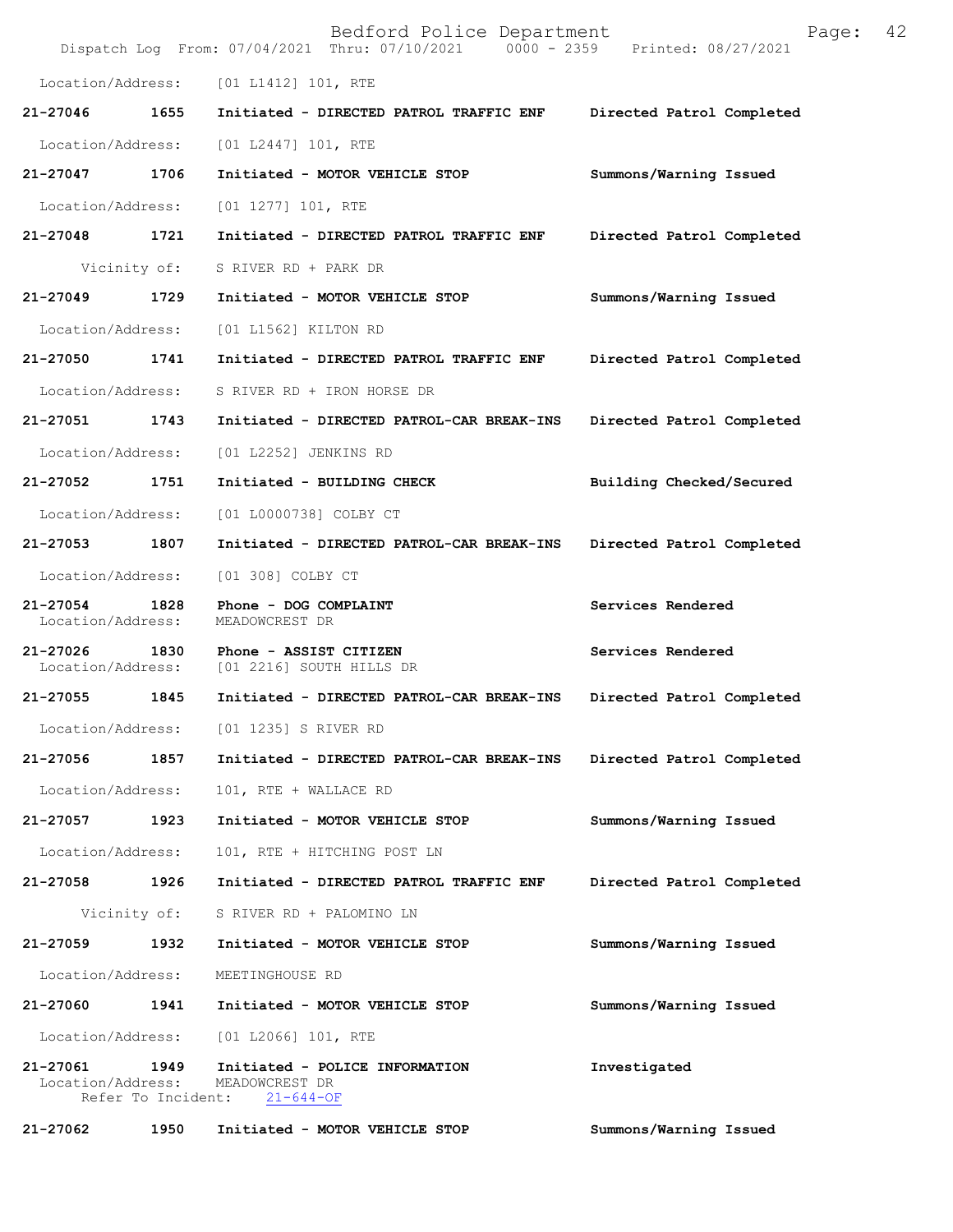Location/Address: [01 L1412] 101, RTE

**21-27046 1655 Initiated - DIRECTED PATROL TRAFFIC ENF Directed Patrol Completed**

Location/Address: [01 L2447] 101, RTE

**21-27047 1706 Initiated - MOTOR VEHICLE STOP Summons/Warning Issued**

Location/Address: [01 1277] 101, RTE

**21-27048 1721 Initiated - DIRECTED PATROL TRAFFIC ENF Directed Patrol Completed**

Vicinity of: S RIVER RD + PARK DR

**21-27049 1729 Initiated - MOTOR VEHICLE STOP Summons/Warning Issued**

Location/Address: [01 L1562] KILTON RD

**21-27050 1741 Initiated - DIRECTED PATROL TRAFFIC ENF Directed Patrol Completed**

Location/Address: S RIVER RD + IRON HORSE DR

**21-27051 1743 Initiated - DIRECTED PATROL-CAR BREAK-INS Directed Patrol Completed**

Location/Address: [01 L2252] JENKINS RD

**21-27052 1751 Initiated - BUILDING CHECK Building Checked/Secured**

Location/Address: [01 L0000738] COLBY CT

**21-27053 1807 Initiated - DIRECTED PATROL-CAR BREAK-INS Directed Patrol Completed**

Location/Address: [01 308] COLBY CT

**21-27054 1828 Phone - DOG COMPLAINT Services Rendered**
Location/Address: MEADOWCREST DR

**21-27026 1830 Phone - ASSIST CITIZEN Services Rendered**
Location/Address: [01 2216] SOUTH HILLS DR

**21-27055 1845 Initiated - DIRECTED PATROL-CAR BREAK-INS Directed Patrol Completed**

Location/Address: [01 1235] S RIVER RD

**21-27056 1857 Initiated - DIRECTED PATROL-CAR BREAK-INS Directed Patrol Completed**

Location/Address: 101, RTE + WALLACE RD

**21-27057 1923 Initiated - MOTOR VEHICLE STOP Summons/Warning Issued**

Location/Address: 101, RTE + HITCHING POST LN

**21-27058 1926 Initiated - DIRECTED PATROL TRAFFIC ENF Directed Patrol Completed**

Vicinity of: S RIVER RD + PALOMINO LN

**21-27059 1932 Initiated - MOTOR VEHICLE STOP Summons/Warning Issued**

Location/Address: MEETINGHOUSE RD

**21-27060 1941 Initiated - MOTOR VEHICLE STOP Summons/Warning Issued**

Location/Address: [01 L2066] 101, RTE

**21-27061 1949 Initiated - POLICE INFORMATION Investigated**
Location/Address: MEADOWCREST DR
Refer To Incident: 21-644-OF

**21-27062 1950 Initiated - MOTOR VEHICLE STOP Summons/Warning Issued**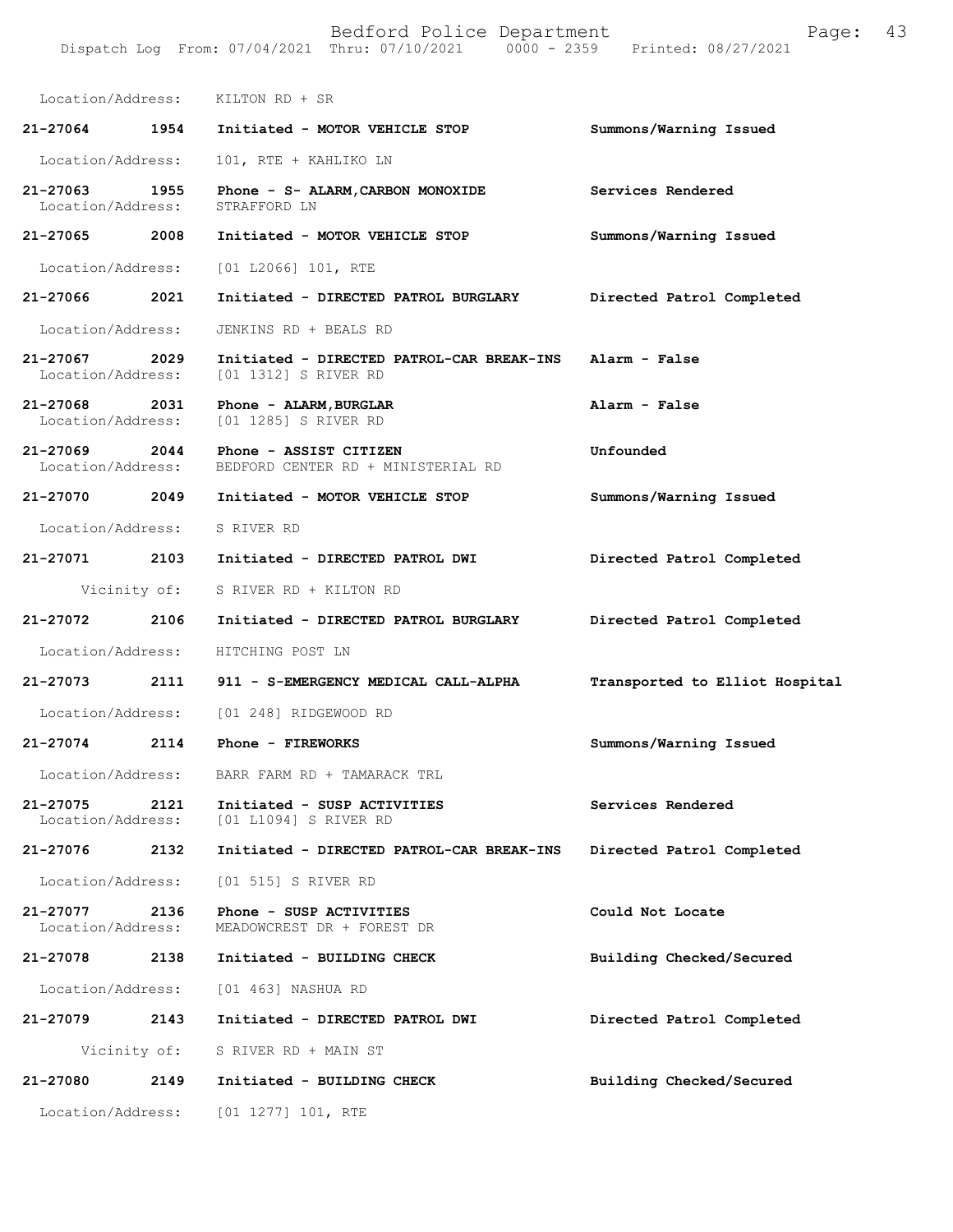Location/Address: KILTON RD + SR

| Call # | Time | Call Type | Result |
|---|---|---|---|
| **21-27064** | **1954** | **Initiated - MOTOR VEHICLE STOP** | **Summons/Warning Issued** |
| Location/Address: | | 101, RTE + KAHLIKO LN | |
| **21-27063** | **1955** | **Phone - S- ALARM,CARBON MONOXIDE** | **Services Rendered** |
| Location/Address: | | STRAFFORD LN | |
| **21-27065** | **2008** | **Initiated - MOTOR VEHICLE STOP** | **Summons/Warning Issued** |
| Location/Address: | | [01 L2066] 101, RTE | |
| **21-27066** | **2021** | **Initiated - DIRECTED PATROL BURGLARY** | **Directed Patrol Completed** |
| Location/Address: | | JENKINS RD + BEALS RD | |
| **21-27067** | **2029** | **Initiated - DIRECTED PATROL-CAR BREAK-INS** | **Alarm - False** |
| Location/Address: | | [01 1312] S RIVER RD | |
| **21-27068** | **2031** | **Phone - ALARM,BURGLAR** | **Alarm - False** |
| Location/Address: | | [01 1285] S RIVER RD | |
| **21-27069** | **2044** | **Phone - ASSIST CITIZEN** | **Unfounded** |
| Location/Address: | | BEDFORD CENTER RD + MINISTERIAL RD | |
| **21-27070** | **2049** | **Initiated - MOTOR VEHICLE STOP** | **Summons/Warning Issued** |
| Location/Address: | | S RIVER RD | |
| **21-27071** | **2103** | **Initiated - DIRECTED PATROL DWI** | **Directed Patrol Completed** |
| Vicinity of: | | S RIVER RD + KILTON RD | |
| **21-27072** | **2106** | **Initiated - DIRECTED PATROL BURGLARY** | **Directed Patrol Completed** |
| Location/Address: | | HITCHING POST LN | |
| **21-27073** | **2111** | **911 - S-EMERGENCY MEDICAL CALL-ALPHA** | **Transported to Elliot Hospital** |
| Location/Address: | | [01 248] RIDGEWOOD RD | |
| **21-27074** | **2114** | **Phone - FIREWORKS** | **Summons/Warning Issued** |
| Location/Address: | | BARR FARM RD + TAMARACK TRL | |
| **21-27075** | **2121** | **Initiated - SUSP ACTIVITIES** | **Services Rendered** |
| Location/Address: | | [01 L1094] S RIVER RD | |
| **21-27076** | **2132** | **Initiated - DIRECTED PATROL-CAR BREAK-INS** | **Directed Patrol Completed** |
| Location/Address: | | [01 515] S RIVER RD | |
| **21-27077** | **2136** | **Phone - SUSP ACTIVITIES** | **Could Not Locate** |
| Location/Address: | | MEADOWCREST DR + FOREST DR | |
| **21-27078** | **2138** | **Initiated - BUILDING CHECK** | **Building Checked/Secured** |
| Location/Address: | | [01 463] NASHUA RD | |
| **21-27079** | **2143** | **Initiated - DIRECTED PATROL DWI** | **Directed Patrol Completed** |
| Vicinity of: | | S RIVER RD + MAIN ST | |
| **21-27080** | **2149** | **Initiated - BUILDING CHECK** | **Building Checked/Secured** |
| Location/Address: | | [01 1277] 101, RTE | |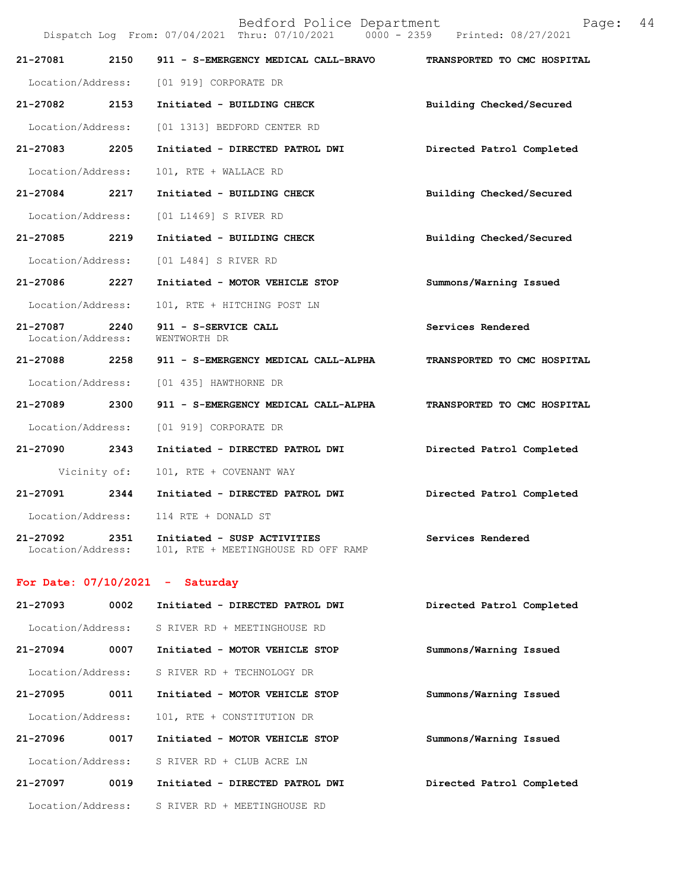| Call # | Time | Call Reason | Action |
|---|---|---|---|
| 21-27081 | 2150 | 911 - S-EMERGENCY MEDICAL CALL-BRAVO | TRANSPORTED TO CMC HOSPITAL |
| Location/Address: | | [01 919] CORPORATE DR | |
| 21-27082 | 2153 | Initiated - BUILDING CHECK | Building Checked/Secured |
| Location/Address: | | [01 1313] BEDFORD CENTER RD | |
| 21-27083 | 2205 | Initiated - DIRECTED PATROL DWI | Directed Patrol Completed |
| Location/Address: | | 101, RTE + WALLACE RD | |
| 21-27084 | 2217 | Initiated - BUILDING CHECK | Building Checked/Secured |
| Location/Address: | | [01 L1469] S RIVER RD | |
| 21-27085 | 2219 | Initiated - BUILDING CHECK | Building Checked/Secured |
| Location/Address: | | [01 L484] S RIVER RD | |
| 21-27086 | 2227 | Initiated - MOTOR VEHICLE STOP | Summons/Warning Issued |
| Location/Address: | | 101, RTE + HITCHING POST LN | |
| 21-27087 | 2240 | 911 - S-SERVICE CALL | Services Rendered |
| Location/Address: | | WENTWORTH DR | |
| 21-27088 | 2258 | 911 - S-EMERGENCY MEDICAL CALL-ALPHA | TRANSPORTED TO CMC HOSPITAL |
| Location/Address: | | [01 435] HAWTHORNE DR | |
| 21-27089 | 2300 | 911 - S-EMERGENCY MEDICAL CALL-ALPHA | TRANSPORTED TO CMC HOSPITAL |
| Location/Address: | | [01 919] CORPORATE DR | |
| 21-27090 | 2343 | Initiated - DIRECTED PATROL DWI | Directed Patrol Completed |
| Vicinity of: | | 101, RTE + COVENANT WAY | |
| 21-27091 | 2344 | Initiated - DIRECTED PATROL DWI | Directed Patrol Completed |
| Location/Address: | | 114 RTE + DONALD ST | |
| 21-27092 | 2351 | Initiated - SUSP ACTIVITIES | Services Rendered |
| Location/Address: | | 101, RTE + MEETINGHOUSE RD OFF RAMP | |

## For Date: 07/10/2021 - Saturday

| Call # | Time | Call Reason | Action |
|---|---|---|---|
| 21-27093 | 0002 | Initiated - DIRECTED PATROL DWI | Directed Patrol Completed |
| Location/Address: | | S RIVER RD + MEETINGHOUSE RD | |
| 21-27094 | 0007 | Initiated - MOTOR VEHICLE STOP | Summons/Warning Issued |
| Location/Address: | | S RIVER RD + TECHNOLOGY DR | |
| 21-27095 | 0011 | Initiated - MOTOR VEHICLE STOP | Summons/Warning Issued |
| Location/Address: | | 101, RTE + CONSTITUTION DR | |
| 21-27096 | 0017 | Initiated - MOTOR VEHICLE STOP | Summons/Warning Issued |
| Location/Address: | | S RIVER RD + CLUB ACRE LN | |
| 21-27097 | 0019 | Initiated - DIRECTED PATROL DWI | Directed Patrol Completed |
| Location/Address: | | S RIVER RD + MEETINGHOUSE RD | |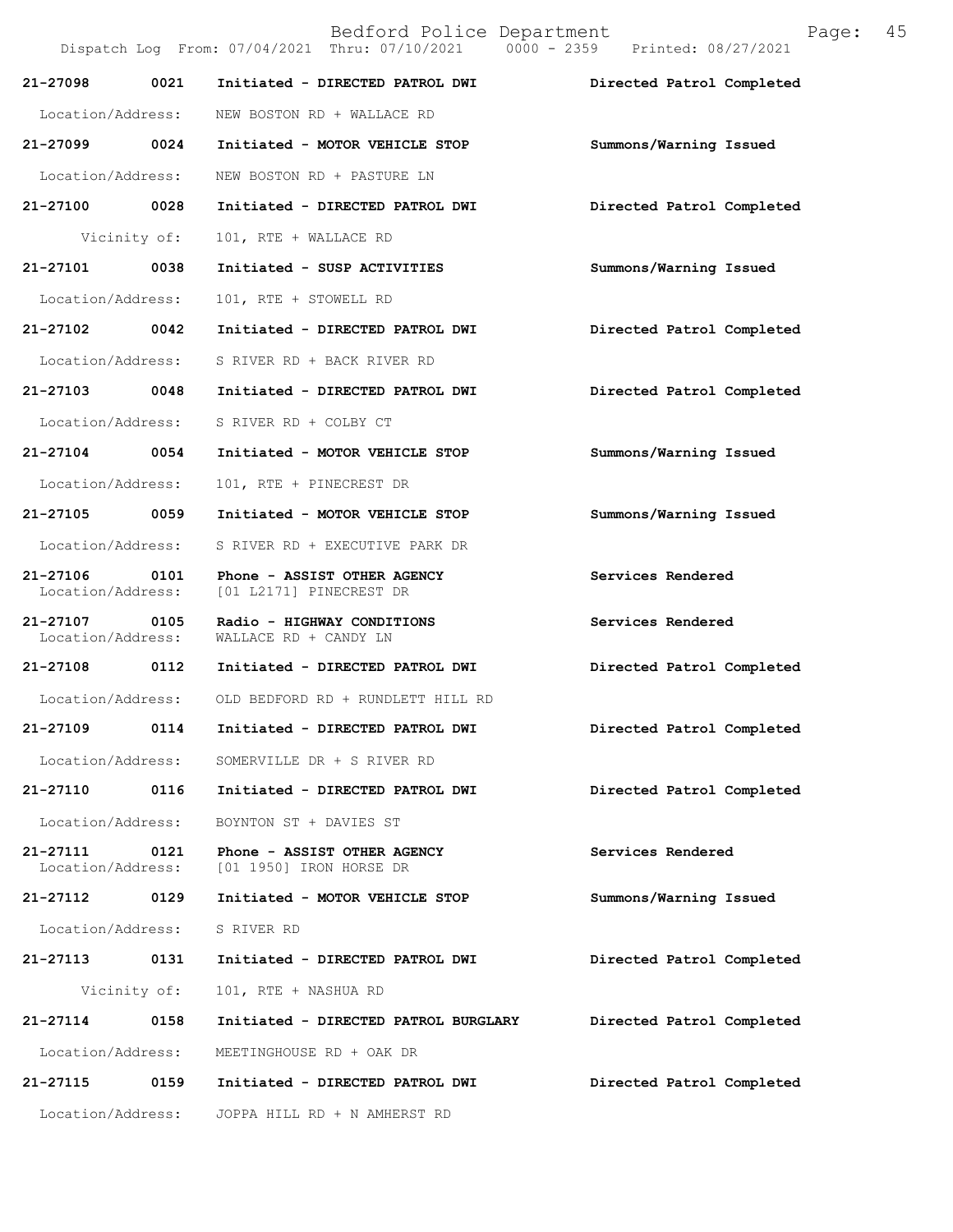| Call # | Time | Call Reason / Action | Disposition |
|---|---|---|---|
| 21-27098 | 0021 | Initiated - DIRECTED PATROL DWI | Directed Patrol Completed |
| Location/Address: | | NEW BOSTON RD + WALLACE RD | |
| 21-27099 | 0024 | Initiated - MOTOR VEHICLE STOP | Summons/Warning Issued |
| Location/Address: | | NEW BOSTON RD + PASTURE LN | |
| 21-27100 | 0028 | Initiated - DIRECTED PATROL DWI | Directed Patrol Completed |
| Vicinity of: | | 101, RTE + WALLACE RD | |
| 21-27101 | 0038 | Initiated - SUSP ACTIVITIES | Summons/Warning Issued |
| Location/Address: | | 101, RTE + STOWELL RD | |
| 21-27102 | 0042 | Initiated - DIRECTED PATROL DWI | Directed Patrol Completed |
| Location/Address: | | S RIVER RD + BACK RIVER RD | |
| 21-27103 | 0048 | Initiated - DIRECTED PATROL DWI | Directed Patrol Completed |
| Location/Address: | | S RIVER RD + COLBY CT | |
| 21-27104 | 0054 | Initiated - MOTOR VEHICLE STOP | Summons/Warning Issued |
| Location/Address: | | 101, RTE + PINECREST DR | |
| 21-27105 | 0059 | Initiated - MOTOR VEHICLE STOP | Summons/Warning Issued |
| Location/Address: | | S RIVER RD + EXECUTIVE PARK DR | |
| 21-27106 | 0101 | Phone - ASSIST OTHER AGENCY | Services Rendered |
| Location/Address: | | [01 L2171] PINECREST DR | |
| 21-27107 | 0105 | Radio - HIGHWAY CONDITIONS | Services Rendered |
| Location/Address: | | WALLACE RD + CANDY LN | |
| 21-27108 | 0112 | Initiated - DIRECTED PATROL DWI | Directed Patrol Completed |
| Location/Address: | | OLD BEDFORD RD + RUNDLETT HILL RD | |
| 21-27109 | 0114 | Initiated - DIRECTED PATROL DWI | Directed Patrol Completed |
| Location/Address: | | SOMERVILLE DR + S RIVER RD | |
| 21-27110 | 0116 | Initiated - DIRECTED PATROL DWI | Directed Patrol Completed |
| Location/Address: | | BOYNTON ST + DAVIES ST | |
| 21-27111 | 0121 | Phone - ASSIST OTHER AGENCY | Services Rendered |
| Location/Address: | | [01 1950] IRON HORSE DR | |
| 21-27112 | 0129 | Initiated - MOTOR VEHICLE STOP | Summons/Warning Issued |
| Location/Address: | | S RIVER RD | |
| 21-27113 | 0131 | Initiated - DIRECTED PATROL DWI | Directed Patrol Completed |
| Vicinity of: | | 101, RTE + NASHUA RD | |
| 21-27114 | 0158 | Initiated - DIRECTED PATROL BURGLARY | Directed Patrol Completed |
| Location/Address: | | MEETINGHOUSE RD + OAK DR | |
| 21-27115 | 0159 | Initiated - DIRECTED PATROL DWI | Directed Patrol Completed |
| Location/Address: | | JOPPA HILL RD + N AMHERST RD | |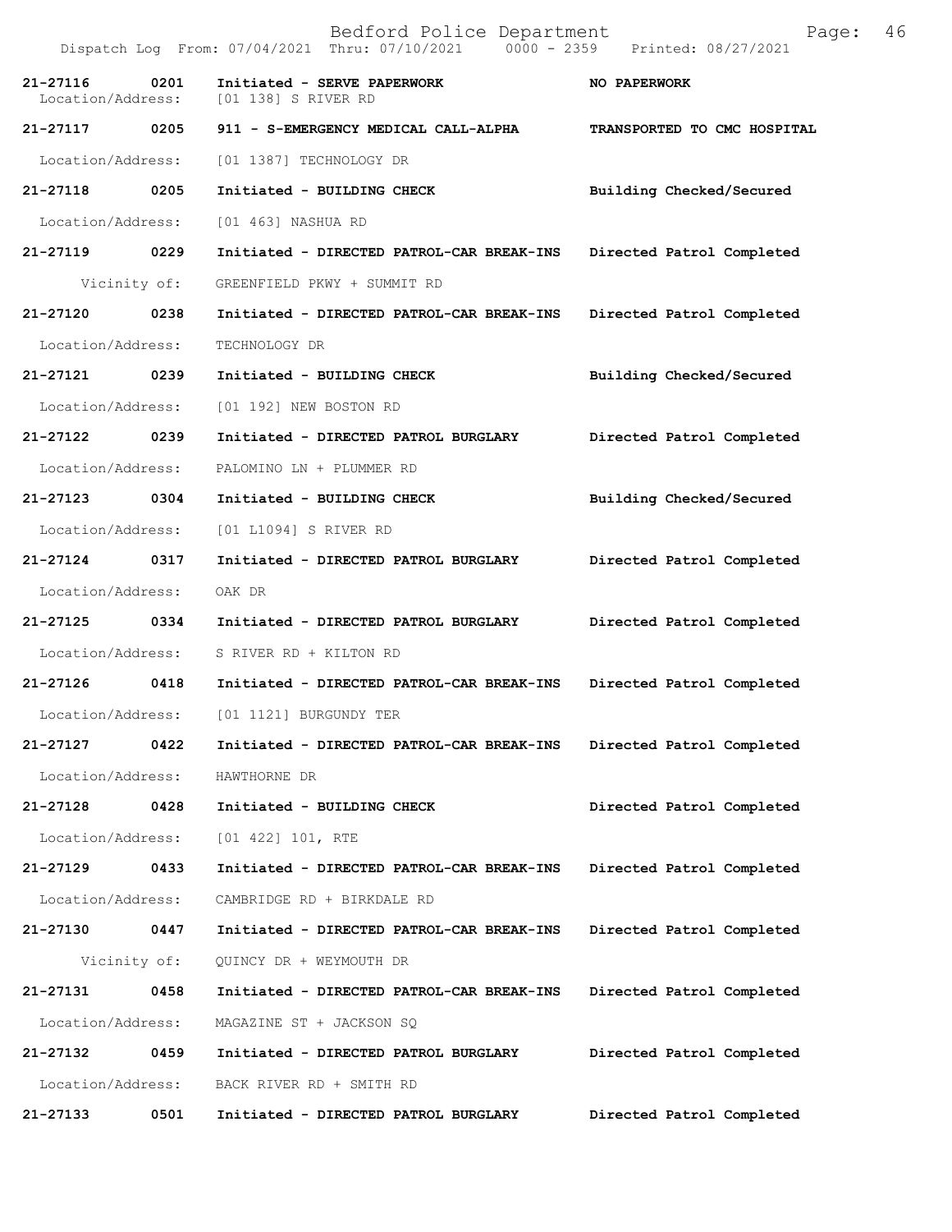Bedford Police Department

Dispatch Log From: 07/04/2021 Thru: 07/10/2021 0000 - 2359 Printed: 08/27/2021

**21-27116 0201 Initiated - SERVE PAPERWORK** **NO PAPERWORK**
Location/Address: [01 138] S RIVER RD

**21-27117 0205 911 - S-EMERGENCY MEDICAL CALL-ALPHA** **TRANSPORTED TO CMC HOSPITAL**
Location/Address: [01 1387] TECHNOLOGY DR

**21-27118 0205 Initiated - BUILDING CHECK** **Building Checked/Secured**
Location/Address: [01 463] NASHUA RD

**21-27119 0229 Initiated - DIRECTED PATROL-CAR BREAK-INS** **Directed Patrol Completed**
Vicinity of: GREENFIELD PKWY + SUMMIT RD

**21-27120 0238 Initiated - DIRECTED PATROL-CAR BREAK-INS** **Directed Patrol Completed**
Location/Address: TECHNOLOGY DR

**21-27121 0239 Initiated - BUILDING CHECK** **Building Checked/Secured**
Location/Address: [01 192] NEW BOSTON RD

**21-27122 0239 Initiated - DIRECTED PATROL BURGLARY** **Directed Patrol Completed**
Location/Address: PALOMINO LN + PLUMMER RD

**21-27123 0304 Initiated - BUILDING CHECK** **Building Checked/Secured**
Location/Address: [01 L1094] S RIVER RD

**21-27124 0317 Initiated - DIRECTED PATROL BURGLARY** **Directed Patrol Completed**
Location/Address: OAK DR

**21-27125 0334 Initiated - DIRECTED PATROL BURGLARY** **Directed Patrol Completed**
Location/Address: S RIVER RD + KILTON RD

**21-27126 0418 Initiated - DIRECTED PATROL-CAR BREAK-INS** **Directed Patrol Completed**
Location/Address: [01 1121] BURGUNDY TER

**21-27127 0422 Initiated - DIRECTED PATROL-CAR BREAK-INS** **Directed Patrol Completed**
Location/Address: HAWTHORNE DR

**21-27128 0428 Initiated - BUILDING CHECK** **Directed Patrol Completed**
Location/Address: [01 422] 101, RTE

**21-27129 0433 Initiated - DIRECTED PATROL-CAR BREAK-INS** **Directed Patrol Completed**
Location/Address: CAMBRIDGE RD + BIRKDALE RD

**21-27130 0447 Initiated - DIRECTED PATROL-CAR BREAK-INS** **Directed Patrol Completed**
Vicinity of: QUINCY DR + WEYMOUTH DR

**21-27131 0458 Initiated - DIRECTED PATROL-CAR BREAK-INS** **Directed Patrol Completed**
Location/Address: MAGAZINE ST + JACKSON SQ

**21-27132 0459 Initiated - DIRECTED PATROL BURGLARY** **Directed Patrol Completed**
Location/Address: BACK RIVER RD + SMITH RD

**21-27133 0501 Initiated - DIRECTED PATROL BURGLARY** **Directed Patrol Completed**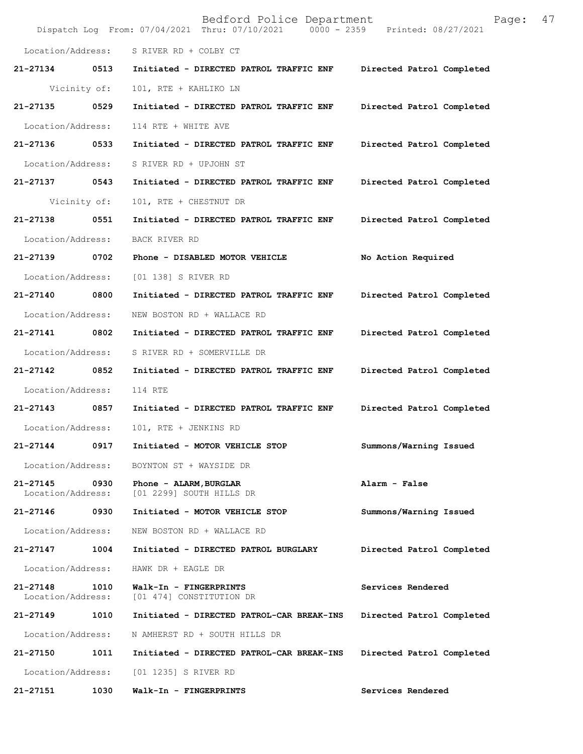Location/Address: S RIVER RD + COLBY CT

**21-27134 0513 Initiated - DIRECTED PATROL TRAFFIC ENF Directed Patrol Completed**

Vicinity of: 101, RTE + KAHLIKO LN

**21-27135 0529 Initiated - DIRECTED PATROL TRAFFIC ENF Directed Patrol Completed**

Location/Address: 114 RTE + WHITE AVE

**21-27136 0533 Initiated - DIRECTED PATROL TRAFFIC ENF Directed Patrol Completed**

Location/Address: S RIVER RD + UPJOHN ST

**21-27137 0543 Initiated - DIRECTED PATROL TRAFFIC ENF Directed Patrol Completed**

Vicinity of: 101, RTE + CHESTNUT DR

**21-27138 0551 Initiated - DIRECTED PATROL TRAFFIC ENF Directed Patrol Completed**

Location/Address: BACK RIVER RD

**21-27139 0702 Phone - DISABLED MOTOR VEHICLE No Action Required**

Location/Address: [01 138] S RIVER RD

**21-27140 0800 Initiated - DIRECTED PATROL TRAFFIC ENF Directed Patrol Completed**

Location/Address: NEW BOSTON RD + WALLACE RD

**21-27141 0802 Initiated - DIRECTED PATROL TRAFFIC ENF Directed Patrol Completed**

Location/Address: S RIVER RD + SOMERVILLE DR

**21-27142 0852 Initiated - DIRECTED PATROL TRAFFIC ENF Directed Patrol Completed**

Location/Address: 114 RTE

**21-27143 0857 Initiated - DIRECTED PATROL TRAFFIC ENF Directed Patrol Completed**

Location/Address: 101, RTE + JENKINS RD

**21-27144 0917 Initiated - MOTOR VEHICLE STOP Summons/Warning Issued**

Location/Address: BOYNTON ST + WAYSIDE DR

**21-27145 0930 Phone - ALARM,BURGLAR Alarm - False**
Location/Address: [01 2299] SOUTH HILLS DR

**21-27146 0930 Initiated - MOTOR VEHICLE STOP Summons/Warning Issued**

Location/Address: NEW BOSTON RD + WALLACE RD

**21-27147 1004 Initiated - DIRECTED PATROL BURGLARY Directed Patrol Completed**

Location/Address: HAWK DR + EAGLE DR

**21-27148 1010 Walk-In - FINGERPRINTS Services Rendered**
Location/Address: [01 474] CONSTITUTION DR

**21-27149 1010 Initiated - DIRECTED PATROL-CAR BREAK-INS Directed Patrol Completed**

Location/Address: N AMHERST RD + SOUTH HILLS DR

**21-27150 1011 Initiated - DIRECTED PATROL-CAR BREAK-INS Directed Patrol Completed**

Location/Address: [01 1235] S RIVER RD

**21-27151 1030 Walk-In - FINGERPRINTS Services Rendered**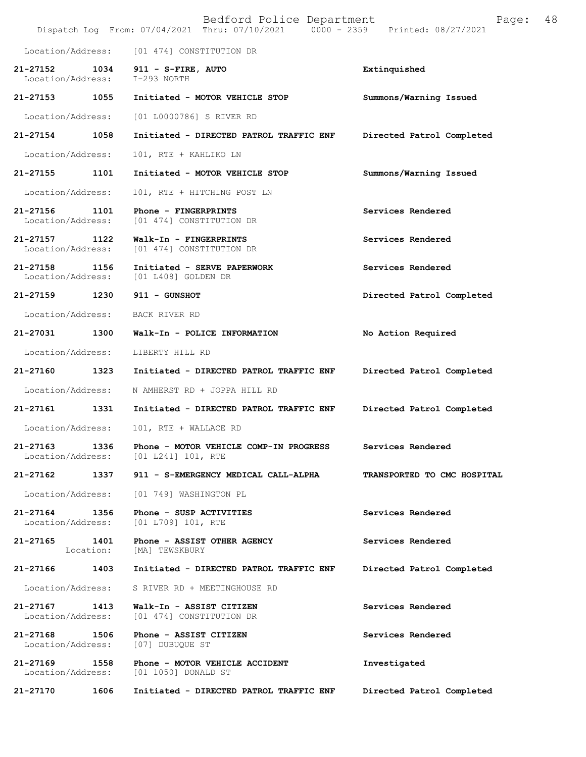Location/Address: [01 474] CONSTITUTION DR

**21-27152 1034 911 - S-FIRE, AUTO** Extinguished
Location/Address: I-293 NORTH

**21-27153 1055 Initiated - MOTOR VEHICLE STOP** Summons/Warning Issued
Location/Address: [01 L0000786] S RIVER RD

**21-27154 1058 Initiated - DIRECTED PATROL TRAFFIC ENF** Directed Patrol Completed
Location/Address: 101, RTE + KAHLIKO LN

**21-27155 1101 Initiated - MOTOR VEHICLE STOP** Summons/Warning Issued
Location/Address: 101, RTE + HITCHING POST LN

**21-27156 1101 Phone - FINGERPRINTS** Services Rendered
Location/Address: [01 474] CONSTITUTION DR

**21-27157 1122 Walk-In - FINGERPRINTS** Services Rendered
Location/Address: [01 474] CONSTITUTION DR

**21-27158 1156 Initiated - SERVE PAPERWORK** Services Rendered
Location/Address: [01 L408] GOLDEN DR

**21-27159 1230 911 - GUNSHOT** Directed Patrol Completed
Location/Address: BACK RIVER RD

**21-27031 1300 Walk-In - POLICE INFORMATION** No Action Required
Location/Address: LIBERTY HILL RD

**21-27160 1323 Initiated - DIRECTED PATROL TRAFFIC ENF** Directed Patrol Completed
Location/Address: N AMHERST RD + JOPPA HILL RD

**21-27161 1331 Initiated - DIRECTED PATROL TRAFFIC ENF** Directed Patrol Completed
Location/Address: 101, RTE + WALLACE RD

**21-27163 1336 Phone - MOTOR VEHICLE COMP-IN PROGRESS** Services Rendered
Location/Address: [01 L241] 101, RTE

**21-27162 1337 911 - S-EMERGENCY MEDICAL CALL-ALPHA** TRANSPORTED TO CMC HOSPITAL
Location/Address: [01 749] WASHINGTON PL

**21-27164 1356 Phone - SUSP ACTIVITIES** Services Rendered
Location/Address: [01 L709] 101, RTE

**21-27165 1401 Phone - ASSIST OTHER AGENCY** Services Rendered
Location: [MA] TEWSKBURY

**21-27166 1403 Initiated - DIRECTED PATROL TRAFFIC ENF** Directed Patrol Completed
Location/Address: S RIVER RD + MEETINGHOUSE RD

**21-27167 1413 Walk-In - ASSIST CITIZEN** Services Rendered
Location/Address: [01 474] CONSTITUTION DR

**21-27168 1506 Phone - ASSIST CITIZEN** Services Rendered
Location/Address: [07] DUBUQUE ST

**21-27169 1558 Phone - MOTOR VEHICLE ACCIDENT** Investigated
Location/Address: [01 1050] DONALD ST

**21-27170 1606 Initiated - DIRECTED PATROL TRAFFIC ENF** Directed Patrol Completed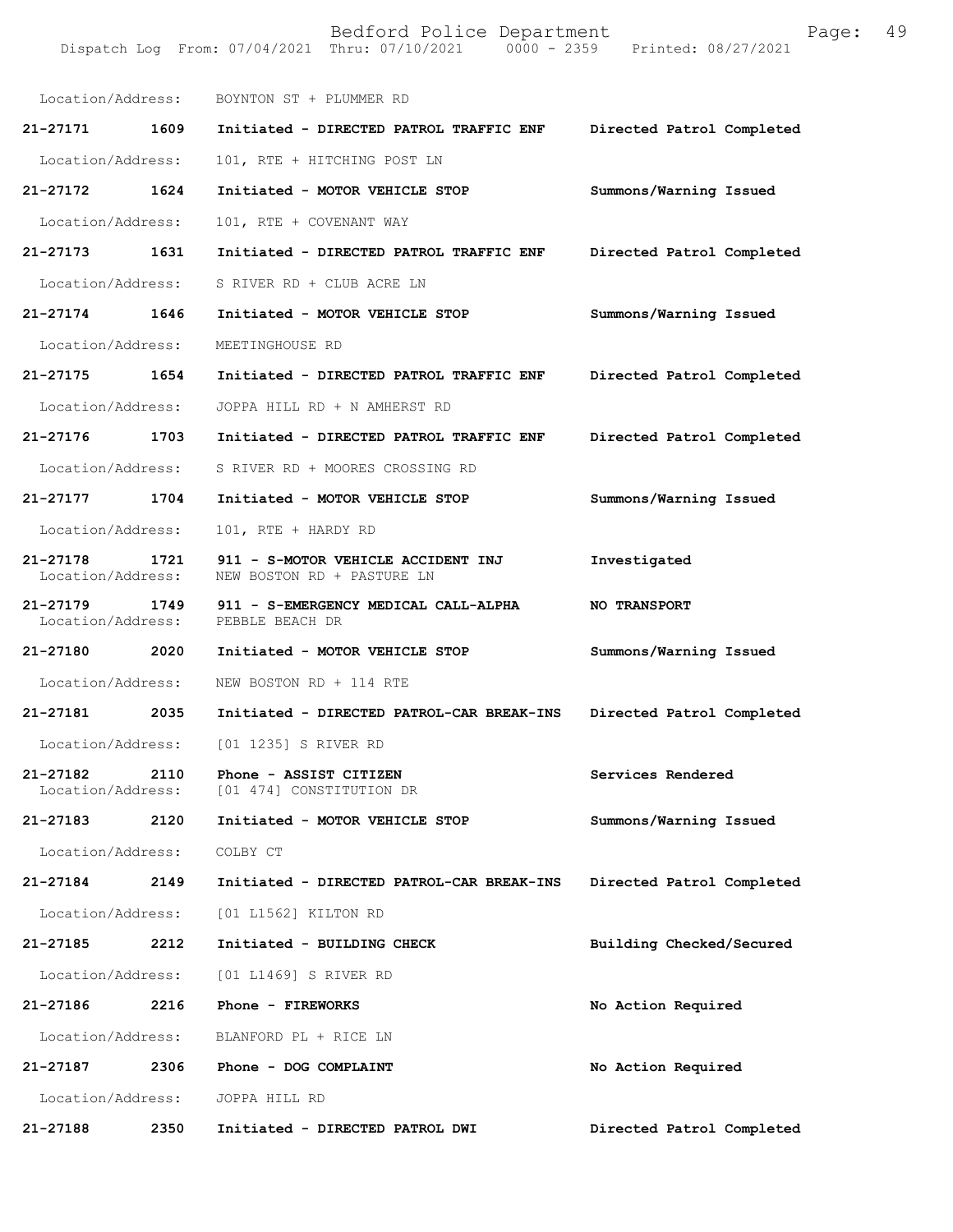Location/Address: BOYNTON ST + PLUMMER RD

**21-27171 1609 Initiated - DIRECTED PATROL TRAFFIC ENF** Directed Patrol Completed

Location/Address: 101, RTE + HITCHING POST LN

**21-27172 1624 Initiated - MOTOR VEHICLE STOP** Summons/Warning Issued

Location/Address: 101, RTE + COVENANT WAY

**21-27173 1631 Initiated - DIRECTED PATROL TRAFFIC ENF** Directed Patrol Completed

Location/Address: S RIVER RD + CLUB ACRE LN

**21-27174 1646 Initiated - MOTOR VEHICLE STOP** Summons/Warning Issued

Location/Address: MEETINGHOUSE RD

**21-27175 1654 Initiated - DIRECTED PATROL TRAFFIC ENF** Directed Patrol Completed

Location/Address: JOPPA HILL RD + N AMHERST RD

**21-27176 1703 Initiated - DIRECTED PATROL TRAFFIC ENF** Directed Patrol Completed

Location/Address: S RIVER RD + MOORES CROSSING RD

**21-27177 1704 Initiated - MOTOR VEHICLE STOP** Summons/Warning Issued

Location/Address: 101, RTE + HARDY RD

**21-27178 1721 911 - S-MOTOR VEHICLE ACCIDENT INJ** Investigated
Location/Address: NEW BOSTON RD + PASTURE LN

**21-27179 1749 911 - S-EMERGENCY MEDICAL CALL-ALPHA** **NO TRANSPORT**
Location/Address: PEBBLE BEACH DR

**21-27180 2020 Initiated - MOTOR VEHICLE STOP** Summons/Warning Issued

Location/Address: NEW BOSTON RD + 114 RTE

**21-27181 2035 Initiated - DIRECTED PATROL-CAR BREAK-INS** Directed Patrol Completed

Location/Address: [01 1235] S RIVER RD

**21-27182 2110 Phone - ASSIST CITIZEN** Services Rendered
Location/Address: [01 474] CONSTITUTION DR

**21-27183 2120 Initiated - MOTOR VEHICLE STOP** Summons/Warning Issued

Location/Address: COLBY CT

**21-27184 2149 Initiated - DIRECTED PATROL-CAR BREAK-INS** Directed Patrol Completed

Location/Address: [01 L1562] KILTON RD

**21-27185 2212 Initiated - BUILDING CHECK** Building Checked/Secured

Location/Address: [01 L1469] S RIVER RD

**21-27186 2216 Phone - FIREWORKS** No Action Required

Location/Address: BLANFORD PL + RICE LN

**21-27187 2306 Phone - DOG COMPLAINT** No Action Required

Location/Address: JOPPA HILL RD

**21-27188 2350 Initiated - DIRECTED PATROL DWI** Directed Patrol Completed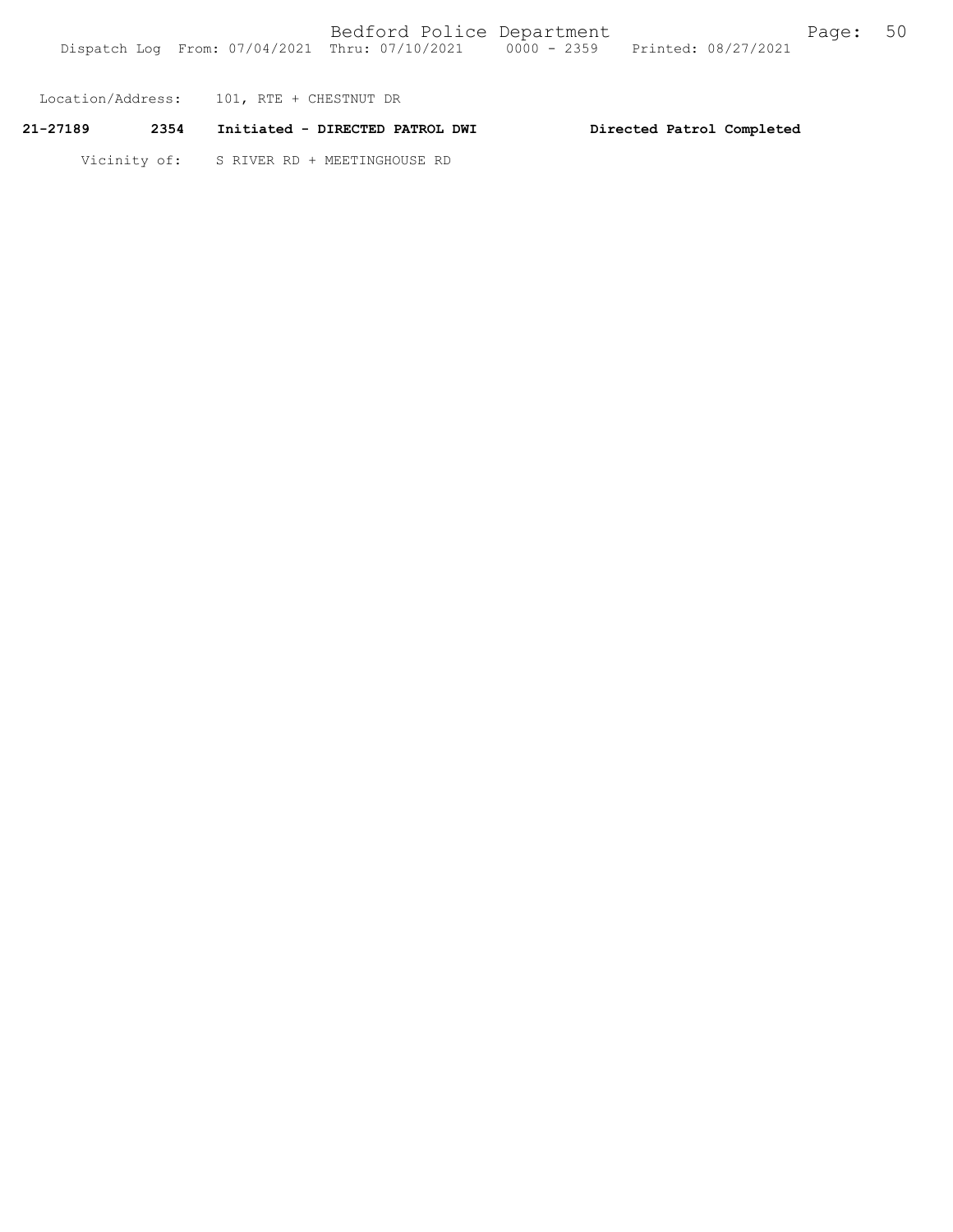Location/Address: 101, RTE + CHESTNUT DR

**21-27189 2354 Initiated - DIRECTED PATROL DWI Directed Patrol Completed**

Vicinity of: S RIVER RD + MEETINGHOUSE RD